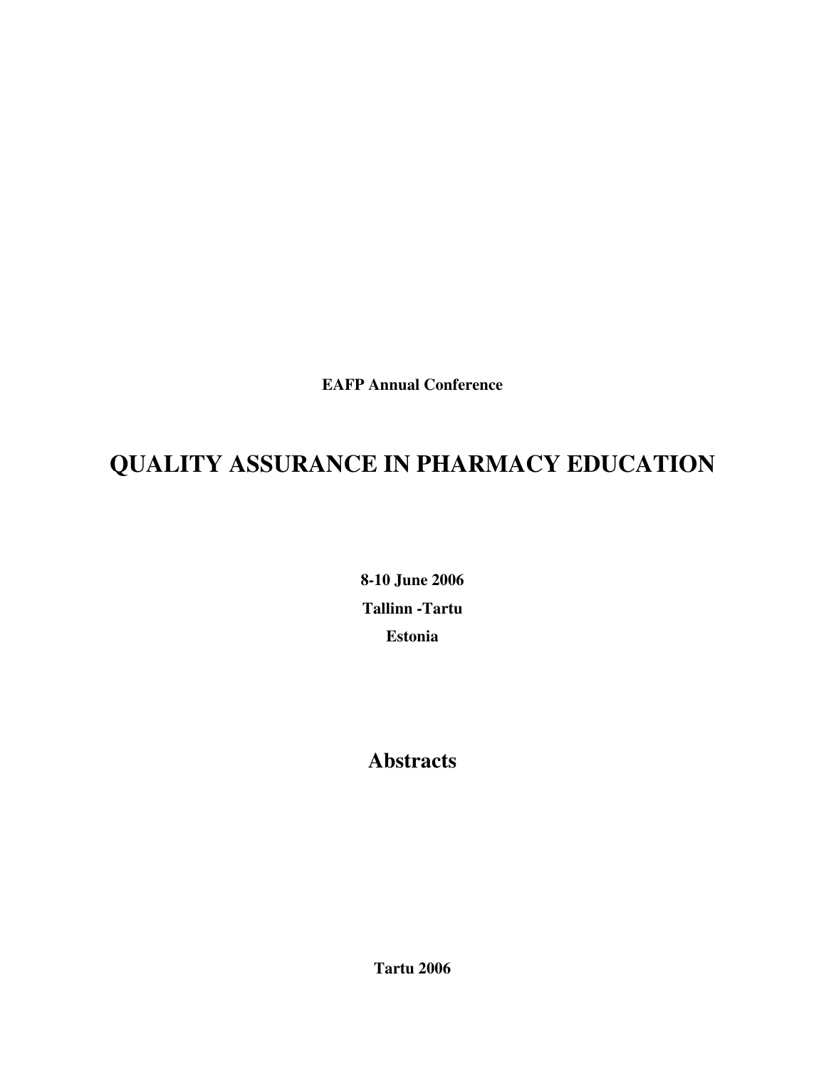**EAFP Annual Conference**

# QUALITY ASSURANCE IN PHARMACY EDUCATION

**8-10 June 2006**

**Tallinn -Tartu**

**Estonia**

## Abstracts

**Tartu 2006**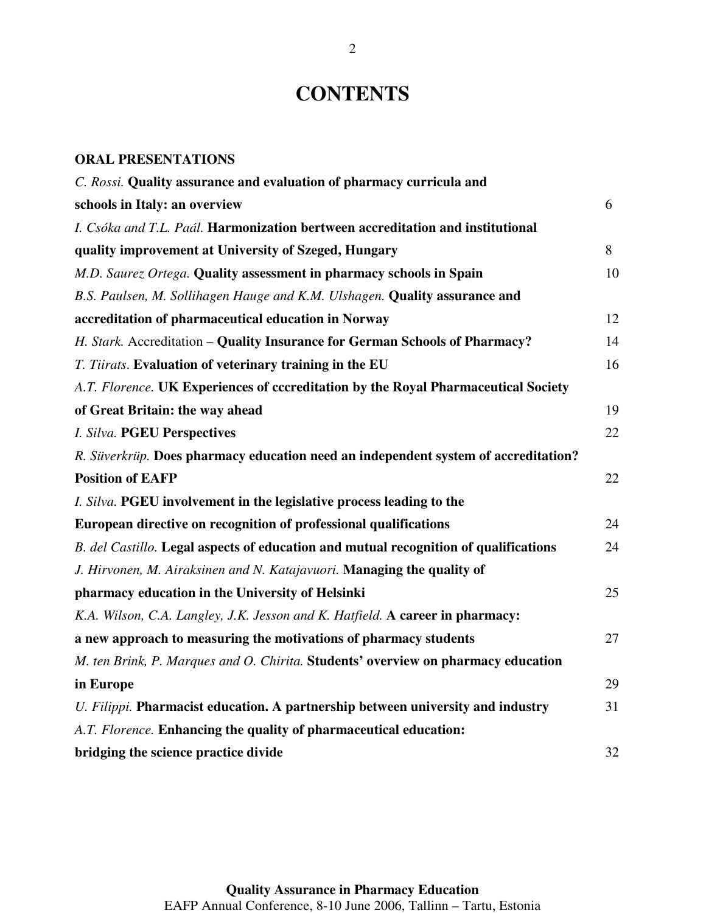# CONTENTS

**ORAL PRESENTATIONS**

| | |
|---|---|
| *C. Rossi.* **Quality assurance and evaluation of pharmacy curricula and schools in Italy: an overview** | 6 |
| *I. Csóka and T.L. Paál.* **Harmonization bertween accreditation and institutional quality improvement at University of Szeged, Hungary** | 8 |
| *M.D. Saurez Ortega.* **Quality assessment in pharmacy schools in Spain** | 10 |
| *B.S. Paulsen, M. Sollihagen Hauge and K.M. Ulshagen.* **Quality assurance and accreditation of pharmaceutical education in Norway** | 12 |
| *H. Stark.* Accreditation – **Quality Insurance for German Schools of Pharmacy?** | 14 |
| *T. Tiirats.* **Evaluation of veterinary training in the EU** | 16 |
| *A.T. Florence.* **UK Experiences of cccreditation by the Royal Pharmaceutical Society of Great Britain: the way ahead** | 19 |
| *I. Silva.* **PGEU Perspectives** | 22 |
| *R. Süverkrüp.* **Does pharmacy education need an independent system of accreditation? Position of EAFP** | 22 |
| *I. Silva.* **PGEU involvement in the legislative process leading to the European directive on recognition of professional qualifications** | 24 |
| *B. del Castillo.* **Legal aspects of education and mutual recognition of qualifications** | 24 |
| *J. Hirvonen, M. Airaksinen and N. Katajavuori.* **Managing the quality of pharmacy education in the University of Helsinki** | 25 |
| *K.A. Wilson, C.A. Langley, J.K. Jesson and K. Hatfield.* **A career in pharmacy: a new approach to measuring the motivations of pharmacy students** | 27 |
| *M. ten Brink, P. Marques and O. Chirita.* **Students' overview on pharmacy education in Europe** | 29 |
| *U. Filippi.* **Pharmacist education. A partnership between university and industry** | 31 |
| *A.T. Florence.* **Enhancing the quality of pharmaceutical education: bridging the science practice divide** | 32 |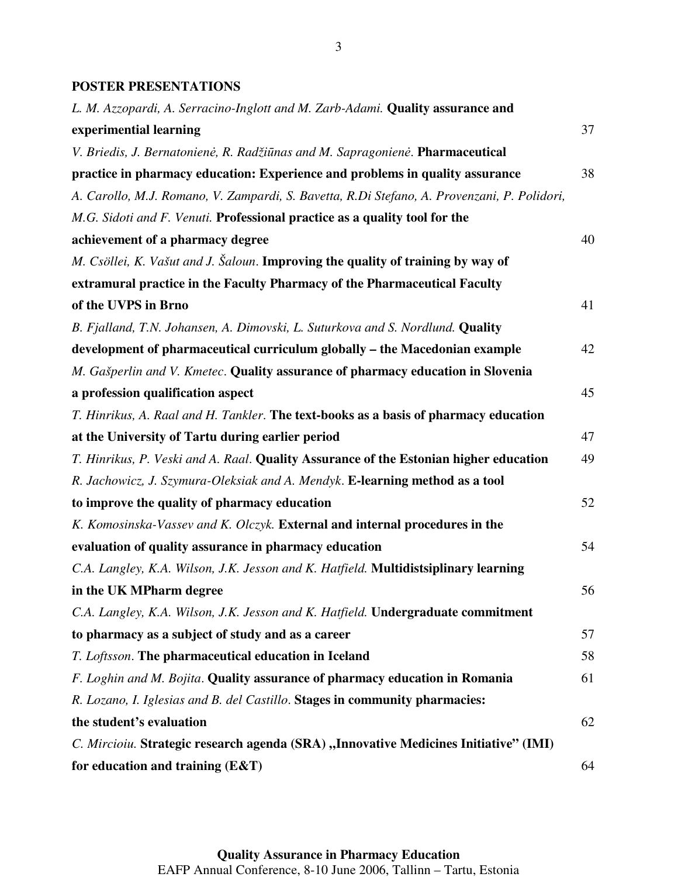**POSTER PRESENTATIONS**

*L. M. Azzopardi, A. Serracino-Inglott and M. Zarb-Adami.* **Quality assurance and experimential learning** 37

*V. Briedis, J. Bernatonienė, R. Radžiūnas and M. Sapragonienė.* **Pharmaceutical practice in pharmacy education: Experience and problems in quality assurance** 38

*A. Carollo, M.J. Romano, V. Zampardi, S. Bavetta, R.Di Stefano, A. Provenzani, P. Polidori, M.G. Sidoti and F. Venuti.* **Professional practice as a quality tool for the achievement of a pharmacy degree** 40

*M. Csöllei, K. Vašut and J. Šaloun.* **Improving the quality of training by way of extramural practice in the Faculty Pharmacy of the Pharmaceutical Faculty of the UVPS in Brno** 41

*B. Fjalland, T.N. Johansen, A. Dimovski, L. Suturkova and S. Nordlund.* **Quality development of pharmaceutical curriculum globally – the Macedonian example** 42

*M. Gašperlin and V. Kmetec.* **Quality assurance of pharmacy education in Slovenia a profession qualification aspect** 45

*T. Hinrikus, A. Raal and H. Tankler.* **The text-books as a basis of pharmacy education at the University of Tartu during earlier period** 47

*T. Hinrikus, P. Veski and A. Raal.* **Quality Assurance of the Estonian higher education** 49

*R. Jachowicz, J. Szymura-Oleksiak and A. Mendyk.* **E-learning method as a tool to improve the quality of pharmacy education** 52

*K. Komosinska-Vassev and K. Olczyk.* **External and internal procedures in the evaluation of quality assurance in pharmacy education** 54

*C.A. Langley, K.A. Wilson, J.K. Jesson and K. Hatfield.* **Multidistsiplinary learning in the UK MPharm degree** 56

*C.A. Langley, K.A. Wilson, J.K. Jesson and K. Hatfield.* **Undergraduate commitment to pharmacy as a subject of study and as a career** 57

*T. Loftsson.* **The pharmaceutical education in Iceland** 58

*F. Loghin and M. Bojita.* **Quality assurance of pharmacy education in Romania** 61

*R. Lozano, I. Iglesias and B. del Castillo.* **Stages in community pharmacies: the student's evaluation** 62

*C. Mircioiu.* **Strategic research agenda (SRA) „Innovative Medicines Initiative" (IMI) for education and training (E&T)** 64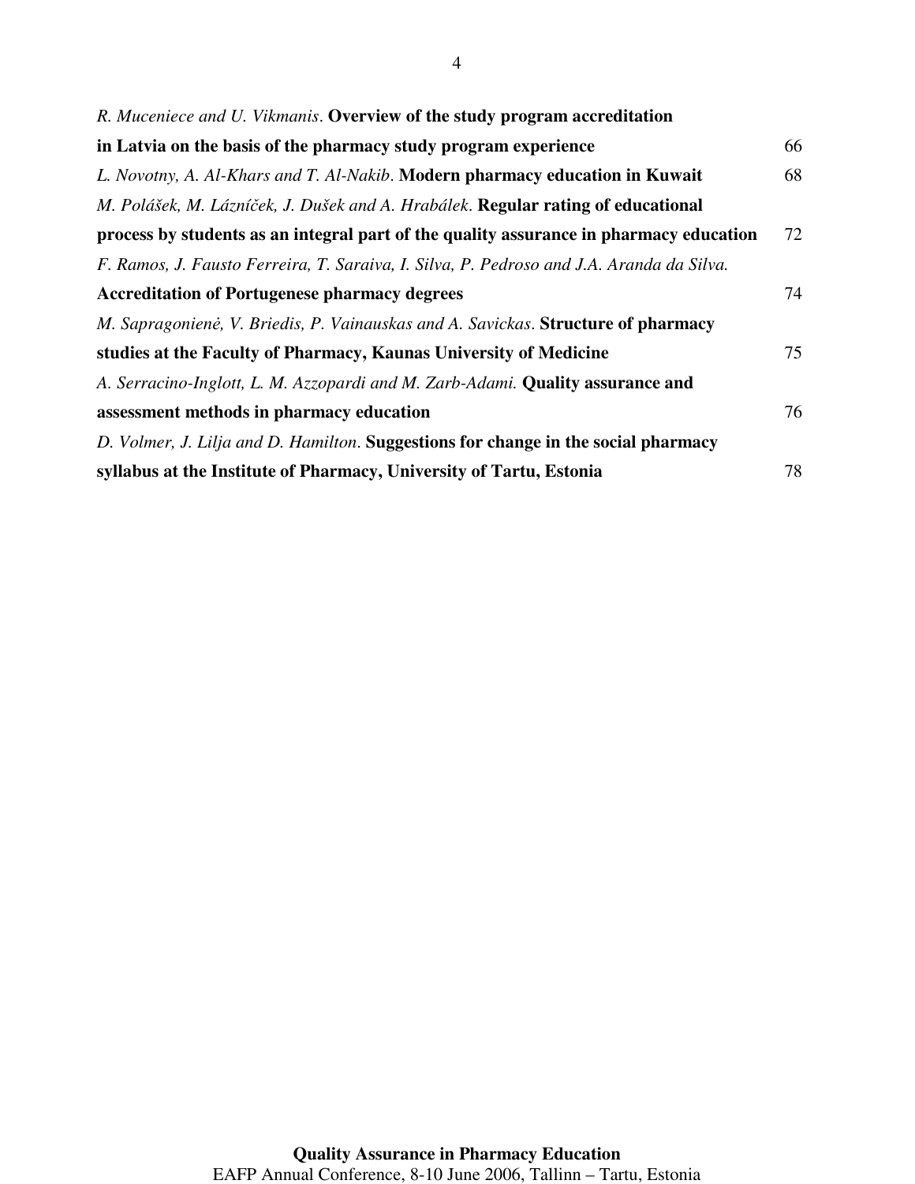*R. Muceniece and U. Vikmanis*. **Overview of the study program accreditation in Latvia on the basis of the pharmacy study program experience** 66

*L. Novotny, A. Al-Khars and T. Al-Nakib*. **Modern pharmacy education in Kuwait** 68

*M. Polášek, M. Lázníček, J. Dušek and A. Hrabálek*. **Regular rating of educational process by students as an integral part of the quality assurance in pharmacy education** 72

*F. Ramos, J. Fausto Ferreira, T. Saraiva, I. Silva, P. Pedroso and J.A. Aranda da Silva.* **Accreditation of Portugenese pharmacy degrees** 74

*M. Sapragonienė, V. Briedis, P. Vainauskas and A. Savickas*. **Structure of pharmacy studies at the Faculty of Pharmacy, Kaunas University of Medicine** 75

*A. Serracino-Inglott, L. M. Azzopardi and M. Zarb-Adami.* **Quality assurance and assessment methods in pharmacy education** 76

*D. Volmer, J. Lilja and D. Hamilton*. **Suggestions for change in the social pharmacy syllabus at the Institute of Pharmacy, University of Tartu, Estonia** 78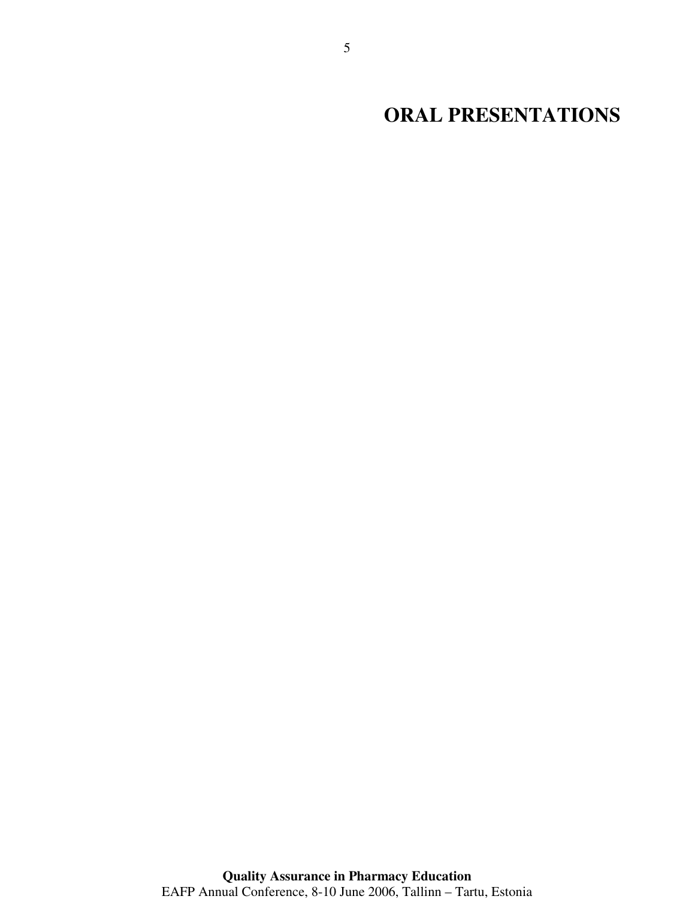# ORAL PRESENTATIONS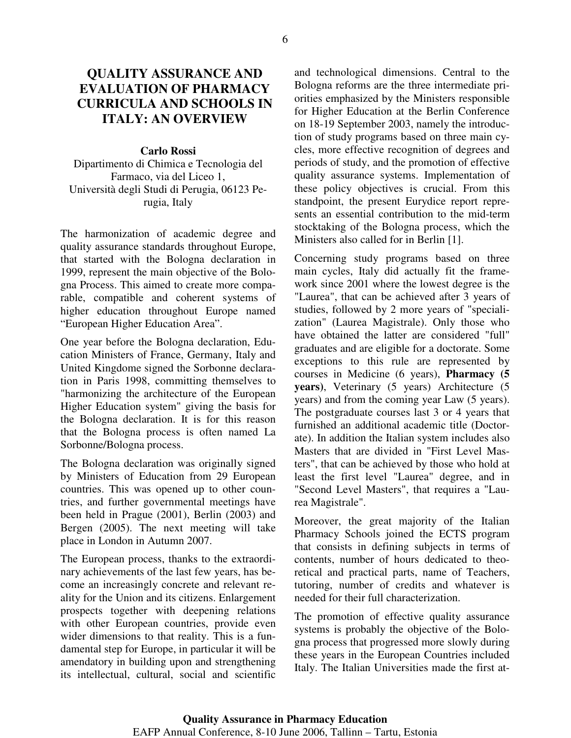# QUALITY ASSURANCE AND EVALUATION OF PHARMACY CURRICULA AND SCHOOLS IN ITALY: AN OVERVIEW

**Carlo Rossi**

Dipartimento di Chimica e Tecnologia del Farmaco, via del Liceo 1, Università degli Studi di Perugia, 06123 Perugia, Italy

The harmonization of academic degree and quality assurance standards throughout Europe, that started with the Bologna declaration in 1999, represent the main objective of the Bologna Process. This aimed to create more comparable, compatible and coherent systems of higher education throughout Europe named "European Higher Education Area".

One year before the Bologna declaration, Education Ministers of France, Germany, Italy and United Kingdome signed the Sorbonne declaration in Paris 1998, committing themselves to "harmonizing the architecture of the European Higher Education system" giving the basis for the Bologna declaration. It is for this reason that the Bologna process is often named La Sorbonne/Bologna process.

The Bologna declaration was originally signed by Ministers of Education from 29 European countries. This was opened up to other countries, and further governmental meetings have been held in Prague (2001), Berlin (2003) and Bergen (2005). The next meeting will take place in London in Autumn 2007.

The European process, thanks to the extraordinary achievements of the last few years, has become an increasingly concrete and relevant reality for the Union and its citizens. Enlargement prospects together with deepening relations with other European countries, provide even wider dimensions to that reality. This is a fundamental step for Europe, in particular it will be amendatory in building upon and strengthening its intellectual, cultural, social and scientific and technological dimensions. Central to the Bologna reforms are the three intermediate priorities emphasized by the Ministers responsible for Higher Education at the Berlin Conference on 18-19 September 2003, namely the introduction of study programs based on three main cycles, more effective recognition of degrees and periods of study, and the promotion of effective quality assurance systems. Implementation of these policy objectives is crucial. From this standpoint, the present Eurydice report represents an essential contribution to the mid-term stocktaking of the Bologna process, which the Ministers also called for in Berlin [1].

Concerning study programs based on three main cycles, Italy did actually fit the framework since 2001 where the lowest degree is the "Laurea", that can be achieved after 3 years of studies, followed by 2 more years of "specialization" (Laurea Magistrale). Only those who have obtained the latter are considered "full" graduates and are eligible for a doctorate. Some exceptions to this rule are represented by courses in Medicine (6 years), **Pharmacy (5 years)**, Veterinary (5 years) Architecture (5 years) and from the coming year Law (5 years). The postgraduate courses last 3 or 4 years that furnished an additional academic title (Doctorate). In addition the Italian system includes also Masters that are divided in "First Level Masters", that can be achieved by those who hold at least the first level "Laurea" degree, and in "Second Level Masters", that requires a "Laurea Magistrale".

Moreover, the great majority of the Italian Pharmacy Schools joined the ECTS program that consists in defining subjects in terms of contents, number of hours dedicated to theoretical and practical parts, name of Teachers, tutoring, number of credits and whatever is needed for their full characterization.

The promotion of effective quality assurance systems is probably the objective of the Bologna process that progressed more slowly during these years in the European Countries included Italy. The Italian Universities made the first at-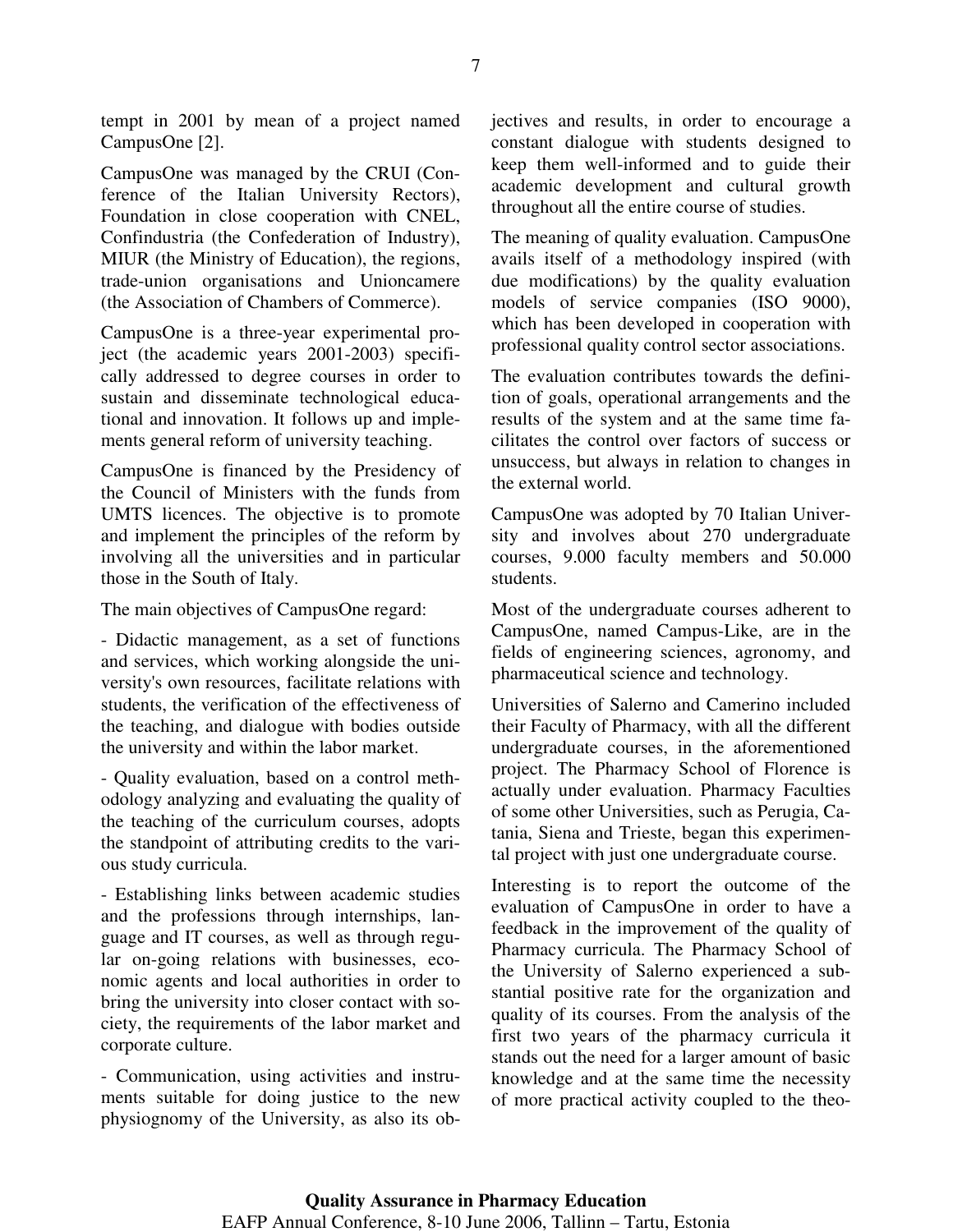tempt in 2001 by mean of a project named CampusOne [2].

CampusOne was managed by the CRUI (Conference of the Italian University Rectors), Foundation in close cooperation with CNEL, Confindustria (the Confederation of Industry), MIUR (the Ministry of Education), the regions, trade-union organisations and Unioncamere (the Association of Chambers of Commerce).

CampusOne is a three-year experimental project (the academic years 2001-2003) specifically addressed to degree courses in order to sustain and disseminate technological educational and innovation. It follows up and implements general reform of university teaching.

CampusOne is financed by the Presidency of the Council of Ministers with the funds from UMTS licences. The objective is to promote and implement the principles of the reform by involving all the universities and in particular those in the South of Italy.

The main objectives of CampusOne regard:

- Didactic management, as a set of functions and services, which working alongside the university's own resources, facilitate relations with students, the verification of the effectiveness of the teaching, and dialogue with bodies outside the university and within the labor market.

- Quality evaluation, based on a control methodology analyzing and evaluating the quality of the teaching of the curriculum courses, adopts the standpoint of attributing credits to the various study curricula.

- Establishing links between academic studies and the professions through internships, language and IT courses, as well as through regular on-going relations with businesses, economic agents and local authorities in order to bring the university into closer contact with society, the requirements of the labor market and corporate culture.

- Communication, using activities and instruments suitable for doing justice to the new physiognomy of the University, as also its objectives and results, in order to encourage a constant dialogue with students designed to keep them well-informed and to guide their academic development and cultural growth throughout all the entire course of studies.

The meaning of quality evaluation. CampusOne avails itself of a methodology inspired (with due modifications) by the quality evaluation models of service companies (ISO 9000), which has been developed in cooperation with professional quality control sector associations.

The evaluation contributes towards the definition of goals, operational arrangements and the results of the system and at the same time facilitates the control over factors of success or unsuccess, but always in relation to changes in the external world.

CampusOne was adopted by 70 Italian University and involves about 270 undergraduate courses, 9.000 faculty members and 50.000 students.

Most of the undergraduate courses adherent to CampusOne, named Campus-Like, are in the fields of engineering sciences, agronomy, and pharmaceutical science and technology.

Universities of Salerno and Camerino included their Faculty of Pharmacy, with all the different undergraduate courses, in the aforementioned project. The Pharmacy School of Florence is actually under evaluation. Pharmacy Faculties of some other Universities, such as Perugia, Catania, Siena and Trieste, began this experimental project with just one undergraduate course.

Interesting is to report the outcome of the evaluation of CampusOne in order to have a feedback in the improvement of the quality of Pharmacy curricula. The Pharmacy School of the University of Salerno experienced a substantial positive rate for the organization and quality of its courses. From the analysis of the first two years of the pharmacy curricula it stands out the need for a larger amount of basic knowledge and at the same time the necessity of more practical activity coupled to the theo-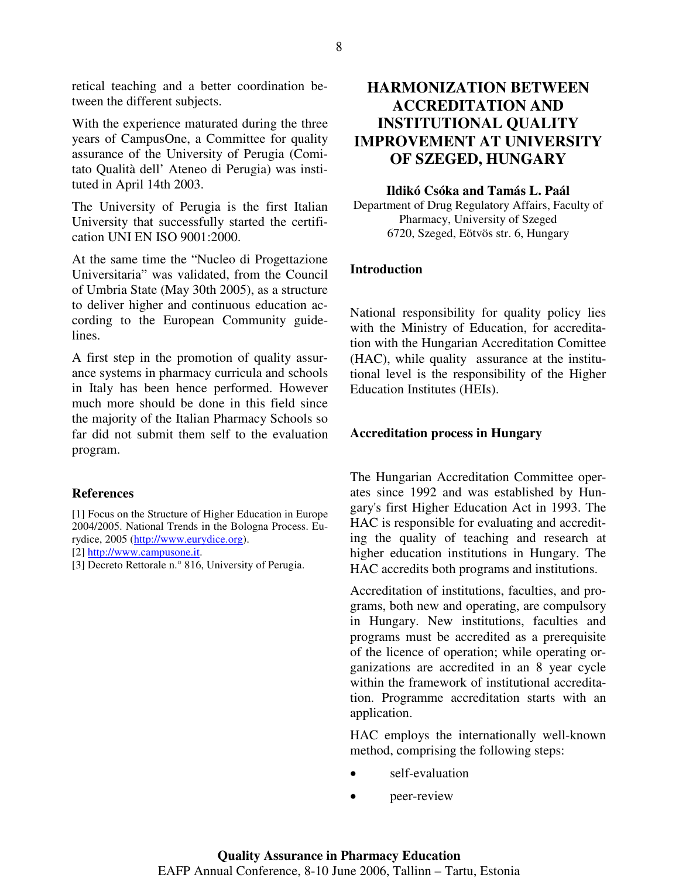retical teaching and a better coordination between the different subjects.

With the experience maturated during the three years of CampusOne, a Committee for quality assurance of the University of Perugia (Comitato Qualità dell' Ateneo di Perugia) was instituted in April 14th 2003.

The University of Perugia is the first Italian University that successfully started the certification UNI EN ISO 9001:2000.

At the same time the "Nucleo di Progettazione Universitaria" was validated, from the Council of Umbria State (May 30th 2005), as a structure to deliver higher and continuous education according to the European Community guidelines.

A first step in the promotion of quality assurance systems in pharmacy curricula and schools in Italy has been hence performed. However much more should be done in this field since the majority of the Italian Pharmacy Schools so far did not submit them self to the evaluation program.

### References

[1] Focus on the Structure of Higher Education in Europe 2004/2005. National Trends in the Bologna Process. Eurydice, 2005 (http://www.eurydice.org).
[2] http://www.campusone.it.
[3] Decreto Rettorale n.° 816, University of Perugia.

# HARMONIZATION BETWEEN ACCREDITATION AND INSTITUTIONAL QUALITY IMPROVEMENT AT UNIVERSITY OF SZEGED, HUNGARY

**Ildikó Csóka and Tamás L. Paál**

Department of Drug Regulatory Affairs, Faculty of Pharmacy, University of Szeged
6720, Szeged, Eötvös str. 6, Hungary

### Introduction

National responsibility for quality policy lies with the Ministry of Education, for accreditation with the Hungarian Accreditation Comittee (HAC), while quality assurance at the institutional level is the responsibility of the Higher Education Institutes (HEIs).

### Accreditation process in Hungary

The Hungarian Accreditation Committee operates since 1992 and was established by Hungary's first Higher Education Act in 1993. The HAC is responsible for evaluating and accrediting the quality of teaching and research at higher education institutions in Hungary. The HAC accredits both programs and institutions.

Accreditation of institutions, faculties, and programs, both new and operating, are compulsory in Hungary. New institutions, faculties and programs must be accredited as a prerequisite of the licence of operation; while operating organizations are accredited in an 8 year cycle within the framework of institutional accreditation. Programme accreditation starts with an application.

HAC employs the internationally well-known method, comprising the following steps:

- self-evaluation
- peer-review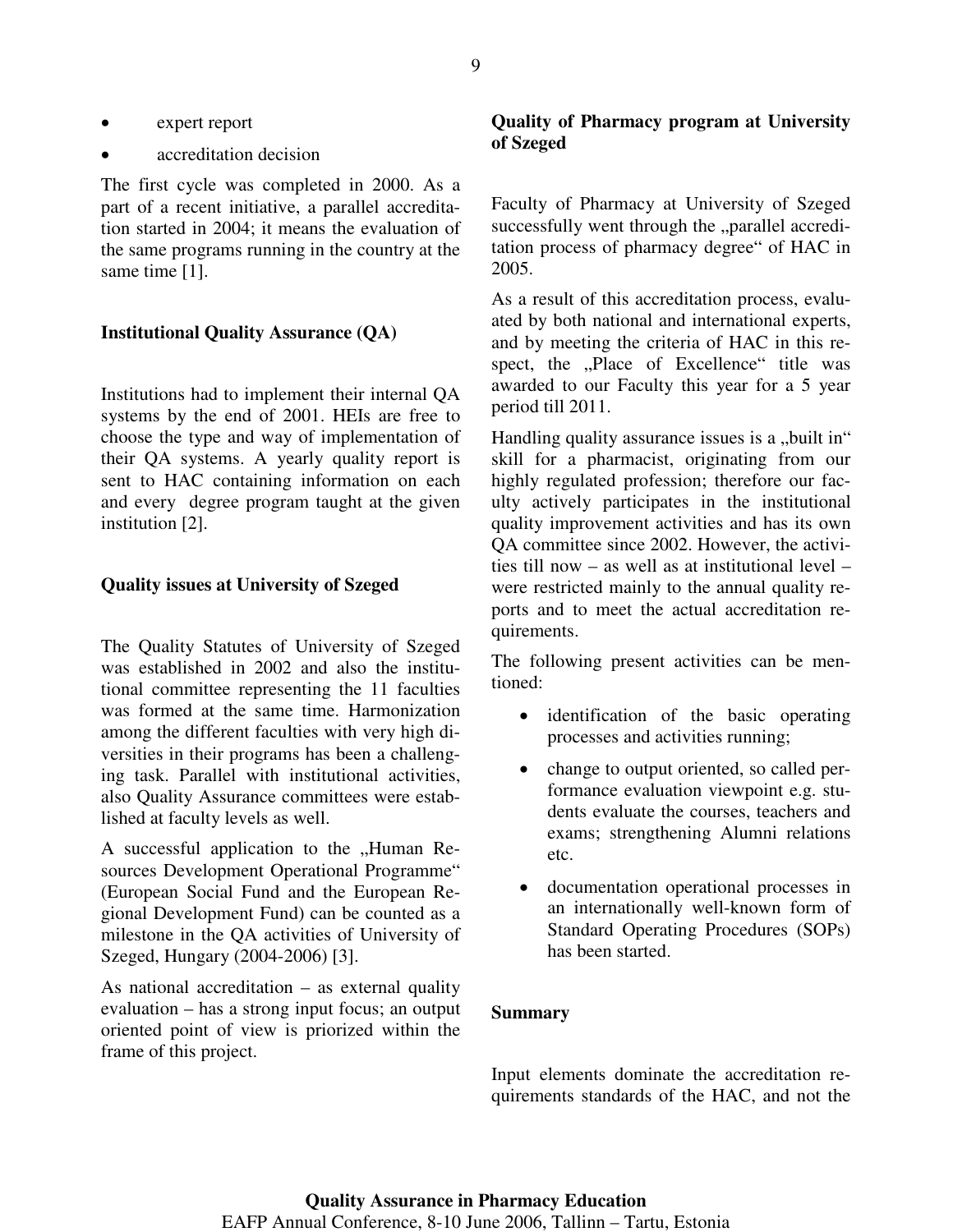- expert report
- accreditation decision

The first cycle was completed in 2000. As a part of a recent initiative, a parallel accreditation started in 2004; it means the evaluation of the same programs running in the country at the same time [1].

## Institutional Quality Assurance (QA)

Institutions had to implement their internal QA systems by the end of 2001. HEIs are free to choose the type and way of implementation of their QA systems. A yearly quality report is sent to HAC containing information on each and every degree program taught at the given institution [2].

## Quality issues at University of Szeged

The Quality Statutes of University of Szeged was established in 2002 and also the institutional committee representing the 11 faculties was formed at the same time. Harmonization among the different faculties with very high diversities in their programs has been a challenging task. Parallel with institutional activities, also Quality Assurance committees were established at faculty levels as well.

A successful application to the „Human Resources Development Operational Programme" (European Social Fund and the European Regional Development Fund) can be counted as a milestone in the QA activities of University of Szeged, Hungary (2004-2006) [3].

As national accreditation – as external quality evaluation – has a strong input focus; an output oriented point of view is priorized within the frame of this project.

## Quality of Pharmacy program at University of Szeged

Faculty of Pharmacy at University of Szeged successfully went through the „parallel accreditation process of pharmacy degree" of HAC in 2005.

As a result of this accreditation process, evaluated by both national and international experts, and by meeting the criteria of HAC in this respect, the „Place of Excellence" title was awarded to our Faculty this year for a 5 year period till 2011.

Handling quality assurance issues is a „built in" skill for a pharmacist, originating from our highly regulated profession; therefore our faculty actively participates in the institutional quality improvement activities and has its own QA committee since 2002. However, the activities till now – as well as at institutional level – were restricted mainly to the annual quality reports and to meet the actual accreditation requirements.

The following present activities can be mentioned:

- identification of the basic operating processes and activities running;
- change to output oriented, so called performance evaluation viewpoint e.g. students evaluate the courses, teachers and exams; strengthening Alumni relations etc.
- documentation operational processes in an internationally well-known form of Standard Operating Procedures (SOPs) has been started.

## Summary

Input elements dominate the accreditation requirements standards of the HAC, and not the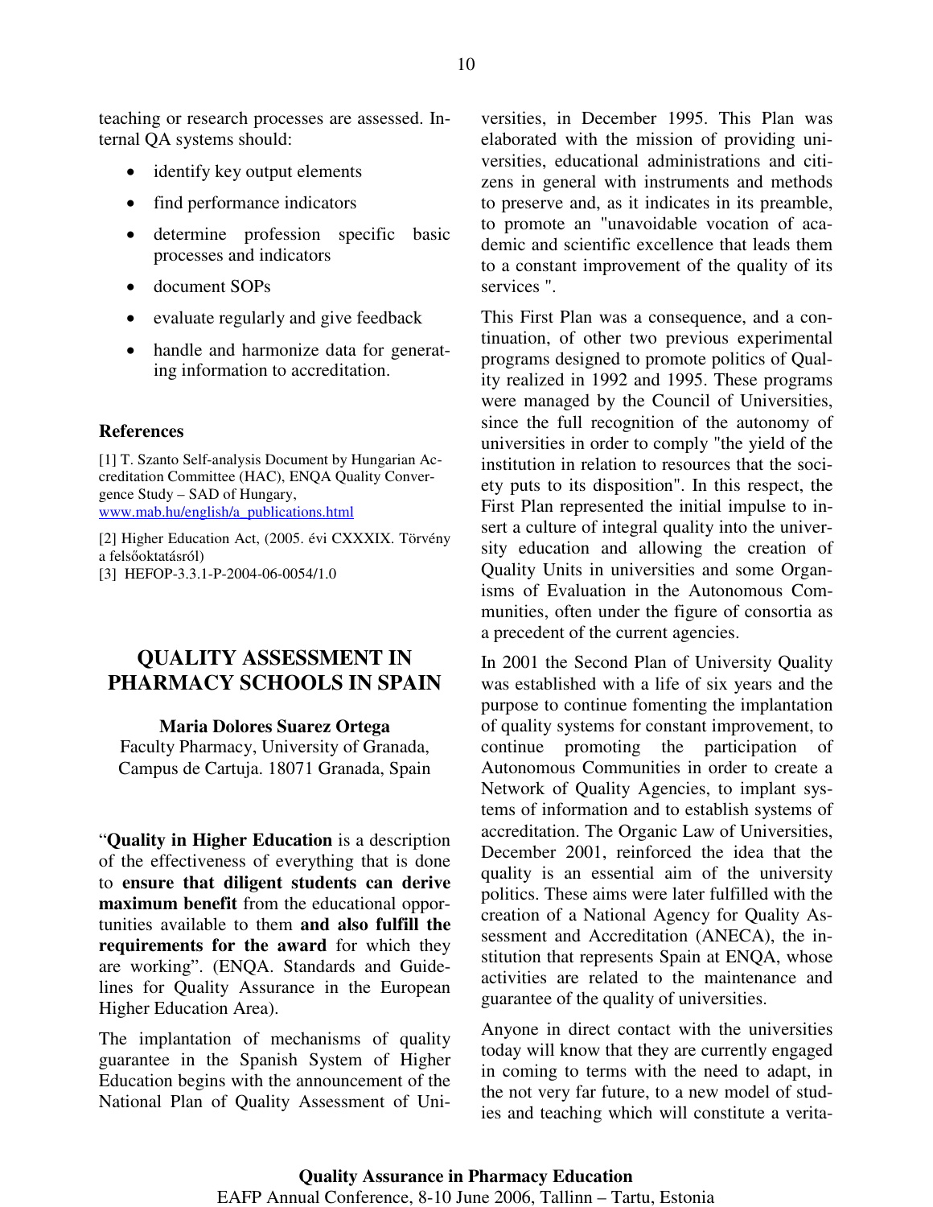teaching or research processes are assessed. Internal QA systems should:

- identify key output elements
- find performance indicators
- determine profession specific basic processes and indicators
- document SOPs
- evaluate regularly and give feedback
- handle and harmonize data for generating information to accreditation.

### References

[1] T. Szanto Self-analysis Document by Hungarian Accreditation Committee (HAC), ENQA Quality Convergence Study – SAD of Hungary, www.mab.hu/english/a_publications.html

[2] Higher Education Act, (2005. évi CXXXIX. Törvény a felsőoktatásról)

[3] HEFOP-3.3.1-P-2004-06-0054/1.0

## QUALITY ASSESSMENT IN PHARMACY SCHOOLS IN SPAIN

**Maria Dolores Suarez Ortega**
Faculty Pharmacy, University of Granada, Campus de Cartuja. 18071 Granada, Spain

"**Quality in Higher Education** is a description of the effectiveness of everything that is done to **ensure that diligent students can derive maximum benefit** from the educational opportunities available to them **and also fulfill the requirements for the award** for which they are working". (ENQA. Standards and Guidelines for Quality Assurance in the European Higher Education Area).

The implantation of mechanisms of quality guarantee in the Spanish System of Higher Education begins with the announcement of the National Plan of Quality Assessment of Universities, in December 1995. This Plan was elaborated with the mission of providing universities, educational administrations and citizens in general with instruments and methods to preserve and, as it indicates in its preamble, to promote an "unavoidable vocation of academic and scientific excellence that leads them to a constant improvement of the quality of its services ".

This First Plan was a consequence, and a continuation, of other two previous experimental programs designed to promote politics of Quality realized in 1992 and 1995. These programs were managed by the Council of Universities, since the full recognition of the autonomy of universities in order to comply "the yield of the institution in relation to resources that the society puts to its disposition". In this respect, the First Plan represented the initial impulse to insert a culture of integral quality into the university education and allowing the creation of Quality Units in universities and some Organisms of Evaluation in the Autonomous Communities, often under the figure of consortia as a precedent of the current agencies.

In 2001 the Second Plan of University Quality was established with a life of six years and the purpose to continue fomenting the implantation of quality systems for constant improvement, to continue promoting the participation of Autonomous Communities in order to create a Network of Quality Agencies, to implant systems of information and to establish systems of accreditation. The Organic Law of Universities, December 2001, reinforced the idea that the quality is an essential aim of the university politics. These aims were later fulfilled with the creation of a National Agency for Quality Assessment and Accreditation (ANECA), the institution that represents Spain at ENQA, whose activities are related to the maintenance and guarantee of the quality of universities.

Anyone in direct contact with the universities today will know that they are currently engaged in coming to terms with the need to adapt, in the not very far future, to a new model of studies and teaching which will constitute a verita-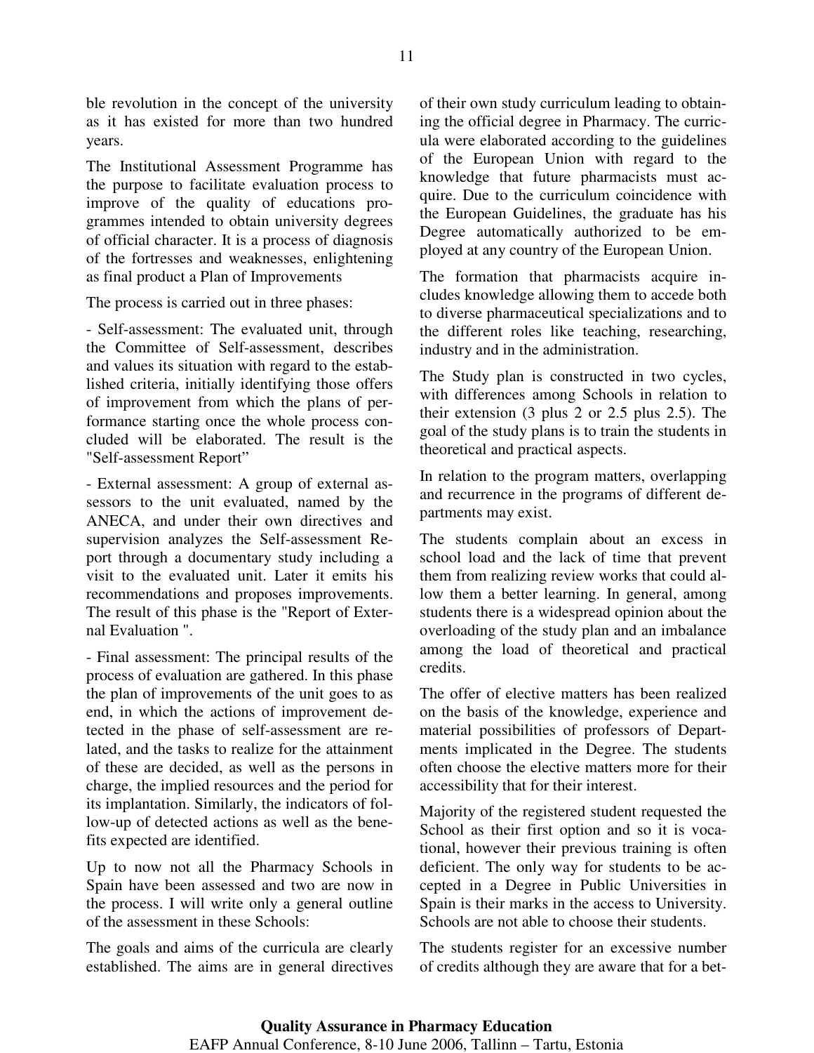ble revolution in the concept of the university as it has existed for more than two hundred years.

The Institutional Assessment Programme has the purpose to facilitate evaluation process to improve of the quality of educations programmes intended to obtain university degrees of official character. It is a process of diagnosis of the fortresses and weaknesses, enlightening as final product a Plan of Improvements

The process is carried out in three phases:

- Self-assessment: The evaluated unit, through the Committee of Self-assessment, describes and values its situation with regard to the established criteria, initially identifying those offers of improvement from which the plans of performance starting once the whole process concluded will be elaborated. The result is the "Self-assessment Report"

- External assessment: A group of external assessors to the unit evaluated, named by the ANECA, and under their own directives and supervision analyzes the Self-assessment Report through a documentary study including a visit to the evaluated unit. Later it emits his recommendations and proposes improvements. The result of this phase is the "Report of External Evaluation ".

- Final assessment: The principal results of the process of evaluation are gathered. In this phase the plan of improvements of the unit goes to as end, in which the actions of improvement detected in the phase of self-assessment are related, and the tasks to realize for the attainment of these are decided, as well as the persons in charge, the implied resources and the period for its implantation. Similarly, the indicators of follow-up of detected actions as well as the benefits expected are identified.

Up to now not all the Pharmacy Schools in Spain have been assessed and two are now in the process. I will write only a general outline of the assessment in these Schools:

The goals and aims of the curricula are clearly established. The aims are in general directives of their own study curriculum leading to obtaining the official degree in Pharmacy. The curricula were elaborated according to the guidelines of the European Union with regard to the knowledge that future pharmacists must acquire. Due to the curriculum coincidence with the European Guidelines, the graduate has his Degree automatically authorized to be employed at any country of the European Union.

The formation that pharmacists acquire includes knowledge allowing them to accede both to diverse pharmaceutical specializations and to the different roles like teaching, researching, industry and in the administration.

The Study plan is constructed in two cycles, with differences among Schools in relation to their extension (3 plus 2 or 2.5 plus 2.5). The goal of the study plans is to train the students in theoretical and practical aspects.

In relation to the program matters, overlapping and recurrence in the programs of different departments may exist.

The students complain about an excess in school load and the lack of time that prevent them from realizing review works that could allow them a better learning. In general, among students there is a widespread opinion about the overloading of the study plan and an imbalance among the load of theoretical and practical credits.

The offer of elective matters has been realized on the basis of the knowledge, experience and material possibilities of professors of Departments implicated in the Degree. The students often choose the elective matters more for their accessibility that for their interest.

Majority of the registered student requested the School as their first option and so it is vocational, however their previous training is often deficient. The only way for students to be accepted in a Degree in Public Universities in Spain is their marks in the access to University. Schools are not able to choose their students.

The students register for an excessive number of credits although they are aware that for a bet-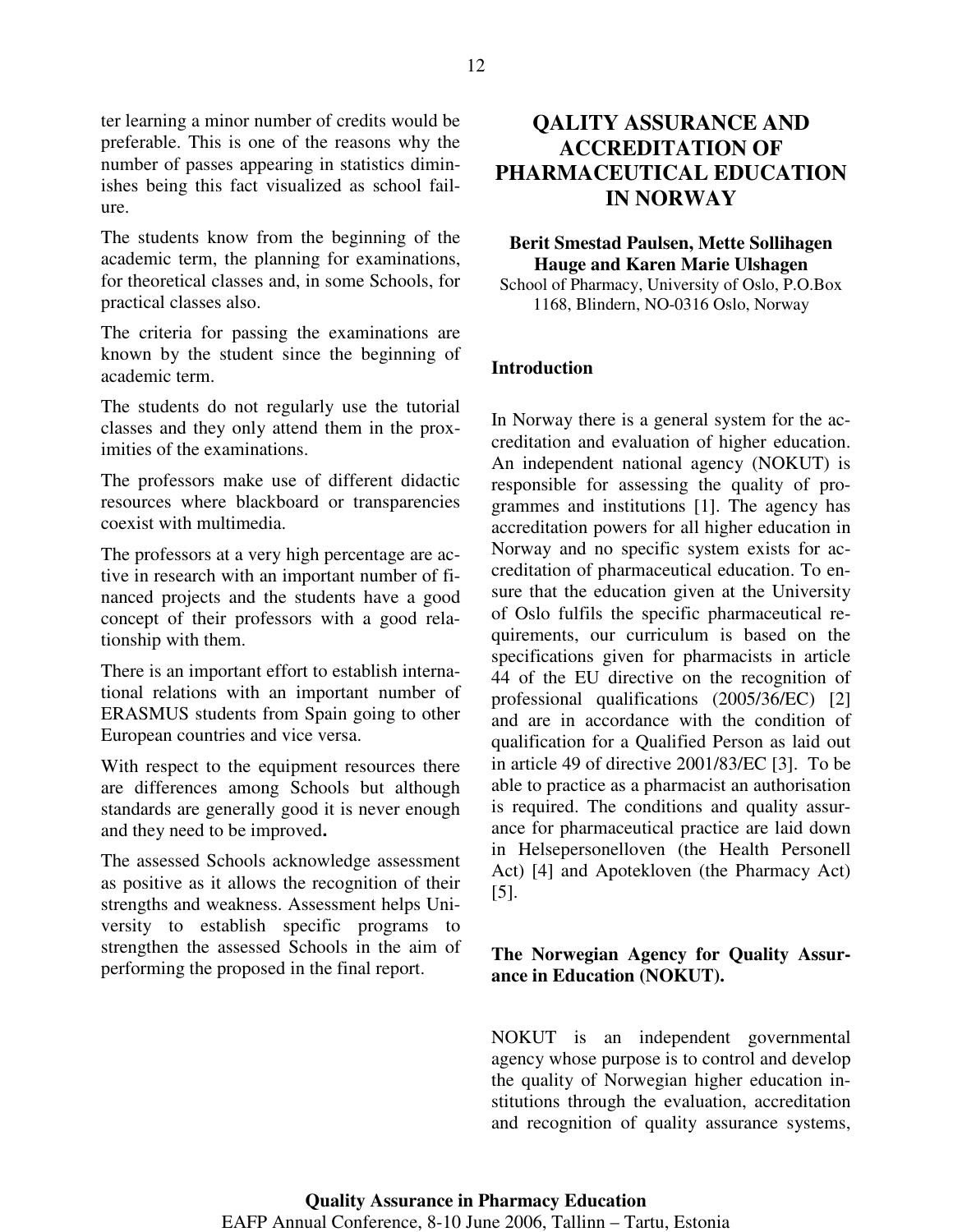ter learning a minor number of credits would be preferable. This is one of the reasons why the number of passes appearing in statistics diminishes being this fact visualized as school failure.

The students know from the beginning of the academic term, the planning for examinations, for theoretical classes and, in some Schools, for practical classes also.

The criteria for passing the examinations are known by the student since the beginning of academic term.

The students do not regularly use the tutorial classes and they only attend them in the proximities of the examinations.

The professors make use of different didactic resources where blackboard or transparencies coexist with multimedia.

The professors at a very high percentage are active in research with an important number of financed projects and the students have a good concept of their professors with a good relationship with them.

There is an important effort to establish international relations with an important number of ERASMUS students from Spain going to other European countries and vice versa.

With respect to the equipment resources there are differences among Schools but although standards are generally good it is never enough and they need to be improved**.**

The assessed Schools acknowledge assessment as positive as it allows the recognition of their strengths and weakness. Assessment helps University to establish specific programs to strengthen the assessed Schools in the aim of performing the proposed in the final report.

# QALITY ASSURANCE AND ACCREDITATION OF PHARMACEUTICAL EDUCATION IN NORWAY

**Berit Smestad Paulsen, Mette Sollihagen Hauge and Karen Marie Ulshagen**

School of Pharmacy, University of Oslo, P.O.Box 1168, Blindern, NO-0316 Oslo, Norway

## Introduction

In Norway there is a general system for the accreditation and evaluation of higher education. An independent national agency (NOKUT) is responsible for assessing the quality of programmes and institutions [1]. The agency has accreditation powers for all higher education in Norway and no specific system exists for accreditation of pharmaceutical education. To ensure that the education given at the University of Oslo fulfils the specific pharmaceutical requirements, our curriculum is based on the specifications given for pharmacists in article 44 of the EU directive on the recognition of professional qualifications (2005/36/EC) [2] and are in accordance with the condition of qualification for a Qualified Person as laid out in article 49 of directive 2001/83/EC [3]. To be able to practice as a pharmacist an authorisation is required. The conditions and quality assurance for pharmaceutical practice are laid down in Helsepersonelloven (the Health Personell Act) [4] and Apotekloven (the Pharmacy Act) [5].

## The Norwegian Agency for Quality Assurance in Education (NOKUT).

NOKUT is an independent governmental agency whose purpose is to control and develop the quality of Norwegian higher education institutions through the evaluation, accreditation and recognition of quality assurance systems,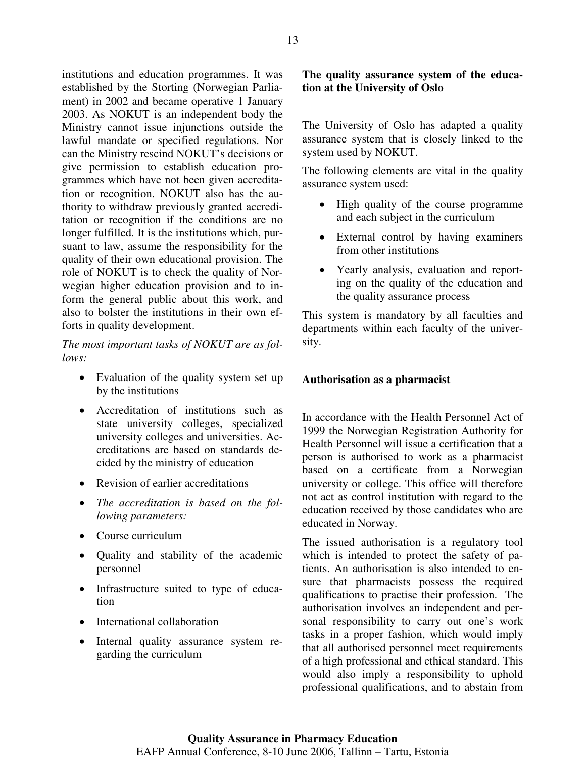institutions and education programmes. It was established by the Storting (Norwegian Parliament) in 2002 and became operative 1 January 2003. As NOKUT is an independent body the Ministry cannot issue injunctions outside the lawful mandate or specified regulations. Nor can the Ministry rescind NOKUT's decisions or give permission to establish education programmes which have not been given accreditation or recognition. NOKUT also has the authority to withdraw previously granted accreditation or recognition if the conditions are no longer fulfilled. It is the institutions which, pursuant to law, assume the responsibility for the quality of their own educational provision. The role of NOKUT is to check the quality of Norwegian higher education provision and to inform the general public about this work, and also to bolster the institutions in their own efforts in quality development.

*The most important tasks of NOKUT are as follows:*

- Evaluation of the quality system set up by the institutions
- Accreditation of institutions such as state university colleges, specialized university colleges and universities. Accreditations are based on standards decided by the ministry of education
- Revision of earlier accreditations
- *The accreditation is based on the following parameters:*
- Course curriculum
- Quality and stability of the academic personnel
- Infrastructure suited to type of education
- International collaboration
- Internal quality assurance system regarding the curriculum

**The quality assurance system of the education at the University of Oslo**

The University of Oslo has adapted a quality assurance system that is closely linked to the system used by NOKUT.

The following elements are vital in the quality assurance system used:

- High quality of the course programme and each subject in the curriculum
- External control by having examiners from other institutions
- Yearly analysis, evaluation and reporting on the quality of the education and the quality assurance process

This system is mandatory by all faculties and departments within each faculty of the university.

**Authorisation as a pharmacist**

In accordance with the Health Personnel Act of 1999 the Norwegian Registration Authority for Health Personnel will issue a certification that a person is authorised to work as a pharmacist based on a certificate from a Norwegian university or college. This office will therefore not act as control institution with regard to the education received by those candidates who are educated in Norway.

The issued authorisation is a regulatory tool which is intended to protect the safety of patients. An authorisation is also intended to ensure that pharmacists possess the required qualifications to practise their profession. The authorisation involves an independent and personal responsibility to carry out one's work tasks in a proper fashion, which would imply that all authorised personnel meet requirements of a high professional and ethical standard. This would also imply a responsibility to uphold professional qualifications, and to abstain from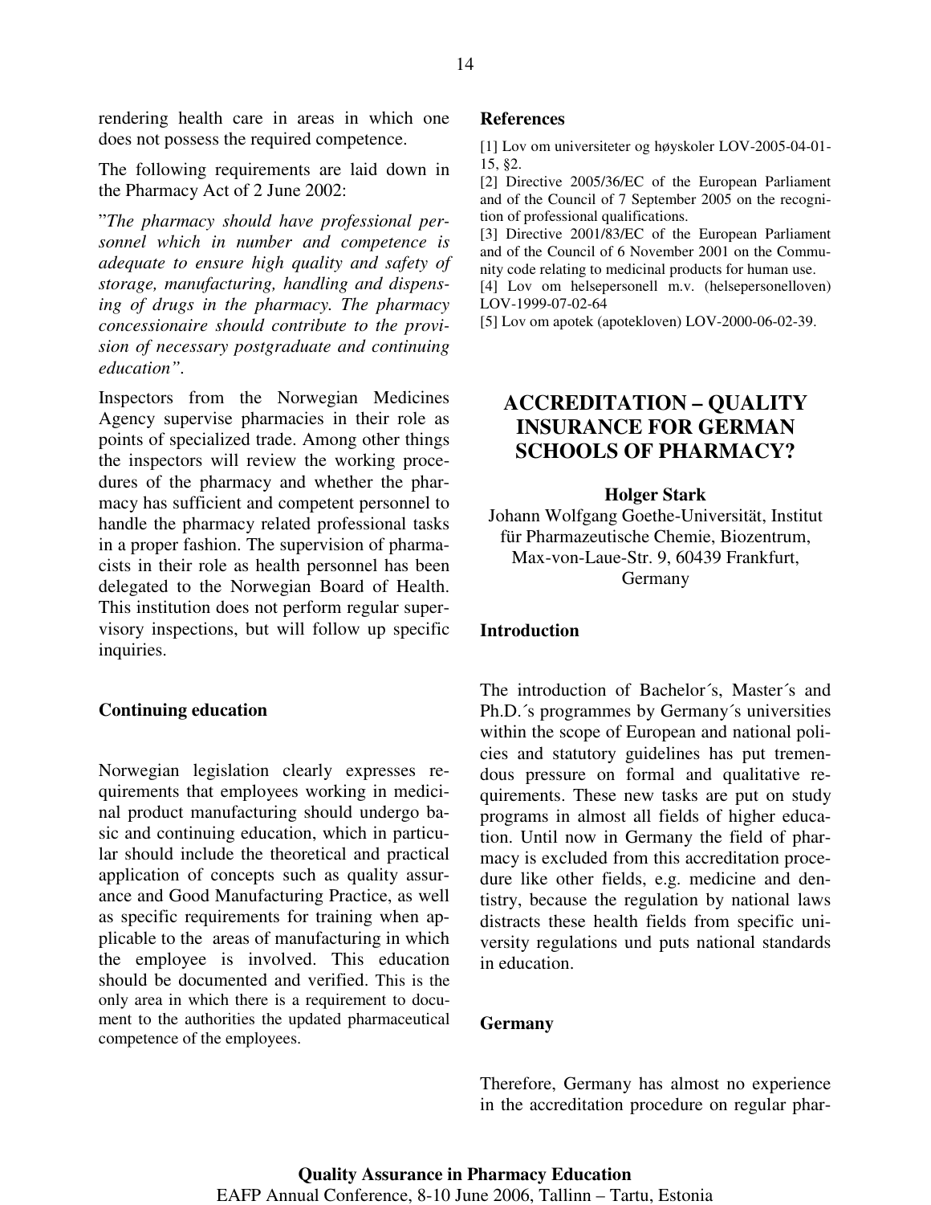rendering health care in areas in which one does not possess the required competence.

The following requirements are laid down in the Pharmacy Act of 2 June 2002:

"*The pharmacy should have professional personnel which in number and competence is adequate to ensure high quality and safety of storage, manufacturing, handling and dispensing of drugs in the pharmacy. The pharmacy concessionaire should contribute to the provision of necessary postgraduate and continuing education"*.

Inspectors from the Norwegian Medicines Agency supervise pharmacies in their role as points of specialized trade. Among other things the inspectors will review the working procedures of the pharmacy and whether the pharmacy has sufficient and competent personnel to handle the pharmacy related professional tasks in a proper fashion. The supervision of pharmacists in their role as health personnel has been delegated to the Norwegian Board of Health. This institution does not perform regular supervisory inspections, but will follow up specific inquiries.

### Continuing education

Norwegian legislation clearly expresses requirements that employees working in medicinal product manufacturing should undergo basic and continuing education, which in particular should include the theoretical and practical application of concepts such as quality assurance and Good Manufacturing Practice, as well as specific requirements for training when applicable to the areas of manufacturing in which the employee is involved. This education should be documented and verified. This is the only area in which there is a requirement to document to the authorities the updated pharmaceutical competence of the employees.

### References

[1] Lov om universiteter og høyskoler LOV-2005-04-01-15, §2.

[2] Directive 2005/36/EC of the European Parliament and of the Council of 7 September 2005 on the recognition of professional qualifications.

[3] Directive 2001/83/EC of the European Parliament and of the Council of 6 November 2001 on the Community code relating to medicinal products for human use.

[4] Lov om helsepersonell m.v. (helsepersonelloven) LOV-1999-07-02-64

[5] Lov om apotek (apotekloven) LOV-2000-06-02-39.

## ACCREDITATION – QUALITY INSURANCE FOR GERMAN SCHOOLS OF PHARMACY?

**Holger Stark**

Johann Wolfgang Goethe-Universität, Institut für Pharmazeutische Chemie, Biozentrum, Max-von-Laue-Str. 9, 60439 Frankfurt, Germany

### Introduction

The introduction of Bachelor´s, Master´s and Ph.D.´s programmes by Germany´s universities within the scope of European and national policies and statutory guidelines has put tremendous pressure on formal and qualitative requirements. These new tasks are put on study programs in almost all fields of higher education. Until now in Germany the field of pharmacy is excluded from this accreditation procedure like other fields, e.g. medicine and dentistry, because the regulation by national laws distracts these health fields from specific university regulations und puts national standards in education.

### Germany

Therefore, Germany has almost no experience in the accreditation procedure on regular phar-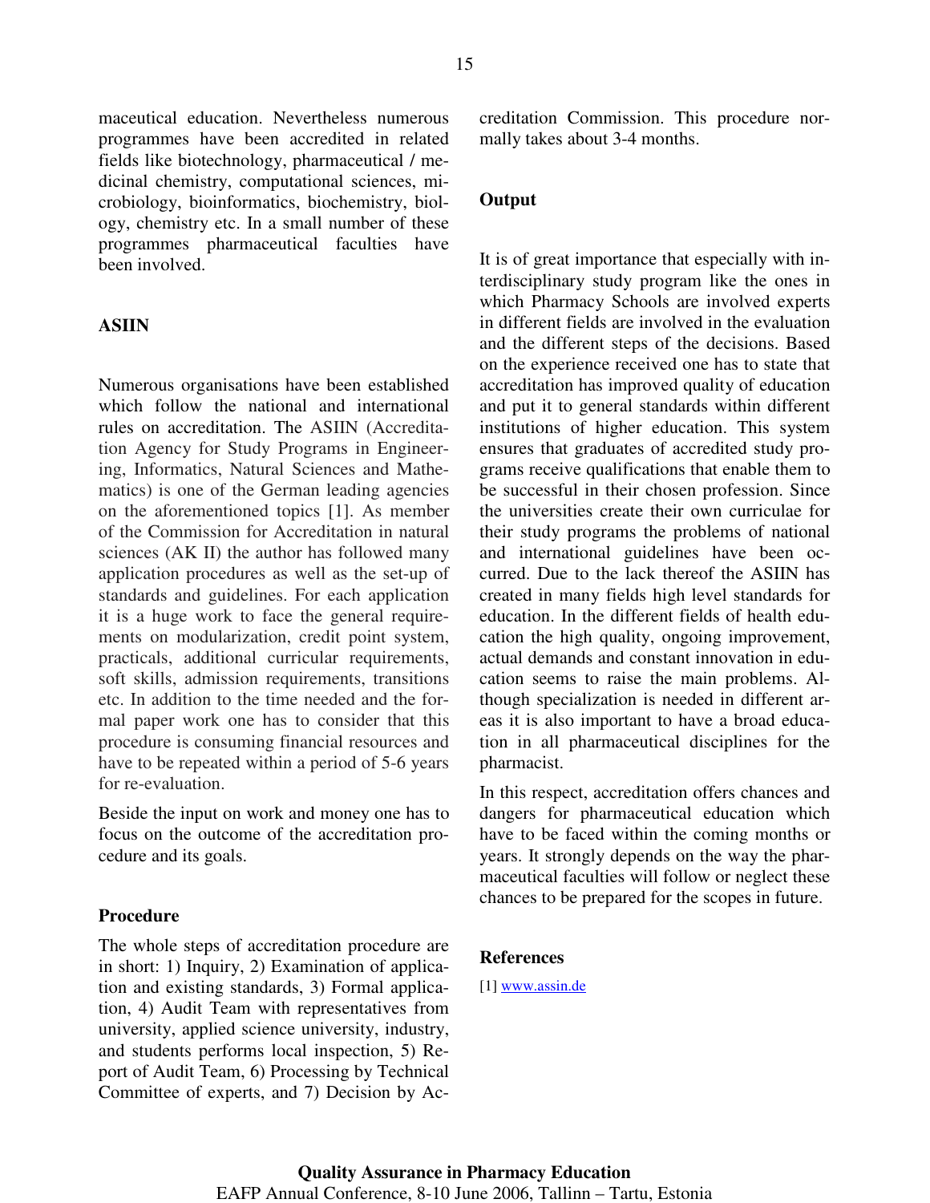maceutical education. Nevertheless numerous programmes have been accredited in related fields like biotechnology, pharmaceutical / medicinal chemistry, computational sciences, microbiology, bioinformatics, biochemistry, biology, chemistry etc. In a small number of these programmes pharmaceutical faculties have been involved.

## ASIIN

Numerous organisations have been established which follow the national and international rules on accreditation. The ASIIN (Accreditation Agency for Study Programs in Engineering, Informatics, Natural Sciences and Mathematics) is one of the German leading agencies on the aforementioned topics [1]. As member of the Commission for Accreditation in natural sciences (AK II) the author has followed many application procedures as well as the set-up of standards and guidelines. For each application it is a huge work to face the general requirements on modularization, credit point system, practicals, additional curricular requirements, soft skills, admission requirements, transitions etc. In addition to the time needed and the formal paper work one has to consider that this procedure is consuming financial resources and have to be repeated within a period of 5-6 years for re-evaluation.

Beside the input on work and money one has to focus on the outcome of the accreditation procedure and its goals.

## Procedure

The whole steps of accreditation procedure are in short: 1) Inquiry, 2) Examination of application and existing standards, 3) Formal application, 4) Audit Team with representatives from university, applied science university, industry, and students performs local inspection, 5) Report of Audit Team, 6) Processing by Technical Committee of experts, and 7) Decision by Accreditation Commission. This procedure normally takes about 3-4 months.

## Output

It is of great importance that especially with interdisciplinary study program like the ones in which Pharmacy Schools are involved experts in different fields are involved in the evaluation and the different steps of the decisions. Based on the experience received one has to state that accreditation has improved quality of education and put it to general standards within different institutions of higher education. This system ensures that graduates of accredited study programs receive qualifications that enable them to be successful in their chosen profession. Since the universities create their own curriculae for their study programs the problems of national and international guidelines have been occurred. Due to the lack thereof the ASIIN has created in many fields high level standards for education. In the different fields of health education the high quality, ongoing improvement, actual demands and constant innovation in education seems to raise the main problems. Although specialization is needed in different areas it is also important to have a broad education in all pharmaceutical disciplines for the pharmacist.

In this respect, accreditation offers chances and dangers for pharmaceutical education which have to be faced within the coming months or years. It strongly depends on the way the pharmaceutical faculties will follow or neglect these chances to be prepared for the scopes in future.

## References

[1] www.assin.de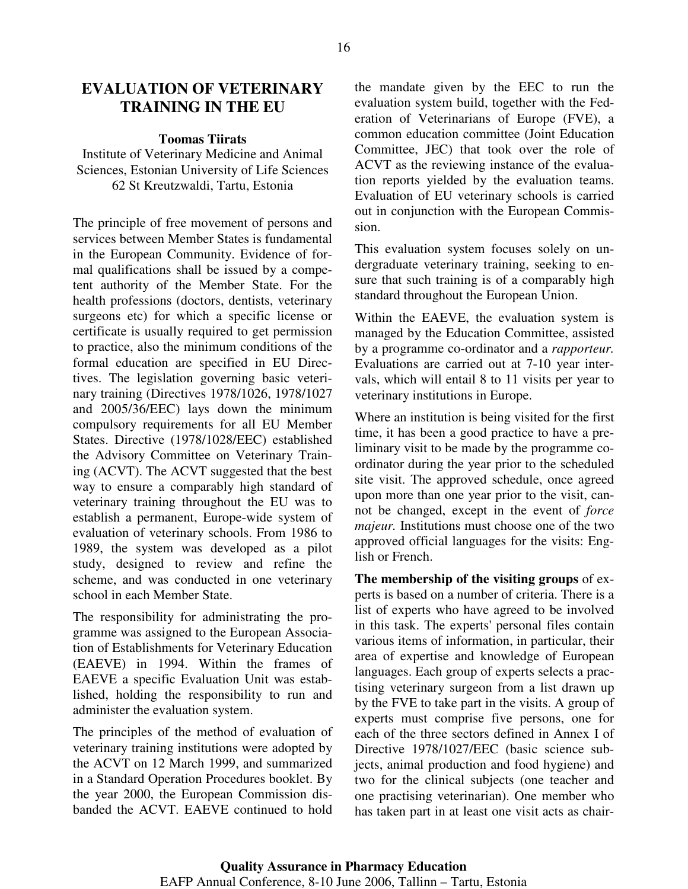# EVALUATION OF VETERINARY TRAINING IN THE EU

**Toomas Tiirats**

Institute of Veterinary Medicine and Animal Sciences, Estonian University of Life Sciences
62 St Kreutzwaldi, Tartu, Estonia

The principle of free movement of persons and services between Member States is fundamental in the European Community. Evidence of formal qualifications shall be issued by a competent authority of the Member State. For the health professions (doctors, dentists, veterinary surgeons etc) for which a specific license or certificate is usually required to get permission to practice, also the minimum conditions of the formal education are specified in EU Directives. The legislation governing basic veterinary training (Directives 1978/1026, 1978/1027 and 2005/36/EEC) lays down the minimum compulsory requirements for all EU Member States. Directive (1978/1028/EEC) established the Advisory Committee on Veterinary Training (ACVT). The ACVT suggested that the best way to ensure a comparably high standard of veterinary training throughout the EU was to establish a permanent, Europe-wide system of evaluation of veterinary schools. From 1986 to 1989, the system was developed as a pilot study, designed to review and refine the scheme, and was conducted in one veterinary school in each Member State.

The responsibility for administrating the programme was assigned to the European Association of Establishments for Veterinary Education (EAEVE) in 1994. Within the frames of EAEVE a specific Evaluation Unit was established, holding the responsibility to run and administer the evaluation system.

The principles of the method of evaluation of veterinary training institutions were adopted by the ACVT on 12 March 1999, and summarized in a Standard Operation Procedures booklet. By the year 2000, the European Commission disbanded the ACVT. EAEVE continued to hold the mandate given by the EEC to run the evaluation system build, together with the Federation of Veterinarians of Europe (FVE), a common education committee (Joint Education Committee, JEC) that took over the role of ACVT as the reviewing instance of the evaluation reports yielded by the evaluation teams. Evaluation of EU veterinary schools is carried out in conjunction with the European Commission.

This evaluation system focuses solely on undergraduate veterinary training, seeking to ensure that such training is of a comparably high standard throughout the European Union.

Within the EAEVE, the evaluation system is managed by the Education Committee, assisted by a programme co-ordinator and a *rapporteur.* Evaluations are carried out at 7-10 year intervals, which will entail 8 to 11 visits per year to veterinary institutions in Europe.

Where an institution is being visited for the first time, it has been a good practice to have a preliminary visit to be made by the programme coordinator during the year prior to the scheduled site visit. The approved schedule, once agreed upon more than one year prior to the visit, cannot be changed, except in the event of *force majeur.* Institutions must choose one of the two approved official languages for the visits: English or French.

**The membership of the visiting groups** of experts is based on a number of criteria. There is a list of experts who have agreed to be involved in this task. The experts' personal files contain various items of information, in particular, their area of expertise and knowledge of European languages. Each group of experts selects a practising veterinary surgeon from a list drawn up by the FVE to take part in the visits. A group of experts must comprise five persons, one for each of the three sectors defined in Annex I of Directive 1978/1027/EEC (basic science subjects, animal production and food hygiene) and two for the clinical subjects (one teacher and one practising veterinarian). One member who has taken part in at least one visit acts as chair-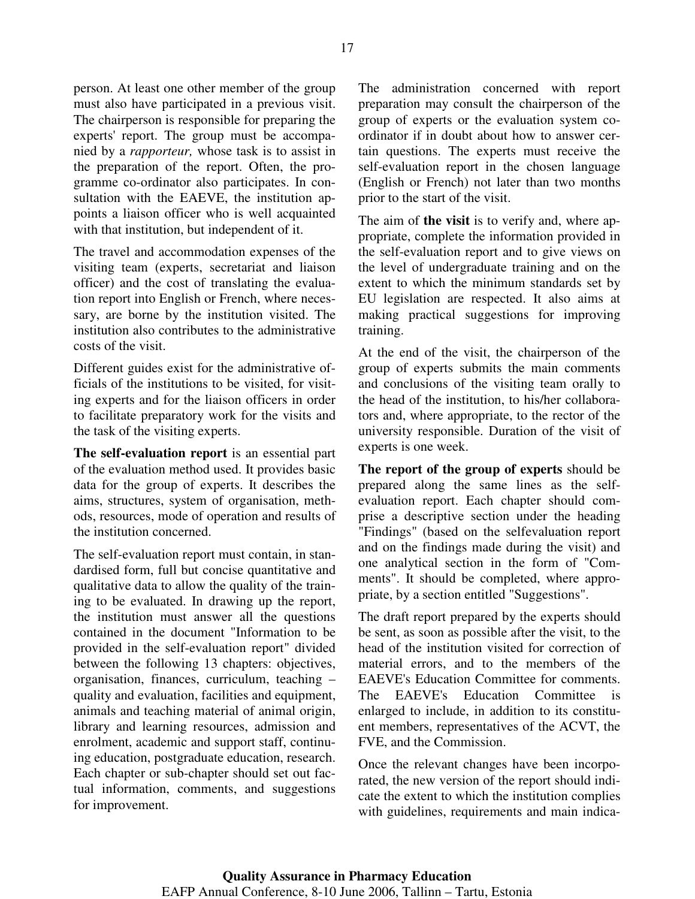person. At least one other member of the group must also have participated in a previous visit. The chairperson is responsible for preparing the experts' report. The group must be accompanied by a *rapporteur,* whose task is to assist in the preparation of the report. Often, the programme co-ordinator also participates. In consultation with the EAEVE, the institution appoints a liaison officer who is well acquainted with that institution, but independent of it.

The travel and accommodation expenses of the visiting team (experts, secretariat and liaison officer) and the cost of translating the evaluation report into English or French, where necessary, are borne by the institution visited. The institution also contributes to the administrative costs of the visit.

Different guides exist for the administrative officials of the institutions to be visited, for visiting experts and for the liaison officers in order to facilitate preparatory work for the visits and the task of the visiting experts.

**The self-evaluation report** is an essential part of the evaluation method used. It provides basic data for the group of experts. It describes the aims, structures, system of organisation, methods, resources, mode of operation and results of the institution concerned.

The self-evaluation report must contain, in standardised form, full but concise quantitative and qualitative data to allow the quality of the training to be evaluated. In drawing up the report, the institution must answer all the questions contained in the document "Information to be provided in the self-evaluation report" divided between the following 13 chapters: objectives, organisation, finances, curriculum, teaching – quality and evaluation, facilities and equipment, animals and teaching material of animal origin, library and learning resources, admission and enrolment, academic and support staff, continuing education, postgraduate education, research. Each chapter or sub-chapter should set out factual information, comments, and suggestions for improvement.

The administration concerned with report preparation may consult the chairperson of the group of experts or the evaluation system co-ordinator if in doubt about how to answer certain questions. The experts must receive the self-evaluation report in the chosen language (English or French) not later than two months prior to the start of the visit.

The aim of **the visit** is to verify and, where appropriate, complete the information provided in the self-evaluation report and to give views on the level of undergraduate training and on the extent to which the minimum standards set by EU legislation are respected. It also aims at making practical suggestions for improving training.

At the end of the visit, the chairperson of the group of experts submits the main comments and conclusions of the visiting team orally to the head of the institution, to his/her collaborators and, where appropriate, to the rector of the university responsible. Duration of the visit of experts is one week.

**The report of the group of experts** should be prepared along the same lines as the self-evaluation report. Each chapter should comprise a descriptive section under the heading "Findings" (based on the selfevaluation report and on the findings made during the visit) and one analytical section in the form of "Comments". It should be completed, where appropriate, by a section entitled "Suggestions".

The draft report prepared by the experts should be sent, as soon as possible after the visit, to the head of the institution visited for correction of material errors, and to the members of the EAEVE's Education Committee for comments. The EAEVE's Education Committee is enlarged to include, in addition to its constituent members, representatives of the ACVT, the FVE, and the Commission.

Once the relevant changes have been incorporated, the new version of the report should indicate the extent to which the institution complies with guidelines, requirements and main indica-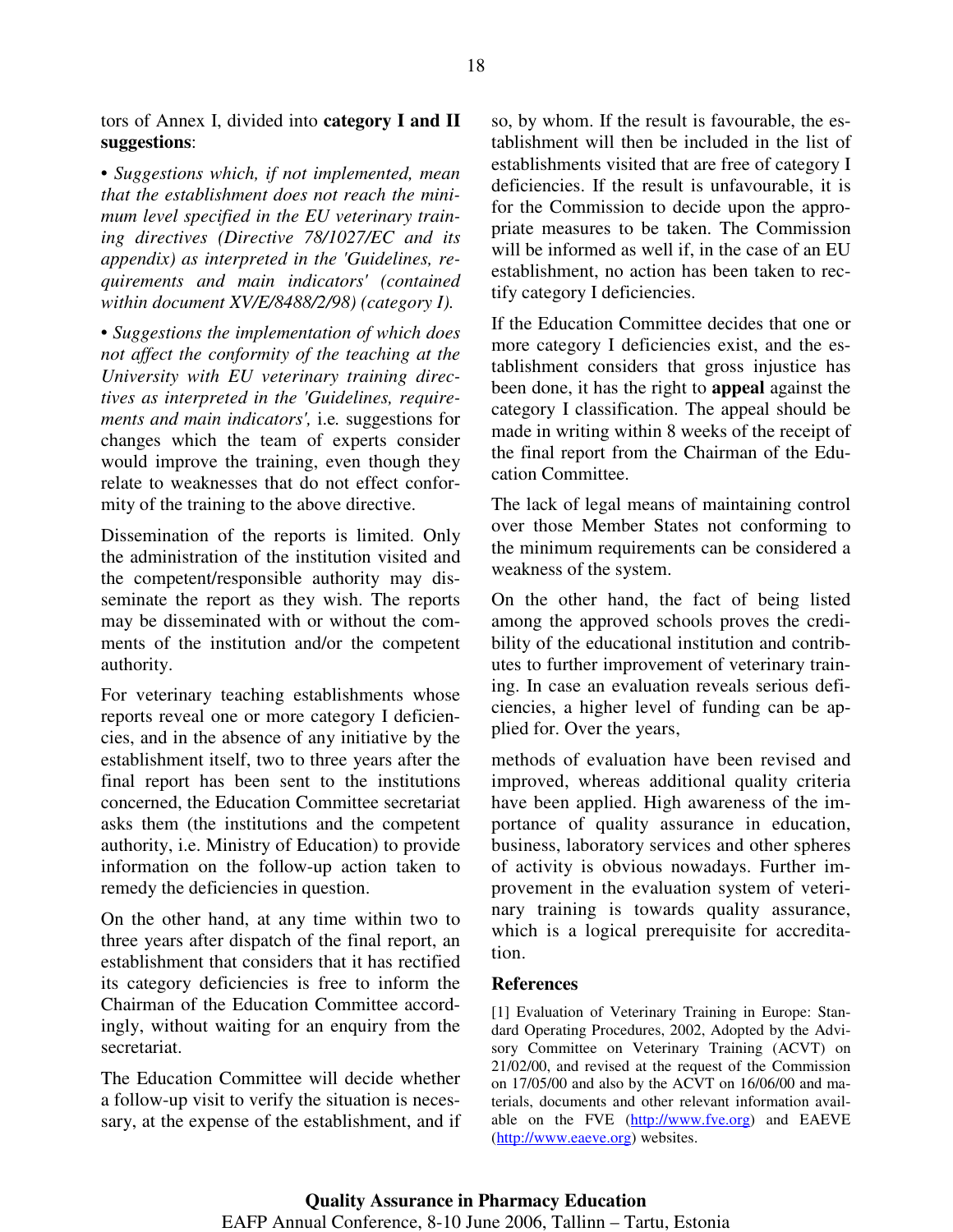tors of Annex I, divided into **category I and II suggestions**:

• *Suggestions which, if not implemented, mean that the establishment does not reach the minimum level specified in the EU veterinary training directives (Directive 78/1027/EC and its appendix) as interpreted in the 'Guidelines, requirements and main indicators' (contained within document XV/E/8488/2/98) (category I).*

• *Suggestions the implementation of which does not affect the conformity of the teaching at the University with EU veterinary training directives as interpreted in the 'Guidelines, requirements and main indicators',* i.e. suggestions for changes which the team of experts consider would improve the training, even though they relate to weaknesses that do not effect conformity of the training to the above directive.

Dissemination of the reports is limited. Only the administration of the institution visited and the competent/responsible authority may disseminate the report as they wish. The reports may be disseminated with or without the comments of the institution and/or the competent authority.

For veterinary teaching establishments whose reports reveal one or more category I deficiencies, and in the absence of any initiative by the establishment itself, two to three years after the final report has been sent to the institutions concerned, the Education Committee secretariat asks them (the institutions and the competent authority, i.e. Ministry of Education) to provide information on the follow-up action taken to remedy the deficiencies in question.

On the other hand, at any time within two to three years after dispatch of the final report, an establishment that considers that it has rectified its category deficiencies is free to inform the Chairman of the Education Committee accordingly, without waiting for an enquiry from the secretariat.

The Education Committee will decide whether a follow-up visit to verify the situation is necessary, at the expense of the establishment, and if so, by whom. If the result is favourable, the establishment will then be included in the list of establishments visited that are free of category I deficiencies. If the result is unfavourable, it is for the Commission to decide upon the appropriate measures to be taken. The Commission will be informed as well if, in the case of an EU establishment, no action has been taken to rectify category I deficiencies.

If the Education Committee decides that one or more category I deficiencies exist, and the establishment considers that gross injustice has been done, it has the right to **appeal** against the category I classification. The appeal should be made in writing within 8 weeks of the receipt of the final report from the Chairman of the Education Committee.

The lack of legal means of maintaining control over those Member States not conforming to the minimum requirements can be considered a weakness of the system.

On the other hand, the fact of being listed among the approved schools proves the credibility of the educational institution and contributes to further improvement of veterinary training. In case an evaluation reveals serious deficiencies, a higher level of funding can be applied for. Over the years,

methods of evaluation have been revised and improved, whereas additional quality criteria have been applied. High awareness of the importance of quality assurance in education, business, laboratory services and other spheres of activity is obvious nowadays. Further improvement in the evaluation system of veterinary training is towards quality assurance, which is a logical prerequisite for accreditation.

### References

[1] Evaluation of Veterinary Training in Europe: Standard Operating Procedures, 2002, Adopted by the Advisory Committee on Veterinary Training (ACVT) on 21/02/00, and revised at the request of the Commission on 17/05/00 and also by the ACVT on 16/06/00 and materials, documents and other relevant information available on the FVE (http://www.fve.org) and EAEVE (http://www.eaeve.org) websites.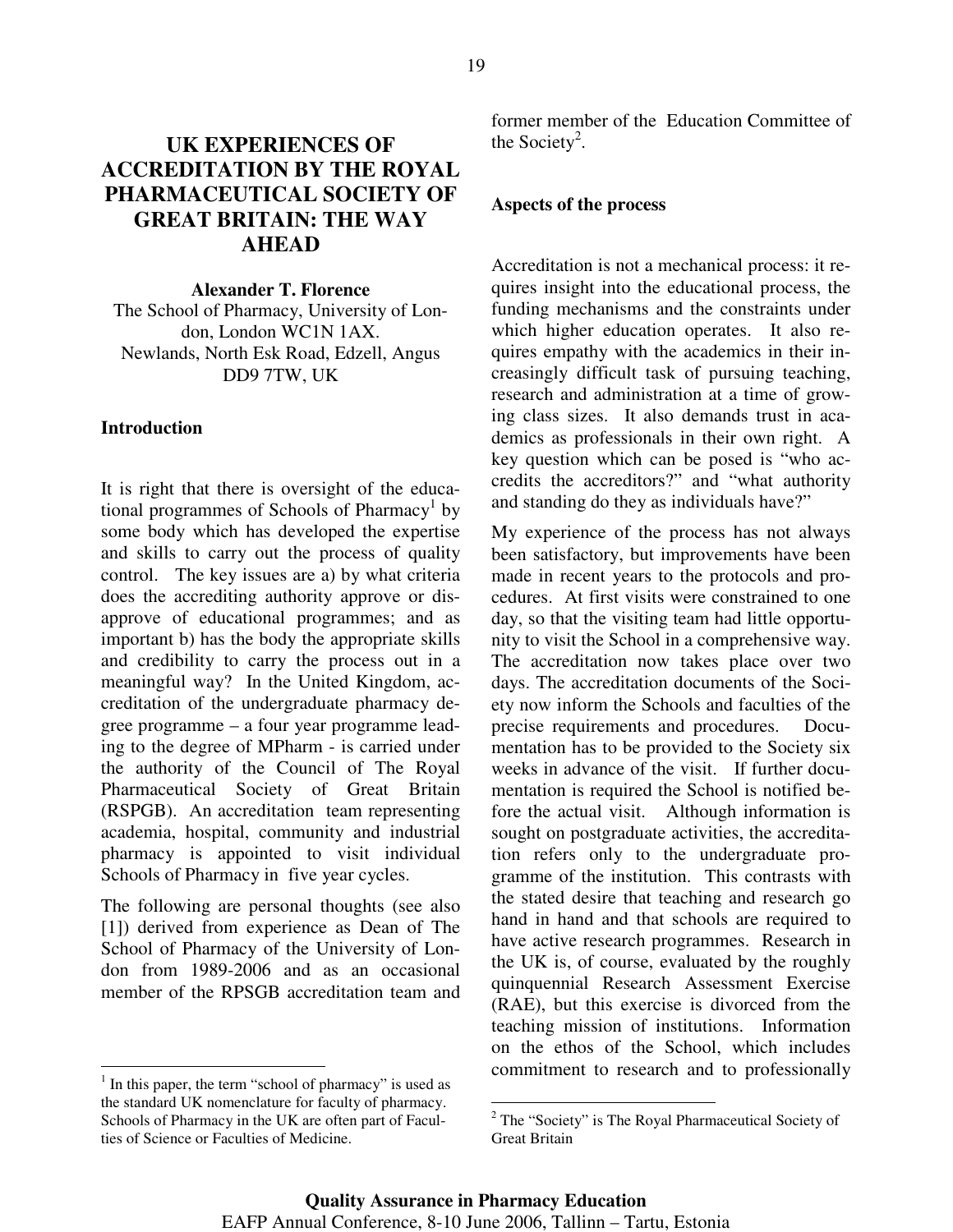# UK EXPERIENCES OF ACCREDITATION BY THE ROYAL PHARMACEUTICAL SOCIETY OF GREAT BRITAIN: THE WAY AHEAD

**Alexander T. Florence**

The School of Pharmacy, University of London, London WC1N 1AX.
Newlands, North Esk Road, Edzell, Angus DD9 7TW, UK

## Introduction

It is right that there is oversight of the educational programmes of Schools of Pharmacy[1] by some body which has developed the expertise and skills to carry out the process of quality control. The key issues are a) by what criteria does the accrediting authority approve or disapprove of educational programmes; and as important b) has the body the appropriate skills and credibility to carry the process out in a meaningful way? In the United Kingdom, accreditation of the undergraduate pharmacy degree programme – a four year programme leading to the degree of MPharm - is carried under the authority of the Council of The Royal Pharmaceutical Society of Great Britain (RSPGB). An accreditation team representing academia, hospital, community and industrial pharmacy is appointed to visit individual Schools of Pharmacy in five year cycles.

The following are personal thoughts (see also [1]) derived from experience as Dean of The School of Pharmacy of the University of London from 1989-2006 and as an occasional member of the RPSGB accreditation team and former member of the Education Committee of the Society[2].

## Aspects of the process

Accreditation is not a mechanical process: it requires insight into the educational process, the funding mechanisms and the constraints under which higher education operates. It also requires empathy with the academics in their increasingly difficult task of pursuing teaching, research and administration at a time of growing class sizes. It also demands trust in academics as professionals in their own right. A key question which can be posed is "who accredits the accreditors?" and "what authority and standing do they as individuals have?"

My experience of the process has not always been satisfactory, but improvements have been made in recent years to the protocols and procedures. At first visits were constrained to one day, so that the visiting team had little opportunity to visit the School in a comprehensive way. The accreditation now takes place over two days. The accreditation documents of the Society now inform the Schools and faculties of the precise requirements and procedures. Documentation has to be provided to the Society six weeks in advance of the visit. If further documentation is required the School is notified before the actual visit. Although information is sought on postgraduate activities, the accreditation refers only to the undergraduate programme of the institution. This contrasts with the stated desire that teaching and research go hand in hand and that schools are required to have active research programmes. Research in the UK is, of course, evaluated by the roughly quinquennial Research Assessment Exercise (RAE), but this exercise is divorced from the teaching mission of institutions. Information on the ethos of the School, which includes commitment to research and to professionally

---

[1] In this paper, the term "school of pharmacy" is used as the standard UK nomenclature for faculty of pharmacy. Schools of Pharmacy in the UK are often part of Faculties of Science or Faculties of Medicine.

[2] The "Society" is The Royal Pharmaceutical Society of Great Britain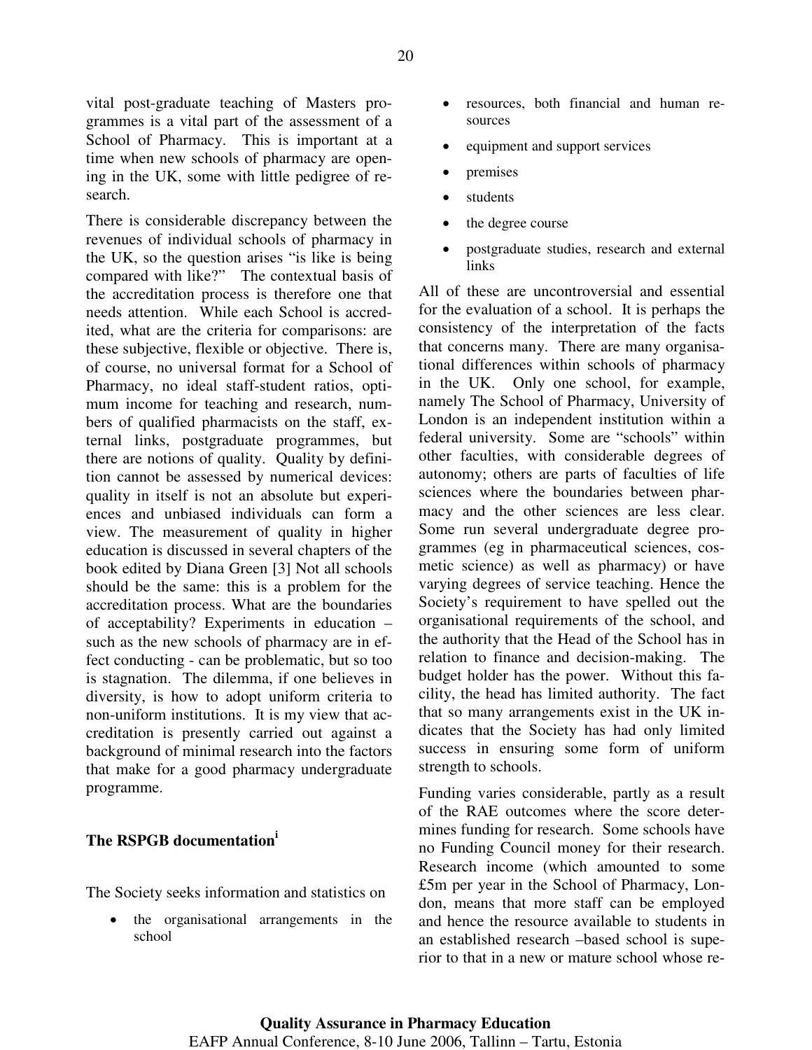vital post-graduate teaching of Masters programmes is a vital part of the assessment of a School of Pharmacy. This is important at a time when new schools of pharmacy are opening in the UK, some with little pedigree of research.

There is considerable discrepancy between the revenues of individual schools of pharmacy in the UK, so the question arises "is like is being compared with like?" The contextual basis of the accreditation process is therefore one that needs attention. While each School is accredited, what are the criteria for comparisons: are these subjective, flexible or objective. There is, of course, no universal format for a School of Pharmacy, no ideal staff-student ratios, optimum income for teaching and research, numbers of qualified pharmacists on the staff, external links, postgraduate programmes, but there are notions of quality. Quality by definition cannot be assessed by numerical devices: quality in itself is not an absolute but experiences and unbiased individuals can form a view. The measurement of quality in higher education is discussed in several chapters of the book edited by Diana Green [3] Not all schools should be the same: this is a problem for the accreditation process. What are the boundaries of acceptability? Experiments in education – such as the new schools of pharmacy are in effect conducting - can be problematic, but so too is stagnation. The dilemma, if one believes in diversity, is how to adopt uniform criteria to non-uniform institutions. It is my view that accreditation is presently carried out against a background of minimal research into the factors that make for a good pharmacy undergraduate programme.

## The RSPGB documentation[i]

The Society seeks information and statistics on

- the organisational arrangements in the school
- resources, both financial and human resources
- equipment and support services
- premises
- students
- the degree course
- postgraduate studies, research and external links

All of these are uncontroversial and essential for the evaluation of a school. It is perhaps the consistency of the interpretation of the facts that concerns many. There are many organisational differences within schools of pharmacy in the UK. Only one school, for example, namely The School of Pharmacy, University of London is an independent institution within a federal university. Some are "schools" within other faculties, with considerable degrees of autonomy; others are parts of faculties of life sciences where the boundaries between pharmacy and the other sciences are less clear. Some run several undergraduate degree programmes (eg in pharmaceutical sciences, cosmetic science) as well as pharmacy) or have varying degrees of service teaching. Hence the Society's requirement to have spelled out the organisational requirements of the school, and the authority that the Head of the School has in relation to finance and decision-making. The budget holder has the power. Without this facility, the head has limited authority. The fact that so many arrangements exist in the UK indicates that the Society has had only limited success in ensuring some form of uniform strength to schools.

Funding varies considerable, partly as a result of the RAE outcomes where the score determines funding for research. Some schools have no Funding Council money for their research. Research income (which amounted to some £5m per year in the School of Pharmacy, London, means that more staff can be employed and hence the resource available to students in an established research –based school is superior to that in a new or mature school whose re-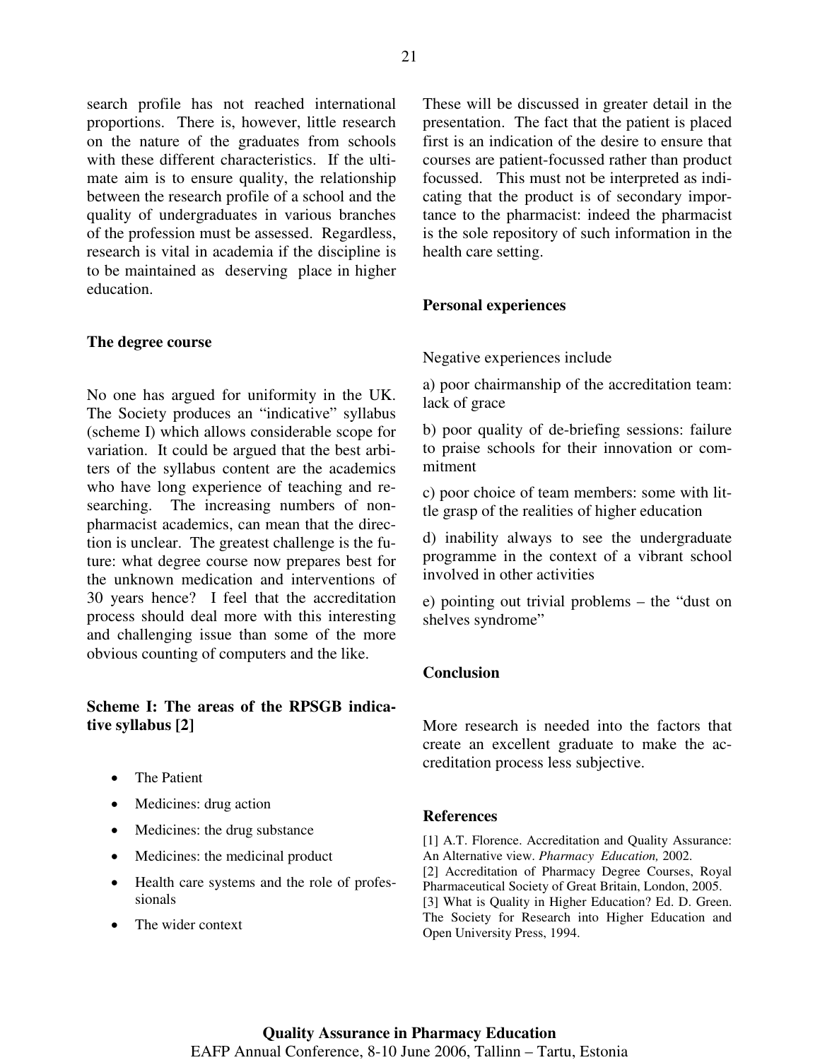search profile has not reached international proportions. There is, however, little research on the nature of the graduates from schools with these different characteristics. If the ultimate aim is to ensure quality, the relationship between the research profile of a school and the quality of undergraduates in various branches of the profession must be assessed. Regardless, research is vital in academia if the discipline is to be maintained as deserving place in higher education.

## The degree course

No one has argued for uniformity in the UK. The Society produces an "indicative" syllabus (scheme I) which allows considerable scope for variation. It could be argued that the best arbiters of the syllabus content are the academics who have long experience of teaching and researching. The increasing numbers of non-pharmacist academics, can mean that the direction is unclear. The greatest challenge is the future: what degree course now prepares best for the unknown medication and interventions of 30 years hence? I feel that the accreditation process should deal more with this interesting and challenging issue than some of the more obvious counting of computers and the like.

### Scheme I: The areas of the RPSGB indicative syllabus [2]

- The Patient
- Medicines: drug action
- Medicines: the drug substance
- Medicines: the medicinal product
- Health care systems and the role of professionals
- The wider context

These will be discussed in greater detail in the presentation. The fact that the patient is placed first is an indication of the desire to ensure that courses are patient-focussed rather than product focussed. This must not be interpreted as indicating that the product is of secondary importance to the pharmacist: indeed the pharmacist is the sole repository of such information in the health care setting.

## Personal experiences

Negative experiences include

a) poor chairmanship of the accreditation team: lack of grace

b) poor quality of de-briefing sessions: failure to praise schools for their innovation or commitment

c) poor choice of team members: some with little grasp of the realities of higher education

d) inability always to see the undergraduate programme in the context of a vibrant school involved in other activities

e) pointing out trivial problems – the "dust on shelves syndrome"

## Conclusion

More research is needed into the factors that create an excellent graduate to make the accreditation process less subjective.

## References

[1] A.T. Florence. Accreditation and Quality Assurance: An Alternative view. *Pharmacy Education,* 2002.

[2] Accreditation of Pharmacy Degree Courses, Royal Pharmaceutical Society of Great Britain, London, 2005.

[3] What is Quality in Higher Education? Ed. D. Green. The Society for Research into Higher Education and Open University Press, 1994.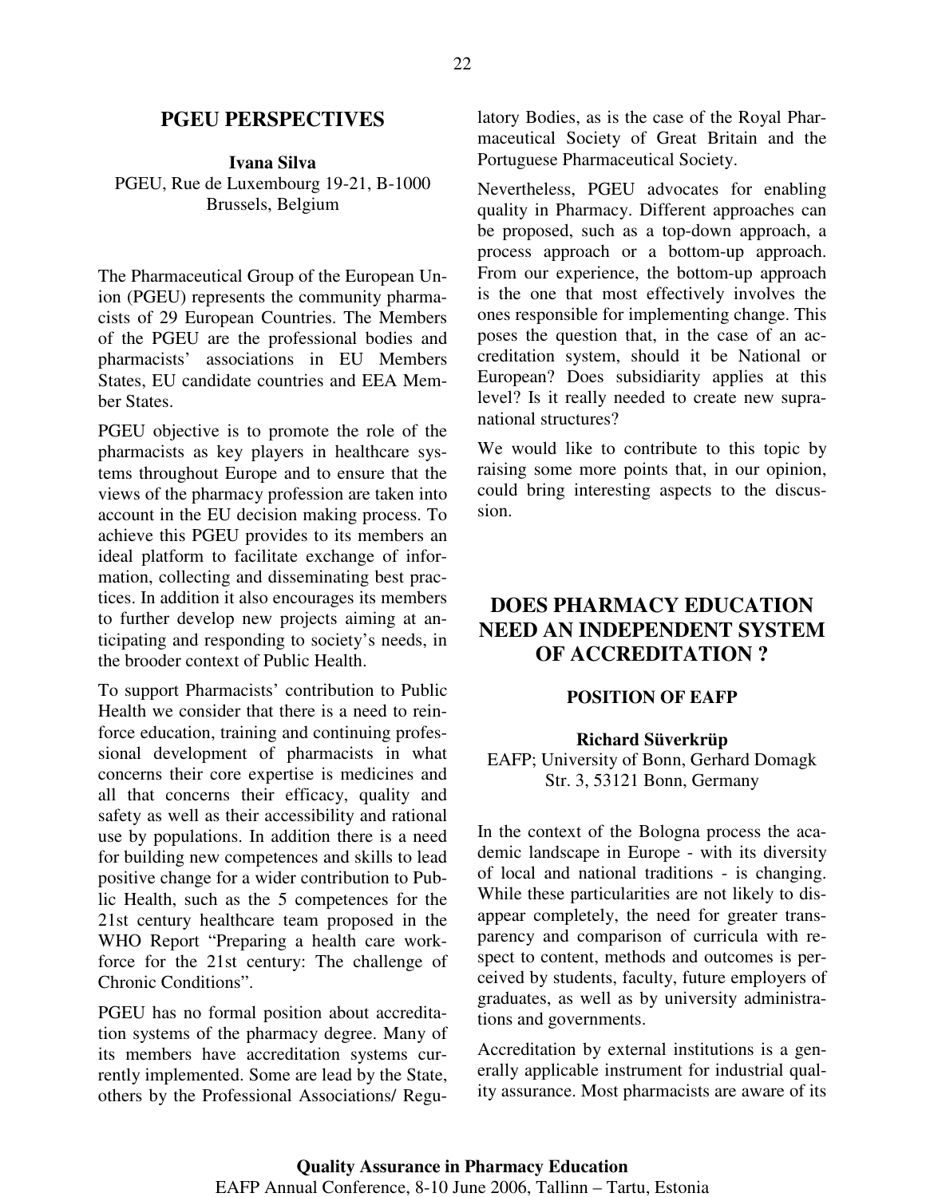## PGEU PERSPECTIVES

**Ivana Silva**

PGEU, Rue de Luxembourg 19-21, B-1000 Brussels, Belgium

The Pharmaceutical Group of the European Union (PGEU) represents the community pharmacists of 29 European Countries. The Members of the PGEU are the professional bodies and pharmacists' associations in EU Members States, EU candidate countries and EEA Member States.

PGEU objective is to promote the role of the pharmacists as key players in healthcare systems throughout Europe and to ensure that the views of the pharmacy profession are taken into account in the EU decision making process. To achieve this PGEU provides to its members an ideal platform to facilitate exchange of information, collecting and disseminating best practices. In addition it also encourages its members to further develop new projects aiming at anticipating and responding to society's needs, in the brooder context of Public Health.

To support Pharmacists' contribution to Public Health we consider that there is a need to reinforce education, training and continuing professional development of pharmacists in what concerns their core expertise is medicines and all that concerns their efficacy, quality and safety as well as their accessibility and rational use by populations. In addition there is a need for building new competences and skills to lead positive change for a wider contribution to Public Health, such as the 5 competences for the 21st century healthcare team proposed in the WHO Report "Preparing a health care workforce for the 21st century: The challenge of Chronic Conditions".

PGEU has no formal position about accreditation systems of the pharmacy degree. Many of its members have accreditation systems currently implemented. Some are lead by the State, others by the Professional Associations/ Regulatory Bodies, as is the case of the Royal Pharmaceutical Society of Great Britain and the Portuguese Pharmaceutical Society.

Nevertheless, PGEU advocates for enabling quality in Pharmacy. Different approaches can be proposed, such as a top-down approach, a process approach or a bottom-up approach. From our experience, the bottom-up approach is the one that most effectively involves the ones responsible for implementing change. This poses the question that, in the case of an accreditation system, should it be National or European? Does subsidiarity applies at this level? Is it really needed to create new supranational structures?

We would like to contribute to this topic by raising some more points that, in our opinion, could bring interesting aspects to the discussion.

## DOES PHARMACY EDUCATION NEED AN INDEPENDENT SYSTEM OF ACCREDITATION ?

### POSITION OF EAFP

**Richard Süverkrüp**

EAFP; University of Bonn, Gerhard Domagk Str. 3, 53121 Bonn, Germany

In the context of the Bologna process the academic landscape in Europe - with its diversity of local and national traditions - is changing. While these particularities are not likely to disappear completely, the need for greater transparency and comparison of curricula with respect to content, methods and outcomes is perceived by students, faculty, future employers of graduates, as well as by university administrations and governments.

Accreditation by external institutions is a generally applicable instrument for industrial quality assurance. Most pharmacists are aware of its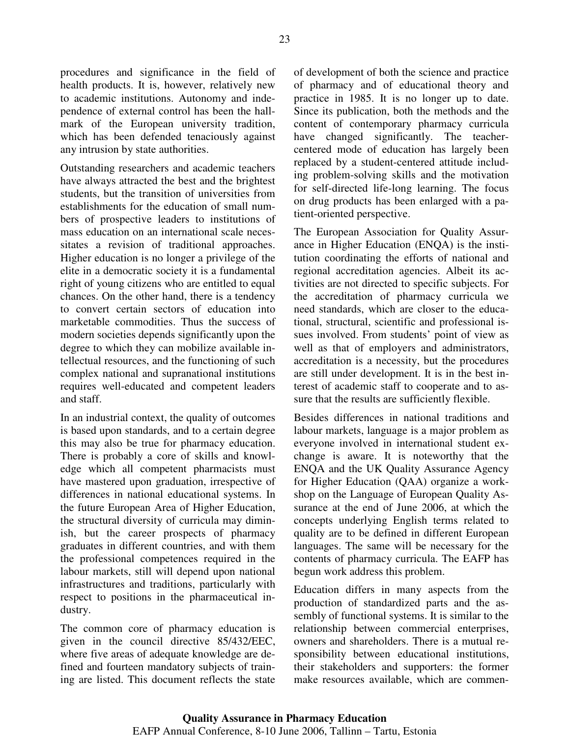procedures and significance in the field of health products. It is, however, relatively new to academic institutions. Autonomy and independence of external control has been the hallmark of the European university tradition, which has been defended tenaciously against any intrusion by state authorities.

Outstanding researchers and academic teachers have always attracted the best and the brightest students, but the transition of universities from establishments for the education of small numbers of prospective leaders to institutions of mass education on an international scale necessitates a revision of traditional approaches. Higher education is no longer a privilege of the elite in a democratic society it is a fundamental right of young citizens who are entitled to equal chances. On the other hand, there is a tendency to convert certain sectors of education into marketable commodities. Thus the success of modern societies depends significantly upon the degree to which they can mobilize available intellectual resources, and the functioning of such complex national and supranational institutions requires well-educated and competent leaders and staff.

In an industrial context, the quality of outcomes is based upon standards, and to a certain degree this may also be true for pharmacy education. There is probably a core of skills and knowledge which all competent pharmacists must have mastered upon graduation, irrespective of differences in national educational systems. In the future European Area of Higher Education, the structural diversity of curricula may diminish, but the career prospects of pharmacy graduates in different countries, and with them the professional competences required in the labour markets, still will depend upon national infrastructures and traditions, particularly with respect to positions in the pharmaceutical industry.

The common core of pharmacy education is given in the council directive 85/432/EEC, where five areas of adequate knowledge are defined and fourteen mandatory subjects of training are listed. This document reflects the state of development of both the science and practice of pharmacy and of educational theory and practice in 1985. It is no longer up to date. Since its publication, both the methods and the content of contemporary pharmacy curricula have changed significantly. The teacher-centered mode of education has largely been replaced by a student-centered attitude including problem-solving skills and the motivation for self-directed life-long learning. The focus on drug products has been enlarged with a patient-oriented perspective.

The European Association for Quality Assurance in Higher Education (ENQA) is the institution coordinating the efforts of national and regional accreditation agencies. Albeit its activities are not directed to specific subjects. For the accreditation of pharmacy curricula we need standards, which are closer to the educational, structural, scientific and professional issues involved. From students' point of view as well as that of employers and administrators, accreditation is a necessity, but the procedures are still under development. It is in the best interest of academic staff to cooperate and to assure that the results are sufficiently flexible.

Besides differences in national traditions and labour markets, language is a major problem as everyone involved in international student exchange is aware. It is noteworthy that the ENQA and the UK Quality Assurance Agency for Higher Education (QAA) organize a workshop on the Language of European Quality Assurance at the end of June 2006, at which the concepts underlying English terms related to quality are to be defined in different European languages. The same will be necessary for the contents of pharmacy curricula. The EAFP has begun work address this problem.

Education differs in many aspects from the production of standardized parts and the assembly of functional systems. It is similar to the relationship between commercial enterprises, owners and shareholders. There is a mutual responsibility between educational institutions, their stakeholders and supporters: the former make resources available, which are commen-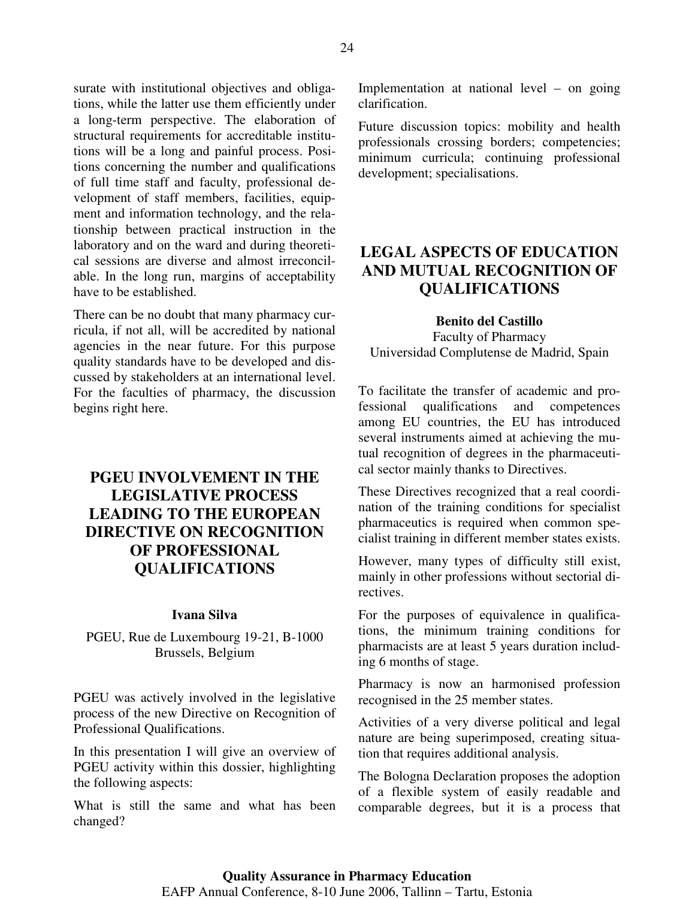surate with institutional objectives and obligations, while the latter use them efficiently under a long-term perspective. The elaboration of structural requirements for accreditable institutions will be a long and painful process. Positions concerning the number and qualifications of full time staff and faculty, professional development of staff members, facilities, equipment and information technology, and the relationship between practical instruction in the laboratory and on the ward and during theoretical sessions are diverse and almost irreconcilable. In the long run, margins of acceptability have to be established.

There can be no doubt that many pharmacy curricula, if not all, will be accredited by national agencies in the near future. For this purpose quality standards have to be developed and discussed by stakeholders at an international level. For the faculties of pharmacy, the discussion begins right here.

## PGEU INVOLVEMENT IN THE LEGISLATIVE PROCESS LEADING TO THE EUROPEAN DIRECTIVE ON RECOGNITION OF PROFESSIONAL QUALIFICATIONS

**Ivana Silva**

PGEU, Rue de Luxembourg 19-21, B-1000 Brussels, Belgium

PGEU was actively involved in the legislative process of the new Directive on Recognition of Professional Qualifications.

In this presentation I will give an overview of PGEU activity within this dossier, highlighting the following aspects:

What is still the same and what has been changed?

Implementation at national level – on going clarification.

Future discussion topics: mobility and health professionals crossing borders; competencies; minimum curricula; continuing professional development; specialisations.

## LEGAL ASPECTS OF EDUCATION AND MUTUAL RECOGNITION OF QUALIFICATIONS

**Benito del Castillo**

Faculty of Pharmacy
Universidad Complutense de Madrid, Spain

To facilitate the transfer of academic and professional qualifications and competences among EU countries, the EU has introduced several instruments aimed at achieving the mutual recognition of degrees in the pharmaceutical sector mainly thanks to Directives.

These Directives recognized that a real coordination of the training conditions for specialist pharmaceutics is required when common specialist training in different member states exists.

However, many types of difficulty still exist, mainly in other professions without sectorial directives.

For the purposes of equivalence in qualifications, the minimum training conditions for pharmacists are at least 5 years duration including 6 months of stage.

Pharmacy is now an harmonised profession recognised in the 25 member states.

Activities of a very diverse political and legal nature are being superimposed, creating situation that requires additional analysis.

The Bologna Declaration proposes the adoption of a flexible system of easily readable and comparable degrees, but it is a process that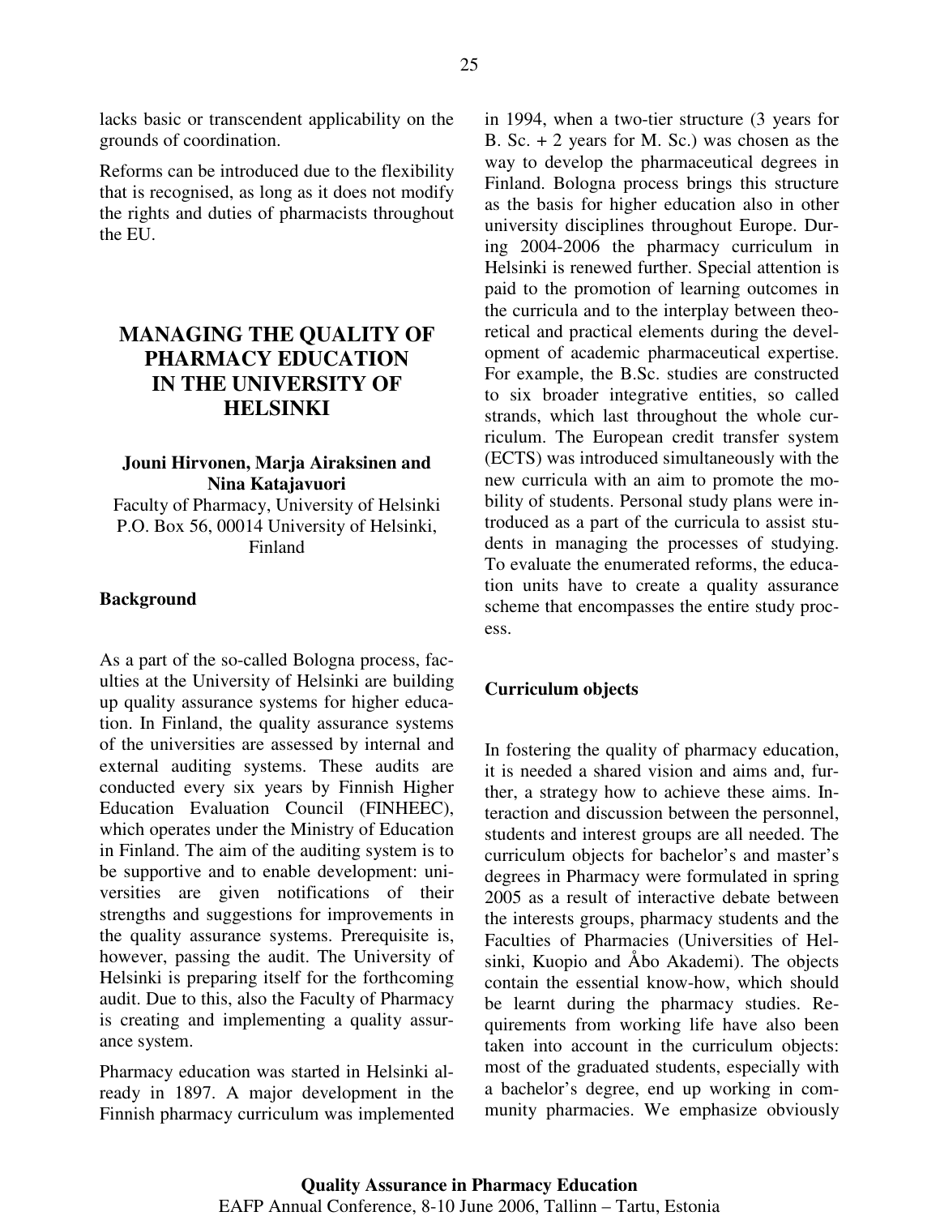lacks basic or transcendent applicability on the grounds of coordination.

Reforms can be introduced due to the flexibility that is recognised, as long as it does not modify the rights and duties of pharmacists throughout the EU.

# MANAGING THE QUALITY OF PHARMACY EDUCATION IN THE UNIVERSITY OF HELSINKI

**Jouni Hirvonen, Marja Airaksinen and Nina Katajavuori**

Faculty of Pharmacy, University of Helsinki
P.O. Box 56, 00014 University of Helsinki, Finland

## Background

As a part of the so-called Bologna process, faculties at the University of Helsinki are building up quality assurance systems for higher education. In Finland, the quality assurance systems of the universities are assessed by internal and external auditing systems. These audits are conducted every six years by Finnish Higher Education Evaluation Council (FINHEEC), which operates under the Ministry of Education in Finland. The aim of the auditing system is to be supportive and to enable development: universities are given notifications of their strengths and suggestions for improvements in the quality assurance systems. Prerequisite is, however, passing the audit. The University of Helsinki is preparing itself for the forthcoming audit. Due to this, also the Faculty of Pharmacy is creating and implementing a quality assurance system.

Pharmacy education was started in Helsinki already in 1897. A major development in the Finnish pharmacy curriculum was implemented in 1994, when a two-tier structure (3 years for B. Sc. + 2 years for M. Sc.) was chosen as the way to develop the pharmaceutical degrees in Finland. Bologna process brings this structure as the basis for higher education also in other university disciplines throughout Europe. During 2004-2006 the pharmacy curriculum in Helsinki is renewed further. Special attention is paid to the promotion of learning outcomes in the curricula and to the interplay between theoretical and practical elements during the development of academic pharmaceutical expertise. For example, the B.Sc. studies are constructed to six broader integrative entities, so called strands, which last throughout the whole curriculum. The European credit transfer system (ECTS) was introduced simultaneously with the new curricula with an aim to promote the mobility of students. Personal study plans were introduced as a part of the curricula to assist students in managing the processes of studying. To evaluate the enumerated reforms, the education units have to create a quality assurance scheme that encompasses the entire study process.

## Curriculum objects

In fostering the quality of pharmacy education, it is needed a shared vision and aims and, further, a strategy how to achieve these aims. Interaction and discussion between the personnel, students and interest groups are all needed. The curriculum objects for bachelor's and master's degrees in Pharmacy were formulated in spring 2005 as a result of interactive debate between the interests groups, pharmacy students and the Faculties of Pharmacies (Universities of Helsinki, Kuopio and Åbo Akademi). The objects contain the essential know-how, which should be learnt during the pharmacy studies. Requirements from working life have also been taken into account in the curriculum objects: most of the graduated students, especially with a bachelor's degree, end up working in community pharmacies. We emphasize obviously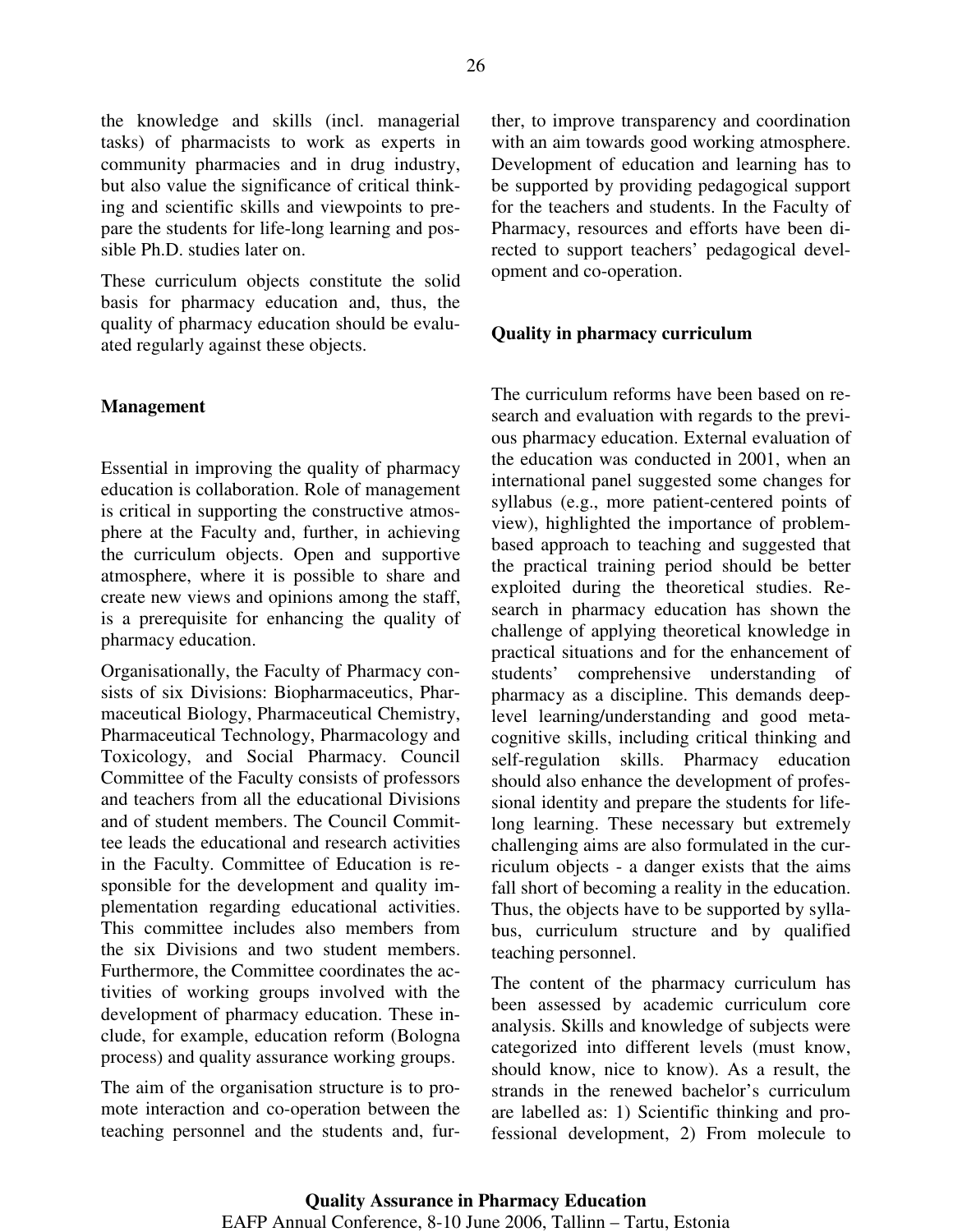the knowledge and skills (incl. managerial tasks) of pharmacists to work as experts in community pharmacies and in drug industry, but also value the significance of critical thinking and scientific skills and viewpoints to prepare the students for life-long learning and possible Ph.D. studies later on.

These curriculum objects constitute the solid basis for pharmacy education and, thus, the quality of pharmacy education should be evaluated regularly against these objects.

## Management

Essential in improving the quality of pharmacy education is collaboration. Role of management is critical in supporting the constructive atmosphere at the Faculty and, further, in achieving the curriculum objects. Open and supportive atmosphere, where it is possible to share and create new views and opinions among the staff, is a prerequisite for enhancing the quality of pharmacy education.

Organisationally, the Faculty of Pharmacy consists of six Divisions: Biopharmaceutics, Pharmaceutical Biology, Pharmaceutical Chemistry, Pharmaceutical Technology, Pharmacology and Toxicology, and Social Pharmacy. Council Committee of the Faculty consists of professors and teachers from all the educational Divisions and of student members. The Council Committee leads the educational and research activities in the Faculty. Committee of Education is responsible for the development and quality implementation regarding educational activities. This committee includes also members from the six Divisions and two student members. Furthermore, the Committee coordinates the activities of working groups involved with the development of pharmacy education. These include, for example, education reform (Bologna process) and quality assurance working groups.

The aim of the organisation structure is to promote interaction and co-operation between the teaching personnel and the students and, further, to improve transparency and coordination with an aim towards good working atmosphere. Development of education and learning has to be supported by providing pedagogical support for the teachers and students. In the Faculty of Pharmacy, resources and efforts have been directed to support teachers' pedagogical development and co-operation.

## Quality in pharmacy curriculum

The curriculum reforms have been based on research and evaluation with regards to the previous pharmacy education. External evaluation of the education was conducted in 2001, when an international panel suggested some changes for syllabus (e.g., more patient-centered points of view), highlighted the importance of problem-based approach to teaching and suggested that the practical training period should be better exploited during the theoretical studies. Research in pharmacy education has shown the challenge of applying theoretical knowledge in practical situations and for the enhancement of students' comprehensive understanding of pharmacy as a discipline. This demands deep-level learning/understanding and good metacognitive skills, including critical thinking and self-regulation skills. Pharmacy education should also enhance the development of professional identity and prepare the students for life-long learning. These necessary but extremely challenging aims are also formulated in the curriculum objects - a danger exists that the aims fall short of becoming a reality in the education. Thus, the objects have to be supported by syllabus, curriculum structure and by qualified teaching personnel.

The content of the pharmacy curriculum has been assessed by academic curriculum core analysis. Skills and knowledge of subjects were categorized into different levels (must know, should know, nice to know). As a result, the strands in the renewed bachelor's curriculum are labelled as: 1) Scientific thinking and professional development, 2) From molecule to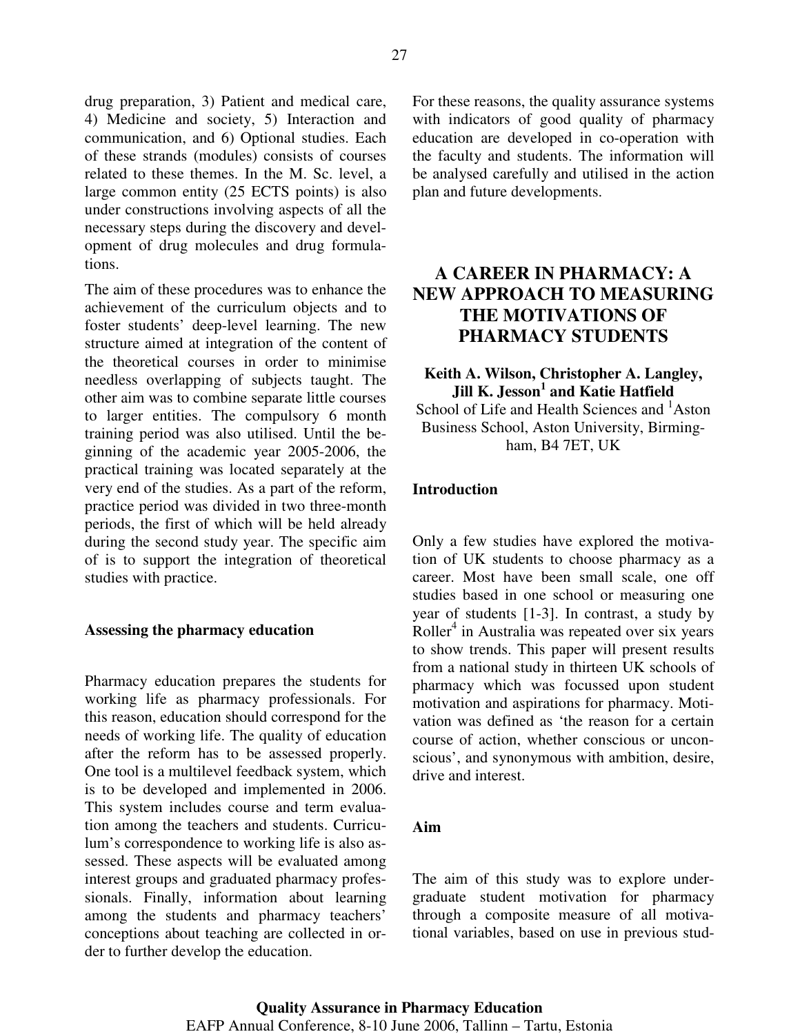drug preparation, 3) Patient and medical care, 4) Medicine and society, 5) Interaction and communication, and 6) Optional studies. Each of these strands (modules) consists of courses related to these themes. In the M. Sc. level, a large common entity (25 ECTS points) is also under constructions involving aspects of all the necessary steps during the discovery and development of drug molecules and drug formulations.

The aim of these procedures was to enhance the achievement of the curriculum objects and to foster students' deep-level learning. The new structure aimed at integration of the content of the theoretical courses in order to minimise needless overlapping of subjects taught. The other aim was to combine separate little courses to larger entities. The compulsory 6 month training period was also utilised. Until the beginning of the academic year 2005-2006, the practical training was located separately at the very end of the studies. As a part of the reform, practice period was divided in two three-month periods, the first of which will be held already during the second study year. The specific aim of is to support the integration of theoretical studies with practice.

**Assessing the pharmacy education**

Pharmacy education prepares the students for working life as pharmacy professionals. For this reason, education should correspond for the needs of working life. The quality of education after the reform has to be assessed properly. One tool is a multilevel feedback system, which is to be developed and implemented in 2006. This system includes course and term evaluation among the teachers and students. Curriculum's correspondence to working life is also assessed. These aspects will be evaluated among interest groups and graduated pharmacy professionals. Finally, information about learning among the students and pharmacy teachers' conceptions about teaching are collected in order to further develop the education.

For these reasons, the quality assurance systems with indicators of good quality of pharmacy education are developed in co-operation with the faculty and students. The information will be analysed carefully and utilised in the action plan and future developments.

# A CAREER IN PHARMACY: A NEW APPROACH TO MEASURING THE MOTIVATIONS OF PHARMACY STUDENTS

**Keith A. Wilson, Christopher A. Langley, Jill K. Jesson[1] and Katie Hatfield**

School of Life and Health Sciences and [1]Aston Business School, Aston University, Birmingham, B4 7ET, UK

**Introduction**

Only a few studies have explored the motivation of UK students to choose pharmacy as a career. Most have been small scale, one off studies based in one school or measuring one year of students [1-3]. In contrast, a study by Roller[4] in Australia was repeated over six years to show trends. This paper will present results from a national study in thirteen UK schools of pharmacy which was focussed upon student motivation and aspirations for pharmacy. Motivation was defined as 'the reason for a certain course of action, whether conscious or unconscious', and synonymous with ambition, desire, drive and interest.

**Aim**

The aim of this study was to explore undergraduate student motivation for pharmacy through a composite measure of all motivational variables, based on use in previous stud-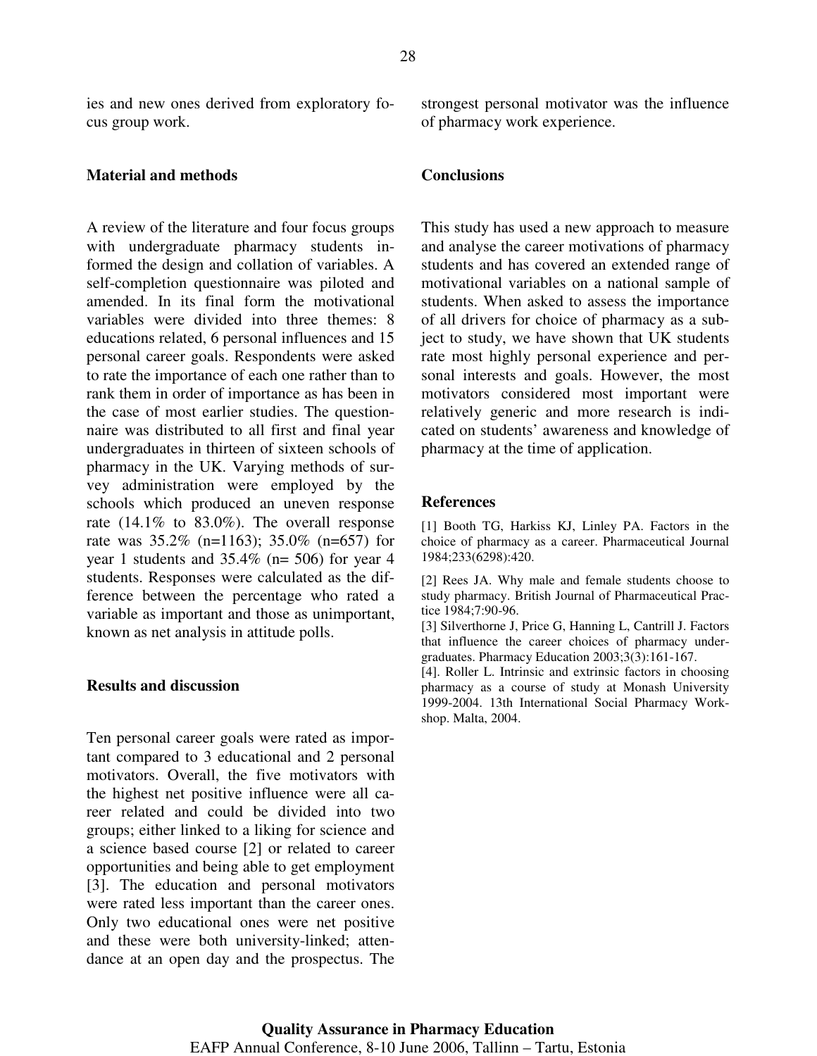ies and new ones derived from exploratory focus group work.

## Material and methods

A review of the literature and four focus groups with undergraduate pharmacy students informed the design and collation of variables. A self-completion questionnaire was piloted and amended. In its final form the motivational variables were divided into three themes: 8 educations related, 6 personal influences and 15 personal career goals. Respondents were asked to rate the importance of each one rather than to rank them in order of importance as has been in the case of most earlier studies. The questionnaire was distributed to all first and final year undergraduates in thirteen of sixteen schools of pharmacy in the UK. Varying methods of survey administration were employed by the schools which produced an uneven response rate (14.1% to 83.0%). The overall response rate was 35.2% (n=1163); 35.0% (n=657) for year 1 students and 35.4% (n= 506) for year 4 students. Responses were calculated as the difference between the percentage who rated a variable as important and those as unimportant, known as net analysis in attitude polls.

## Results and discussion

Ten personal career goals were rated as important compared to 3 educational and 2 personal motivators. Overall, the five motivators with the highest net positive influence were all career related and could be divided into two groups; either linked to a liking for science and a science based course [2] or related to career opportunities and being able to get employment [3]. The education and personal motivators were rated less important than the career ones. Only two educational ones were net positive and these were both university-linked; attendance at an open day and the prospectus. The strongest personal motivator was the influence of pharmacy work experience.

## Conclusions

This study has used a new approach to measure and analyse the career motivations of pharmacy students and has covered an extended range of motivational variables on a national sample of students. When asked to assess the importance of all drivers for choice of pharmacy as a subject to study, we have shown that UK students rate most highly personal experience and personal interests and goals. However, the most motivators considered most important were relatively generic and more research is indicated on students' awareness and knowledge of pharmacy at the time of application.

## References

[1] Booth TG, Harkiss KJ, Linley PA. Factors in the choice of pharmacy as a career. Pharmaceutical Journal 1984;233(6298):420.

[2] Rees JA. Why male and female students choose to study pharmacy. British Journal of Pharmaceutical Practice 1984;7:90-96.

[3] Silverthorne J, Price G, Hanning L, Cantrill J. Factors that influence the career choices of pharmacy undergraduates. Pharmacy Education 2003;3(3):161-167.

[4]. Roller L. Intrinsic and extrinsic factors in choosing pharmacy as a course of study at Monash University 1999-2004. 13th International Social Pharmacy Workshop. Malta, 2004.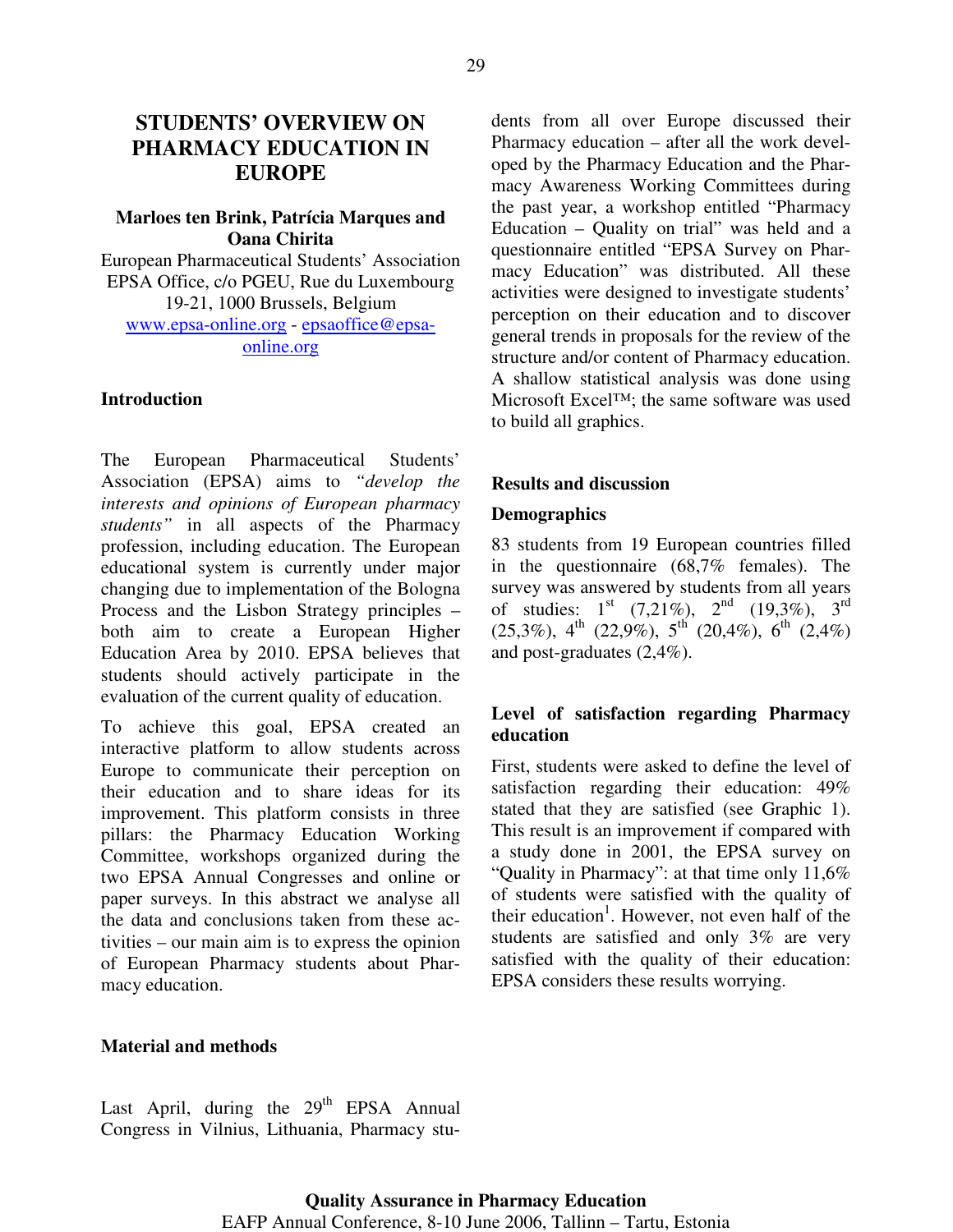# STUDENTS' OVERVIEW ON PHARMACY EDUCATION IN EUROPE

**Marloes ten Brink, Patrícia Marques and Oana Chirita**

European Pharmaceutical Students' Association
EPSA Office, c/o PGEU, Rue du Luxembourg 19-21, 1000 Brussels, Belgium
www.epsa-online.org - epsaoffice@epsa-online.org

## Introduction

The European Pharmaceutical Students' Association (EPSA) aims to *"develop the interests and opinions of European pharmacy students"* in all aspects of the Pharmacy profession, including education. The European educational system is currently under major changing due to implementation of the Bologna Process and the Lisbon Strategy principles – both aim to create a European Higher Education Area by 2010. EPSA believes that students should actively participate in the evaluation of the current quality of education.

To achieve this goal, EPSA created an interactive platform to allow students across Europe to communicate their perception on their education and to share ideas for its improvement. This platform consists in three pillars: the Pharmacy Education Working Committee, workshops organized during the two EPSA Annual Congresses and online or paper surveys. In this abstract we analyse all the data and conclusions taken from these activities – our main aim is to express the opinion of European Pharmacy students about Pharmacy education.

## Material and methods

Last April, during the 29th EPSA Annual Congress in Vilnius, Lithuania, Pharmacy students from all over Europe discussed their Pharmacy education – after all the work developed by the Pharmacy Education and the Pharmacy Awareness Working Committees during the past year, a workshop entitled "Pharmacy Education – Quality on trial" was held and a questionnaire entitled "EPSA Survey on Pharmacy Education" was distributed. All these activities were designed to investigate students' perception on their education and to discover general trends in proposals for the review of the structure and/or content of Pharmacy education. A shallow statistical analysis was done using Microsoft Excel™; the same software was used to build all graphics.

## Results and discussion

### Demographics

83 students from 19 European countries filled in the questionnaire (68,7% females). The survey was answered by students from all years of studies: 1st (7,21%), 2nd (19,3%), 3rd (25,3%), 4th (22,9%), 5th (20,4%), 6th (2,4%) and post-graduates (2,4%).

### Level of satisfaction regarding Pharmacy education

First, students were asked to define the level of satisfaction regarding their education: 49% stated that they are satisfied (see Graphic 1). This result is an improvement if compared with a study done in 2001, the EPSA survey on "Quality in Pharmacy": at that time only 11,6% of students were satisfied with the quality of their education[1]. However, not even half of the students are satisfied and only 3% are very satisfied with the quality of their education: EPSA considers these results worrying.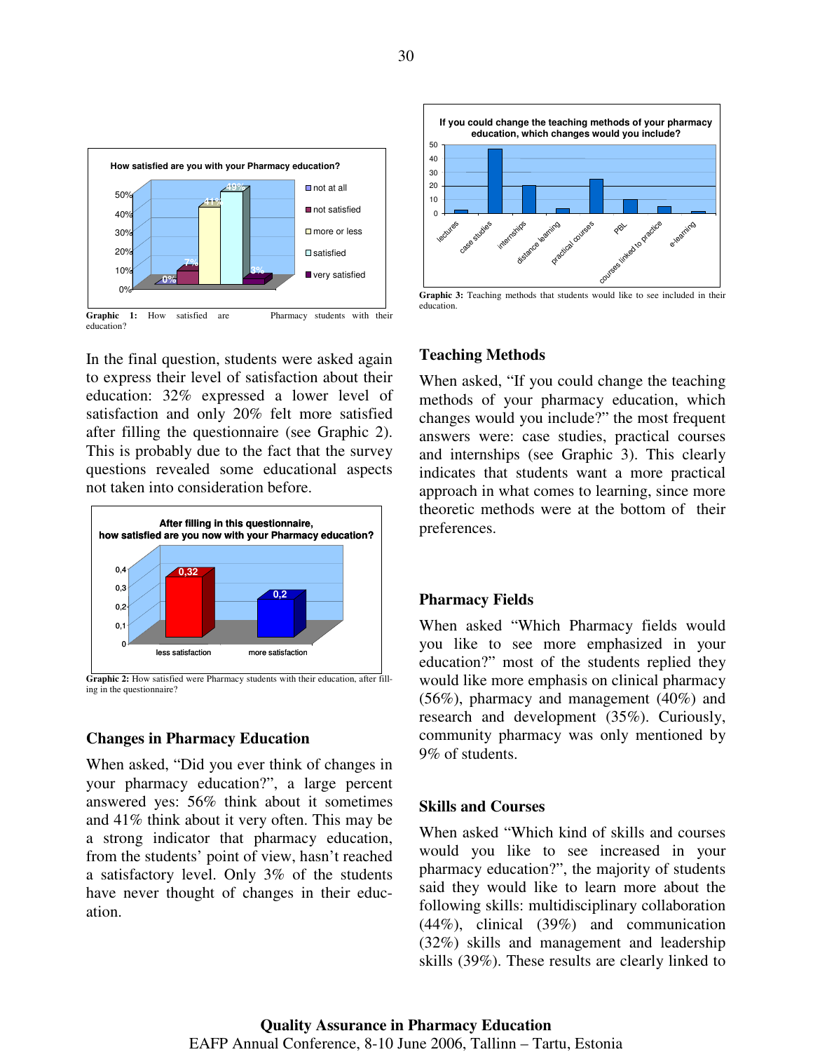Graphic 1: How satisfied are Pharmacy students with their education?

In the final question, students were asked again to express their level of satisfaction about their education: 32% expressed a lower level of satisfaction and only 20% felt more satisfied after filling the questionnaire (see Graphic 2). This is probably due to the fact that the survey questions revealed some educational aspects not taken into consideration before.

Graphic 2: How satisfied were Pharmacy students with their education, after filling in the questionnaire?

## Changes in Pharmacy Education

When asked, "Did you ever think of changes in your pharmacy education?", a large percent answered yes: 56% think about it sometimes and 41% think about it very often. This may be a strong indicator that pharmacy education, from the students' point of view, hasn't reached a satisfactory level. Only 3% of the students have never thought of changes in their education.

Graphic 3: Teaching methods that students would like to see included in their education.

## Teaching Methods

When asked, "If you could change the teaching methods of your pharmacy education, which changes would you include?" the most frequent answers were: case studies, practical courses and internships (see Graphic 3). This clearly indicates that students want a more practical approach in what comes to learning, since more theoretic methods were at the bottom of their preferences.

## Pharmacy Fields

When asked "Which Pharmacy fields would you like to see more emphasized in your education?" most of the students replied they would like more emphasis on clinical pharmacy (56%), pharmacy and management (40%) and research and development (35%). Curiously, community pharmacy was only mentioned by 9% of students.

## Skills and Courses

When asked "Which kind of skills and courses would you like to see increased in your pharmacy education?", the majority of students said they would like to learn more about the following skills: multidisciplinary collaboration (44%), clinical (39%) and communication (32%) skills and management and leadership skills (39%). These results are clearly linked to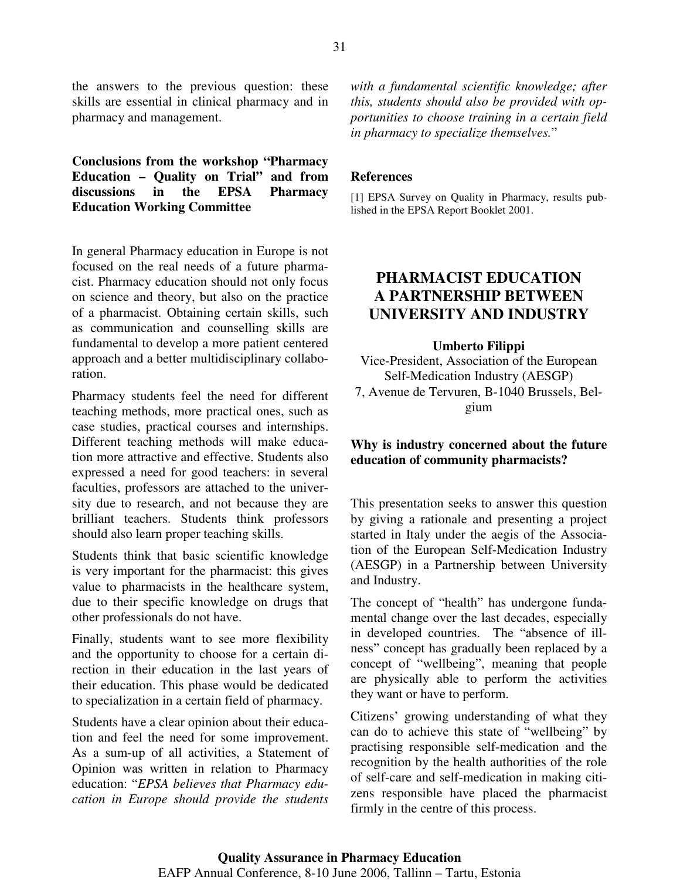the answers to the previous question: these skills are essential in clinical pharmacy and in pharmacy and management.

**Conclusions from the workshop "Pharmacy Education – Quality on Trial" and from discussions in the EPSA Pharmacy Education Working Committee**

In general Pharmacy education in Europe is not focused on the real needs of a future pharmacist. Pharmacy education should not only focus on science and theory, but also on the practice of a pharmacist. Obtaining certain skills, such as communication and counselling skills are fundamental to develop a more patient centered approach and a better multidisciplinary collaboration.

Pharmacy students feel the need for different teaching methods, more practical ones, such as case studies, practical courses and internships. Different teaching methods will make education more attractive and effective. Students also expressed a need for good teachers: in several faculties, professors are attached to the university due to research, and not because they are brilliant teachers. Students think professors should also learn proper teaching skills.

Students think that basic scientific knowledge is very important for the pharmacist: this gives value to pharmacists in the healthcare system, due to their specific knowledge on drugs that other professionals do not have.

Finally, students want to see more flexibility and the opportunity to choose for a certain direction in their education in the last years of their education. This phase would be dedicated to specialization in a certain field of pharmacy.

Students have a clear opinion about their education and feel the need for some improvement. As a sum-up of all activities, a Statement of Opinion was written in relation to Pharmacy education: "*EPSA believes that Pharmacy education in Europe should provide the students with a fundamental scientific knowledge; after this, students should also be provided with opportunities to choose training in a certain field in pharmacy to specialize themselves.*"

**References**

[1] EPSA Survey on Quality in Pharmacy, results published in the EPSA Report Booklet 2001.

## PHARMACIST EDUCATION A PARTNERSHIP BETWEEN UNIVERSITY AND INDUSTRY

**Umberto Filippi**

Vice-President, Association of the European Self-Medication Industry (AESGP)
7, Avenue de Tervuren, B-1040 Brussels, Belgium

**Why is industry concerned about the future education of community pharmacists?**

This presentation seeks to answer this question by giving a rationale and presenting a project started in Italy under the aegis of the Association of the European Self-Medication Industry (AESGP) in a Partnership between University and Industry.

The concept of "health" has undergone fundamental change over the last decades, especially in developed countries. The "absence of illness" concept has gradually been replaced by a concept of "wellbeing", meaning that people are physically able to perform the activities they want or have to perform.

Citizens' growing understanding of what they can do to achieve this state of "wellbeing" by practising responsible self-medication and the recognition by the health authorities of the role of self-care and self-medication in making citizens responsible have placed the pharmacist firmly in the centre of this process.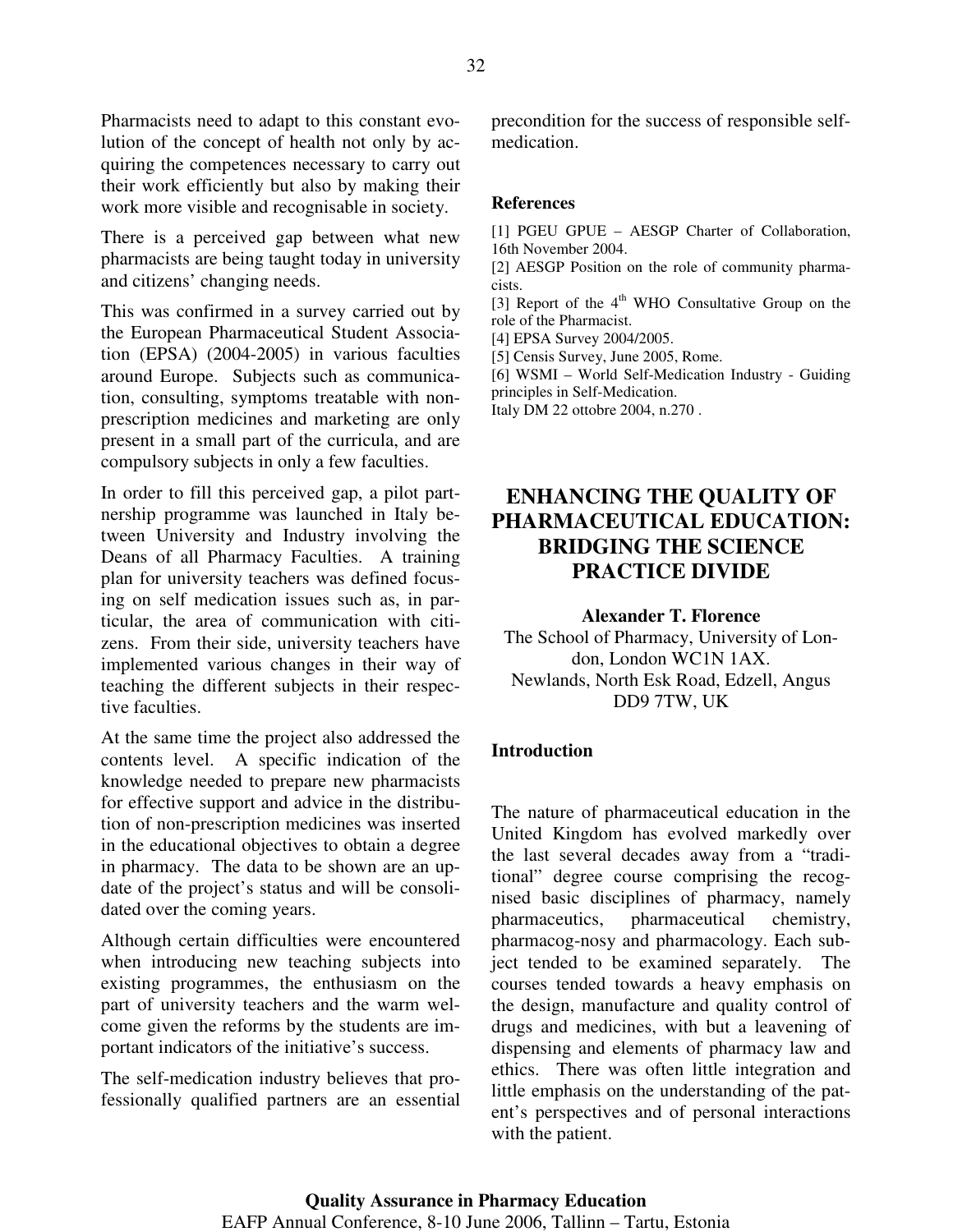Pharmacists need to adapt to this constant evolution of the concept of health not only by acquiring the competences necessary to carry out their work efficiently but also by making their work more visible and recognisable in society.

There is a perceived gap between what new pharmacists are being taught today in university and citizens' changing needs.

This was confirmed in a survey carried out by the European Pharmaceutical Student Association (EPSA) (2004-2005) in various faculties around Europe. Subjects such as communication, consulting, symptoms treatable with non-prescription medicines and marketing are only present in a small part of the curricula, and are compulsory subjects in only a few faculties.

In order to fill this perceived gap, a pilot partnership programme was launched in Italy between University and Industry involving the Deans of all Pharmacy Faculties. A training plan for university teachers was defined focusing on self medication issues such as, in particular, the area of communication with citizens. From their side, university teachers have implemented various changes in their way of teaching the different subjects in their respective faculties.

At the same time the project also addressed the contents level. A specific indication of the knowledge needed to prepare new pharmacists for effective support and advice in the distribution of non-prescription medicines was inserted in the educational objectives to obtain a degree in pharmacy. The data to be shown are an update of the project's status and will be consolidated over the coming years.

Although certain difficulties were encountered when introducing new teaching subjects into existing programmes, the enthusiasm on the part of university teachers and the warm welcome given the reforms by the students are important indicators of the initiative's success.

The self-medication industry believes that professionally qualified partners are an essential precondition for the success of responsible self-medication.

### References

[1] PGEU GPUE – AESGP Charter of Collaboration, 16th November 2004.
[2] AESGP Position on the role of community pharmacists.
[3] Report of the 4th WHO Consultative Group on the role of the Pharmacist.
[4] EPSA Survey 2004/2005.
[5] Censis Survey, June 2005, Rome.
[6] WSMI – World Self-Medication Industry - Guiding principles in Self-Medication.
Italy DM 22 ottobre 2004, n.270 .

# ENHANCING THE QUALITY OF PHARMACEUTICAL EDUCATION: BRIDGING THE SCIENCE PRACTICE DIVIDE

**Alexander T. Florence**

The School of Pharmacy, University of London, London WC1N 1AX.
Newlands, North Esk Road, Edzell, Angus DD9 7TW, UK

### Introduction

The nature of pharmaceutical education in the United Kingdom has evolved markedly over the last several decades away from a "traditional" degree course comprising the recognised basic disciplines of pharmacy, namely pharmaceutics, pharmaceutical chemistry, pharmacog-nosy and pharmacology. Each subject tended to be examined separately. The courses tended towards a heavy emphasis on the design, manufacture and quality control of drugs and medicines, with but a leavening of dispensing and elements of pharmacy law and ethics. There was often little integration and little emphasis on the understanding of the patent's perspectives and of personal interactions with the patient.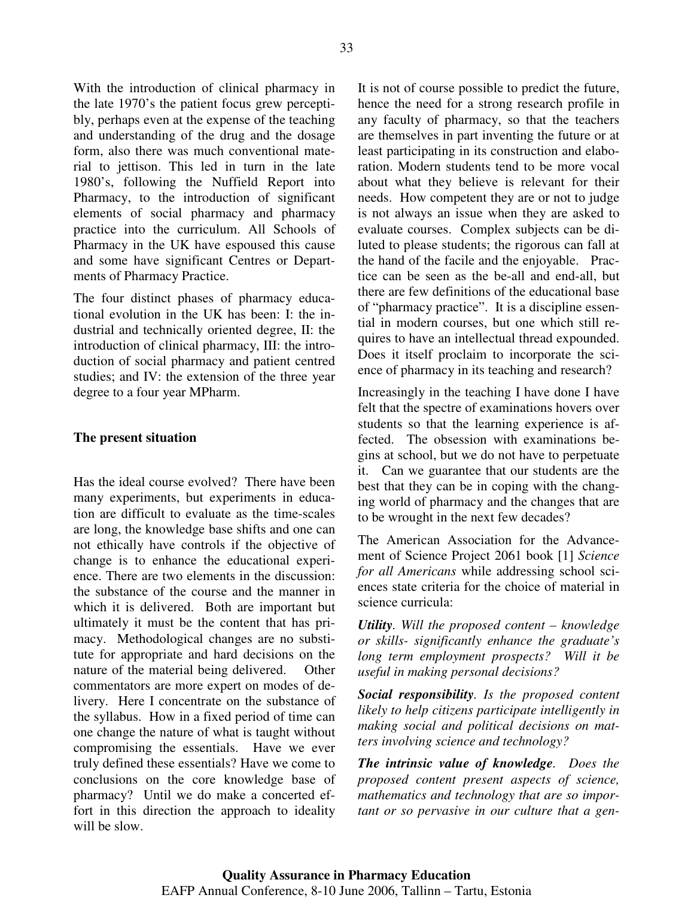With the introduction of clinical pharmacy in the late 1970's the patient focus grew perceptibly, perhaps even at the expense of the teaching and understanding of the drug and the dosage form, also there was much conventional material to jettison. This led in turn in the late 1980's, following the Nuffield Report into Pharmacy, to the introduction of significant elements of social pharmacy and pharmacy practice into the curriculum. All Schools of Pharmacy in the UK have espoused this cause and some have significant Centres or Departments of Pharmacy Practice.

The four distinct phases of pharmacy educational evolution in the UK has been: I: the industrial and technically oriented degree, II: the introduction of clinical pharmacy, III: the introduction of social pharmacy and patient centred studies; and IV: the extension of the three year degree to a four year MPharm.

## The present situation

Has the ideal course evolved? There have been many experiments, but experiments in education are difficult to evaluate as the time-scales are long, the knowledge base shifts and one can not ethically have controls if the objective of change is to enhance the educational experience. There are two elements in the discussion: the substance of the course and the manner in which it is delivered. Both are important but ultimately it must be the content that has primacy. Methodological changes are no substitute for appropriate and hard decisions on the nature of the material being delivered. Other commentators are more expert on modes of delivery. Here I concentrate on the substance of the syllabus. How in a fixed period of time can one change the nature of what is taught without compromising the essentials. Have we ever truly defined these essentials? Have we come to conclusions on the core knowledge base of pharmacy? Until we do make a concerted effort in this direction the approach to ideality will be slow.

It is not of course possible to predict the future, hence the need for a strong research profile in any faculty of pharmacy, so that the teachers are themselves in part inventing the future or at least participating in its construction and elaboration. Modern students tend to be more vocal about what they believe is relevant for their needs. How competent they are or not to judge is not always an issue when they are asked to evaluate courses. Complex subjects can be diluted to please students; the rigorous can fall at the hand of the facile and the enjoyable. Practice can be seen as the be-all and end-all, but there are few definitions of the educational base of "pharmacy practice". It is a discipline essential in modern courses, but one which still requires to have an intellectual thread expounded. Does it itself proclaim to incorporate the science of pharmacy in its teaching and research?

Increasingly in the teaching I have done I have felt that the spectre of examinations hovers over students so that the learning experience is affected. The obsession with examinations begins at school, but we do not have to perpetuate it. Can we guarantee that our students are the best that they can be in coping with the changing world of pharmacy and the changes that are to be wrought in the next few decades?

The American Association for the Advancement of Science Project 2061 book [1] *Science for all Americans* while addressing school sciences state criteria for the choice of material in science curricula:

***Utility**. Will the proposed content – knowledge or skills- significantly enhance the graduate's long term employment prospects? Will it be useful in making personal decisions?*

***Social responsibility**. Is the proposed content likely to help citizens participate intelligently in making social and political decisions on matters involving science and technology?*

***The intrinsic value of knowledge**. Does the proposed content present aspects of science, mathematics and technology that are so important or so pervasive in our culture that a gen-*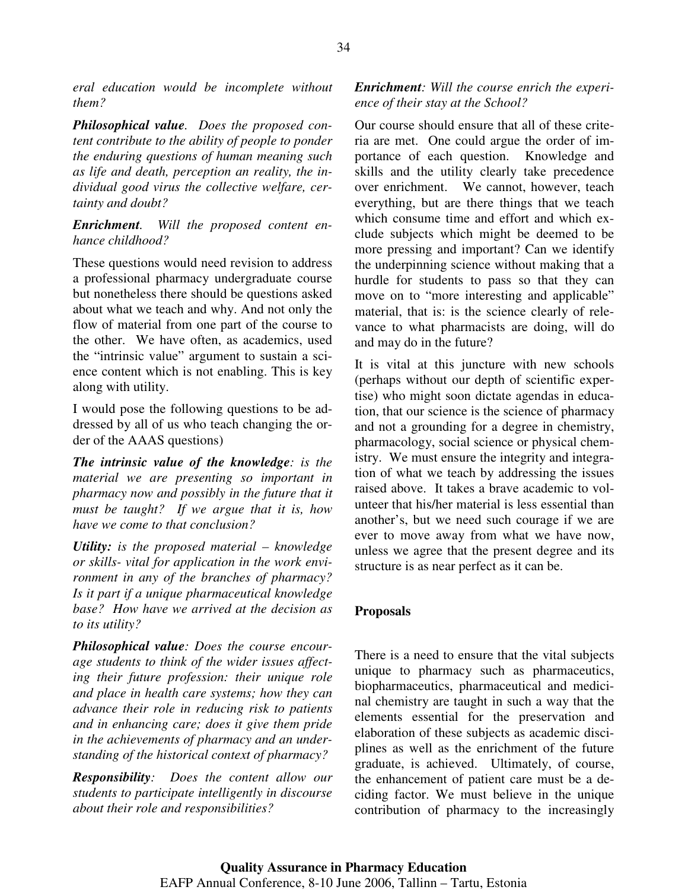*eral education would be incomplete without them?*

***Philosophical value**. Does the proposed content contribute to the ability of people to ponder the enduring questions of human meaning such as life and death, perception an reality, the individual good virus the collective welfare, certainty and doubt?*

***Enrichment**. Will the proposed content enhance childhood?*

These questions would need revision to address a professional pharmacy undergraduate course but nonetheless there should be questions asked about what we teach and why. And not only the flow of material from one part of the course to the other. We have often, as academics, used the "intrinsic value" argument to sustain a science content which is not enabling. This is key along with utility.

I would pose the following questions to be addressed by all of us who teach changing the order of the AAAS questions)

***The intrinsic value of the knowledge**: is the material we are presenting so important in pharmacy now and possibly in the future that it must be taught? If we argue that it is, how have we come to that conclusion?*

***Utility:** is the proposed material – knowledge or skills- vital for application in the work environment in any of the branches of pharmacy? Is it part if a unique pharmaceutical knowledge base? How have we arrived at the decision as to its utility?*

***Philosophical value**: Does the course encourage students to think of the wider issues affecting their future profession: their unique role and place in health care systems; how they can advance their role in reducing risk to patients and in enhancing care; does it give them pride in the achievements of pharmacy and an understanding of the historical context of pharmacy?*

***Responsibility**: Does the content allow our students to participate intelligently in discourse about their role and responsibilities?*

***Enrichment**: Will the course enrich the experience of their stay at the School?*

Our course should ensure that all of these criteria are met. One could argue the order of importance of each question. Knowledge and skills and the utility clearly take precedence over enrichment. We cannot, however, teach everything, but are there things that we teach which consume time and effort and which exclude subjects which might be deemed to be more pressing and important? Can we identify the underpinning science without making that a hurdle for students to pass so that they can move on to "more interesting and applicable" material, that is: is the science clearly of relevance to what pharmacists are doing, will do and may do in the future?

It is vital at this juncture with new schools (perhaps without our depth of scientific expertise) who might soon dictate agendas in education, that our science is the science of pharmacy and not a grounding for a degree in chemistry, pharmacology, social science or physical chemistry. We must ensure the integrity and integration of what we teach by addressing the issues raised above. It takes a brave academic to volunteer that his/her material is less essential than another's, but we need such courage if we are ever to move away from what we have now, unless we agree that the present degree and its structure is as near perfect as it can be.

**Proposals**

There is a need to ensure that the vital subjects unique to pharmacy such as pharmaceutics, biopharmaceutics, pharmaceutical and medicinal chemistry are taught in such a way that the elements essential for the preservation and elaboration of these subjects as academic disciplines as well as the enrichment of the future graduate, is achieved. Ultimately, of course, the enhancement of patient care must be a deciding factor. We must believe in the unique contribution of pharmacy to the increasingly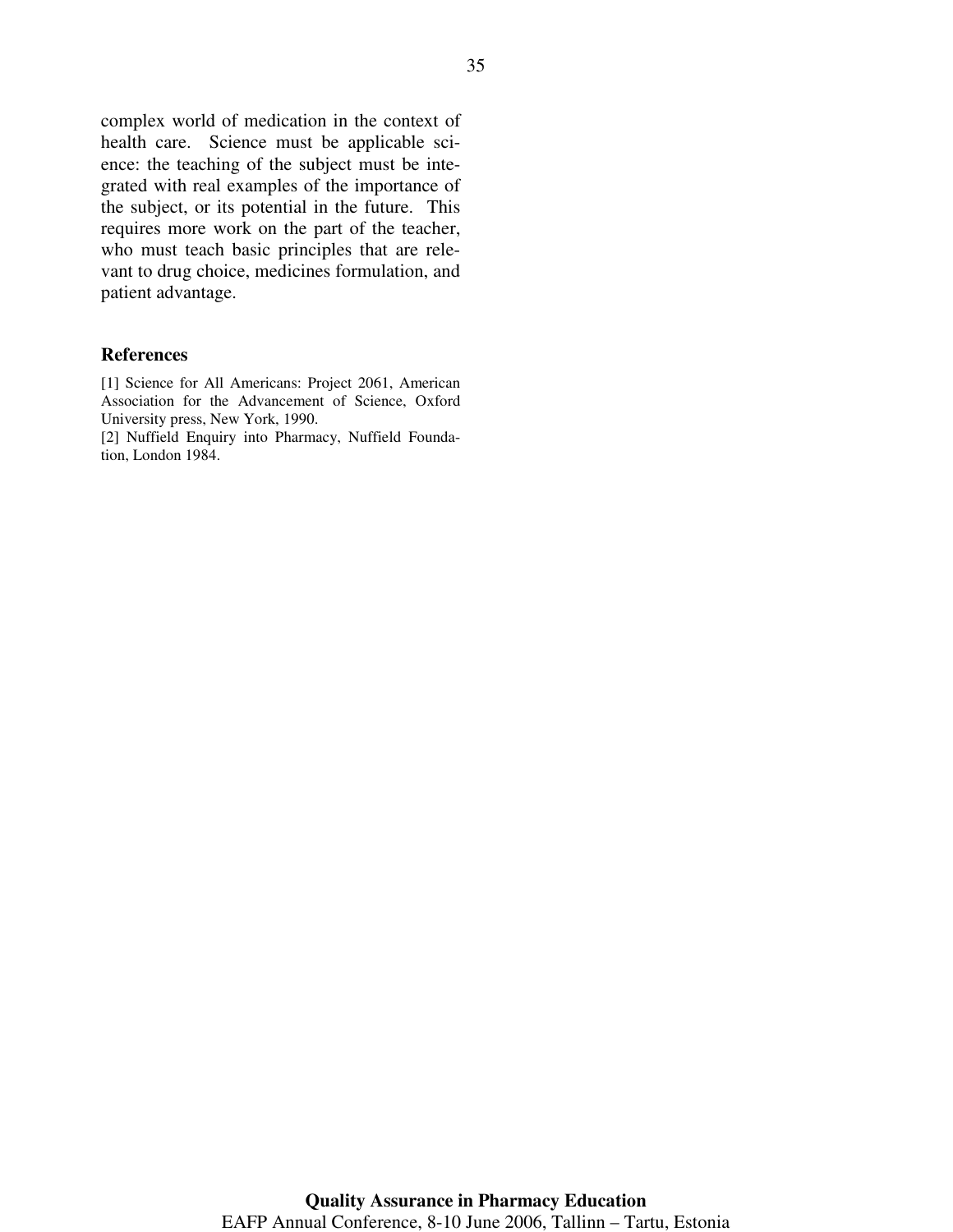complex world of medication in the context of health care. Science must be applicable science: the teaching of the subject must be integrated with real examples of the importance of the subject, or its potential in the future. This requires more work on the part of the teacher, who must teach basic principles that are relevant to drug choice, medicines formulation, and patient advantage.

### References

[1] Science for All Americans: Project 2061, American Association for the Advancement of Science, Oxford University press, New York, 1990.

[2] Nuffield Enquiry into Pharmacy, Nuffield Foundation, London 1984.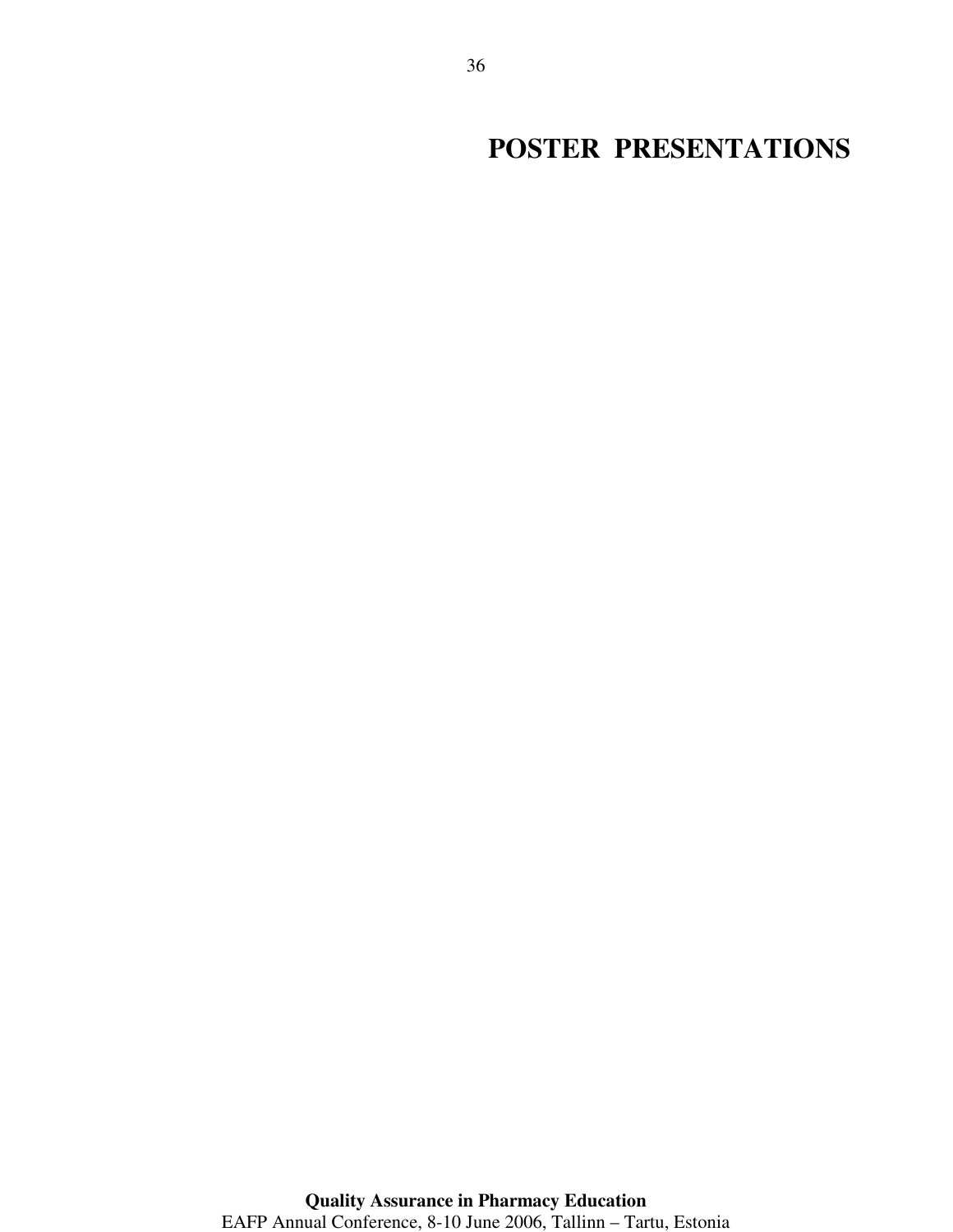# POSTER PRESENTATIONS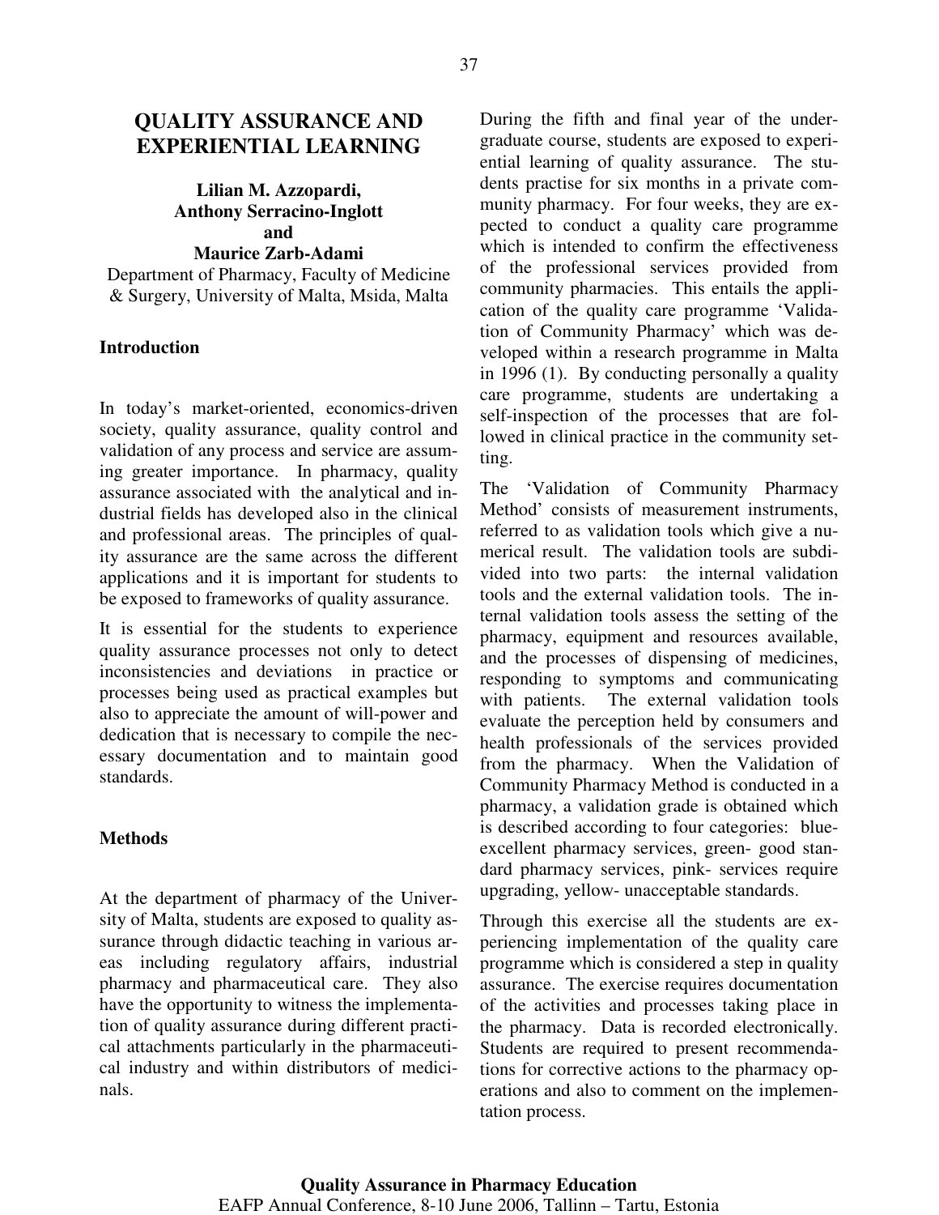# QUALITY ASSURANCE AND EXPERIENTIAL LEARNING

**Lilian M. Azzopardi, Anthony Serracino-Inglott and Maurice Zarb-Adami**

Department of Pharmacy, Faculty of Medicine & Surgery, University of Malta, Msida, Malta

## Introduction

In today's market-oriented, economics-driven society, quality assurance, quality control and validation of any process and service are assuming greater importance. In pharmacy, quality assurance associated with the analytical and industrial fields has developed also in the clinical and professional areas. The principles of quality assurance are the same across the different applications and it is important for students to be exposed to frameworks of quality assurance.

It is essential for the students to experience quality assurance processes not only to detect inconsistencies and deviations in practice or processes being used as practical examples but also to appreciate the amount of will-power and dedication that is necessary to compile the necessary documentation and to maintain good standards.

## Methods

At the department of pharmacy of the University of Malta, students are exposed to quality assurance through didactic teaching in various areas including regulatory affairs, industrial pharmacy and pharmaceutical care. They also have the opportunity to witness the implementation of quality assurance during different practical attachments particularly in the pharmaceutical industry and within distributors of medicinals.

During the fifth and final year of the undergraduate course, students are exposed to experiential learning of quality assurance. The students practise for six months in a private community pharmacy. For four weeks, they are expected to conduct a quality care programme which is intended to confirm the effectiveness of the professional services provided from community pharmacies. This entails the application of the quality care programme 'Validation of Community Pharmacy' which was developed within a research programme in Malta in 1996 (1). By conducting personally a quality care programme, students are undertaking a self-inspection of the processes that are followed in clinical practice in the community setting.

The 'Validation of Community Pharmacy Method' consists of measurement instruments, referred to as validation tools which give a numerical result. The validation tools are subdivided into two parts: the internal validation tools and the external validation tools. The internal validation tools assess the setting of the pharmacy, equipment and resources available, and the processes of dispensing of medicines, responding to symptoms and communicating with patients. The external validation tools evaluate the perception held by consumers and health professionals of the services provided from the pharmacy. When the Validation of Community Pharmacy Method is conducted in a pharmacy, a validation grade is obtained which is described according to four categories: blue- excellent pharmacy services, green- good standard pharmacy services, pink- services require upgrading, yellow- unacceptable standards.

Through this exercise all the students are experiencing implementation of the quality care programme which is considered a step in quality assurance. The exercise requires documentation of the activities and processes taking place in the pharmacy. Data is recorded electronically. Students are required to present recommendations for corrective actions to the pharmacy operations and also to comment on the implementation process.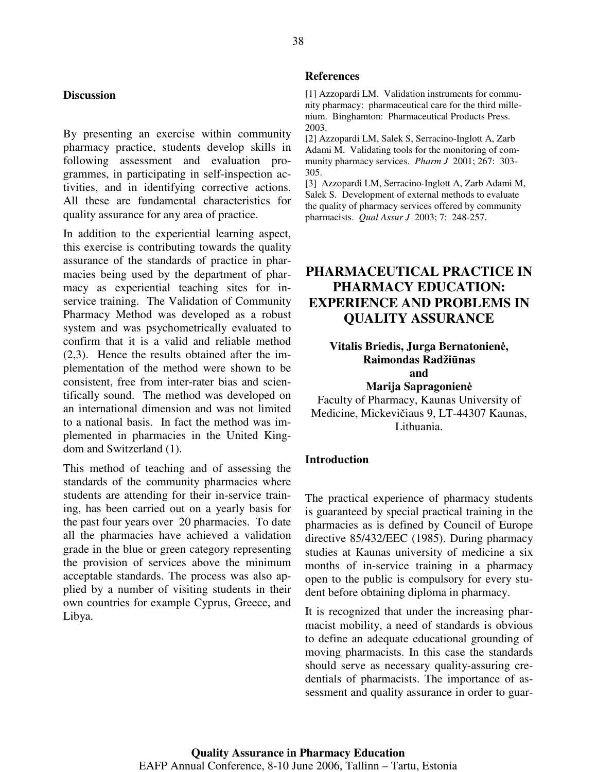## Discussion

By presenting an exercise within community pharmacy practice, students develop skills in following assessment and evaluation programmes, in participating in self-inspection activities, and in identifying corrective actions. All these are fundamental characteristics for quality assurance for any area of practice.

In addition to the experiential learning aspect, this exercise is contributing towards the quality assurance of the standards of practice in pharmacies being used by the department of pharmacy as experiential teaching sites for in-service training. The Validation of Community Pharmacy Method was developed as a robust system and was psychometrically evaluated to confirm that it is a valid and reliable method (2,3). Hence the results obtained after the implementation of the method were shown to be consistent, free from inter-rater bias and scientifically sound. The method was developed on an international dimension and was not limited to a national basis. In fact the method was implemented in pharmacies in the United Kingdom and Switzerland (1).

This method of teaching and of assessing the standards of the community pharmacies where students are attending for their in-service training, has been carried out on a yearly basis for the past four years over 20 pharmacies. To date all the pharmacies have achieved a validation grade in the blue or green category representing the provision of services above the minimum acceptable standards. The process was also applied by a number of visiting students in their own countries for example Cyprus, Greece, and Libya.

## References

[1] Azzopardi LM. Validation instruments for community pharmacy: pharmaceutical care for the third millenium. Binghamton: Pharmaceutical Products Press. 2003.

[2] Azzopardi LM, Salek S, Serracino-Inglott A, Zarb Adami M. Validating tools for the monitoring of community pharmacy services. *Pharm J* 2001; 267: 303-305.

[3] Azzopardi LM, Serracino-Inglott A, Zarb Adami M, Salek S. Development of external methods to evaluate the quality of pharmacy services offered by community pharmacists. *Qual Assur J* 2003; 7: 248-257.

# PHARMACEUTICAL PRACTICE IN PHARMACY EDUCATION: EXPERIENCE AND PROBLEMS IN QUALITY ASSURANCE

**Vitalis Briedis, Jurga Bernatonienė, Raimondas Radžiūnas and Marija Sapragonienė**

Faculty of Pharmacy, Kaunas University of Medicine, Mickevičiaus 9, LT-44307 Kaunas, Lithuania.

## Introduction

The practical experience of pharmacy students is guaranteed by special practical training in the pharmacies as is defined by Council of Europe directive 85/432/EEC (1985). During pharmacy studies at Kaunas university of medicine a six months of in-service training in a pharmacy open to the public is compulsory for every student before obtaining diploma in pharmacy.

It is recognized that under the increasing pharmacist mobility, a need of standards is obvious to define an adequate educational grounding of moving pharmacists. In this case the standards should serve as necessary quality-assuring credentials of pharmacists. The importance of assessment and quality assurance in order to guar-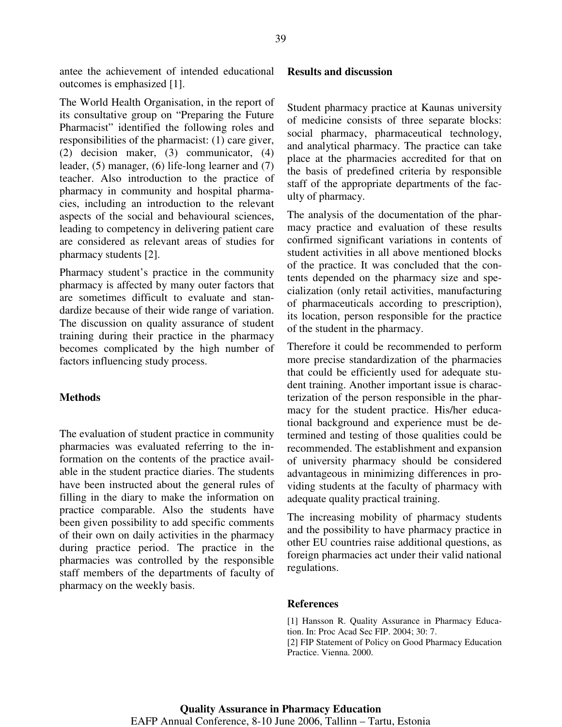antee the achievement of intended educational outcomes is emphasized [1].

The World Health Organisation, in the report of its consultative group on "Preparing the Future Pharmacist" identified the following roles and responsibilities of the pharmacist: (1) care giver, (2) decision maker, (3) communicator, (4) leader, (5) manager, (6) life-long learner and (7) teacher. Also introduction to the practice of pharmacy in community and hospital pharmacies, including an introduction to the relevant aspects of the social and behavioural sciences, leading to competency in delivering patient care are considered as relevant areas of studies for pharmacy students [2].

Pharmacy student's practice in the community pharmacy is affected by many outer factors that are sometimes difficult to evaluate and standardize because of their wide range of variation. The discussion on quality assurance of student training during their practice in the pharmacy becomes complicated by the high number of factors influencing study process.

## Methods

The evaluation of student practice in community pharmacies was evaluated referring to the information on the contents of the practice available in the student practice diaries. The students have been instructed about the general rules of filling in the diary to make the information on practice comparable. Also the students have been given possibility to add specific comments of their own on daily activities in the pharmacy during practice period. The practice in the pharmacies was controlled by the responsible staff members of the departments of faculty of pharmacy on the weekly basis.

## Results and discussion

Student pharmacy practice at Kaunas university of medicine consists of three separate blocks: social pharmacy, pharmaceutical technology, and analytical pharmacy. The practice can take place at the pharmacies accredited for that on the basis of predefined criteria by responsible staff of the appropriate departments of the faculty of pharmacy.

The analysis of the documentation of the pharmacy practice and evaluation of these results confirmed significant variations in contents of student activities in all above mentioned blocks of the practice. It was concluded that the contents depended on the pharmacy size and specialization (only retail activities, manufacturing of pharmaceuticals according to prescription), its location, person responsible for the practice of the student in the pharmacy.

Therefore it could be recommended to perform more precise standardization of the pharmacies that could be efficiently used for adequate student training. Another important issue is characterization of the person responsible in the pharmacy for the student practice. His/her educational background and experience must be determined and testing of those qualities could be recommended. The establishment and expansion of university pharmacy should be considered advantageous in minimizing differences in providing students at the faculty of pharmacy with adequate quality practical training.

The increasing mobility of pharmacy students and the possibility to have pharmacy practice in other EU countries raise additional questions, as foreign pharmacies act under their valid national regulations.

## References

[1] Hansson R. Quality Assurance in Pharmacy Education. In: Proc Acad Sec FIP. 2004; 30: 7.

[2] FIP Statement of Policy on Good Pharmacy Education Practice. Vienna. 2000.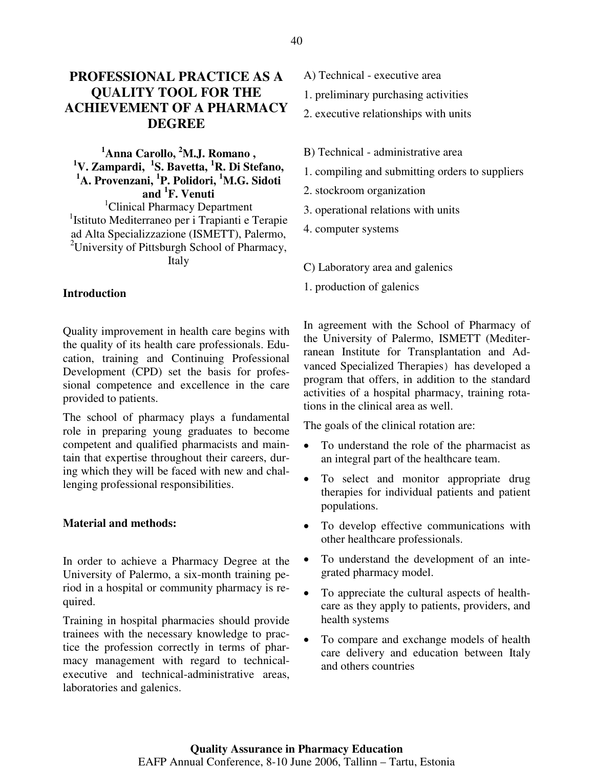# PROFESSIONAL PRACTICE AS A QUALITY TOOL FOR THE ACHIEVEMENT OF A PHARMACY DEGREE

**[1]Anna Carollo, [2]M.J. Romano , [1]V. Zampardi, [1]S. Bavetta, [1]R. Di Stefano, [1]A. Provenzani, [1]P. Polidori, [1]M.G. Sidoti and [1]F. Venuti**

[1]Clinical Pharmacy Department
[1]Istituto Mediterraneo per i Trapianti e Terapie ad Alta Specializzazione (ISMETT), Palermo,
[2]University of Pittsburgh School of Pharmacy, Italy

## Introduction

Quality improvement in health care begins with the quality of its health care professionals. Education, training and Continuing Professional Development (CPD) set the basis for professional competence and excellence in the care provided to patients.

The school of pharmacy plays a fundamental role in preparing young graduates to become competent and qualified pharmacists and maintain that expertise throughout their careers, during which they will be faced with new and challenging professional responsibilities.

## Material and methods:

In order to achieve a Pharmacy Degree at the University of Palermo, a six-month training period in a hospital or community pharmacy is required.

Training in hospital pharmacies should provide trainees with the necessary knowledge to practice the profession correctly in terms of pharmacy management with regard to technical-executive and technical-administrative areas, laboratories and galenics.

A) Technical - executive area

1. preliminary purchasing activities
2. executive relationships with units

B) Technical - administrative area

1. compiling and submitting orders to suppliers
2. stockroom organization
3. operational relations with units
4. computer systems

C) Laboratory area and galenics

1. production of galenics

In agreement with the School of Pharmacy of the University of Palermo, ISMETT (Mediterranean Institute for Transplantation and Advanced Specialized Therapies) has developed a program that offers, in addition to the standard activities of a hospital pharmacy, training rotations in the clinical area as well.

The goals of the clinical rotation are:

- To understand the role of the pharmacist as an integral part of the healthcare team.
- To select and monitor appropriate drug therapies for individual patients and patient populations.
- To develop effective communications with other healthcare professionals.
- To understand the development of an integrated pharmacy model.
- To appreciate the cultural aspects of healthcare as they apply to patients, providers, and health systems
- To compare and exchange models of health care delivery and education between Italy and others countries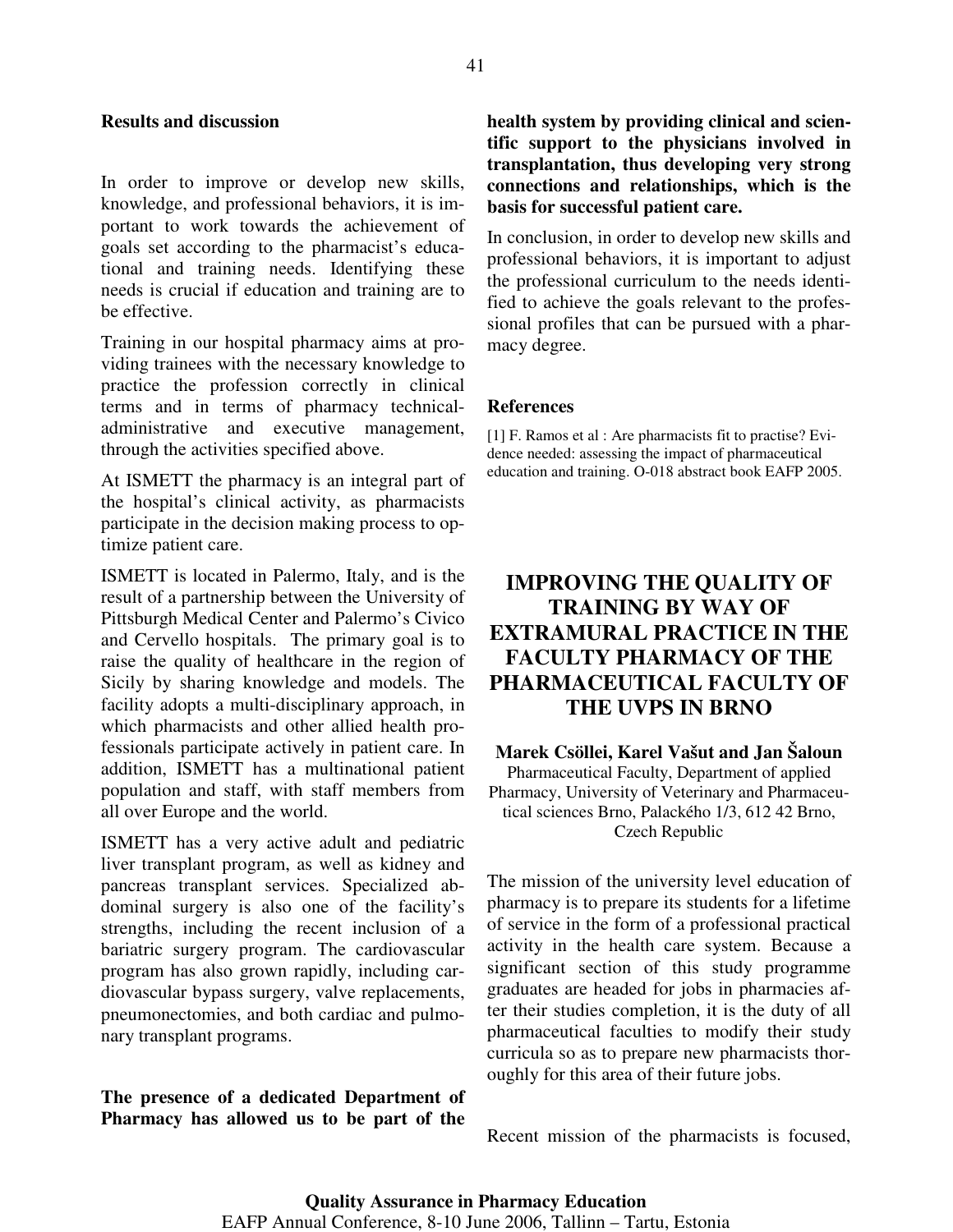### Results and discussion

In order to improve or develop new skills, knowledge, and professional behaviors, it is important to work towards the achievement of goals set according to the pharmacist's educational and training needs. Identifying these needs is crucial if education and training are to be effective.

Training in our hospital pharmacy aims at providing trainees with the necessary knowledge to practice the profession correctly in clinical terms and in terms of pharmacy technical-administrative and executive management, through the activities specified above.

At ISMETT the pharmacy is an integral part of the hospital's clinical activity, as pharmacists participate in the decision making process to optimize patient care.

ISMETT is located in Palermo, Italy, and is the result of a partnership between the University of Pittsburgh Medical Center and Palermo's Civico and Cervello hospitals. The primary goal is to raise the quality of healthcare in the region of Sicily by sharing knowledge and models. The facility adopts a multi-disciplinary approach, in which pharmacists and other allied health professionals participate actively in patient care. In addition, ISMETT has a multinational patient population and staff, with staff members from all over Europe and the world.

ISMETT has a very active adult and pediatric liver transplant program, as well as kidney and pancreas transplant services. Specialized abdominal surgery is also one of the facility's strengths, including the recent inclusion of a bariatric surgery program. The cardiovascular program has also grown rapidly, including cardiovascular bypass surgery, valve replacements, pneumonectomies, and both cardiac and pulmonary transplant programs.

**The presence of a dedicated Department of Pharmacy has allowed us to be part of the health system by providing clinical and scientific support to the physicians involved in transplantation, thus developing very strong connections and relationships, which is the basis for successful patient care.**

In conclusion, in order to develop new skills and professional behaviors, it is important to adjust the professional curriculum to the needs identified to achieve the goals relevant to the professional profiles that can be pursued with a pharmacy degree.

### References

[1] F. Ramos et al : Are pharmacists fit to practise? Evidence needed: assessing the impact of pharmaceutical education and training. O-018 abstract book EAFP 2005.

## IMPROVING THE QUALITY OF TRAINING BY WAY OF EXTRAMURAL PRACTICE IN THE FACULTY PHARMACY OF THE PHARMACEUTICAL FACULTY OF THE UVPS IN BRNO

**Marek Csöllei, Karel Vašut and Jan Šaloun**

Pharmaceutical Faculty, Department of applied Pharmacy, University of Veterinary and Pharmaceutical sciences Brno, Palackého 1/3, 612 42 Brno, Czech Republic

The mission of the university level education of pharmacy is to prepare its students for a lifetime of service in the form of a professional practical activity in the health care system. Because a significant section of this study programme graduates are headed for jobs in pharmacies after their studies completion, it is the duty of all pharmaceutical faculties to modify their study curricula so as to prepare new pharmacists thoroughly for this area of their future jobs.

Recent mission of the pharmacists is focused,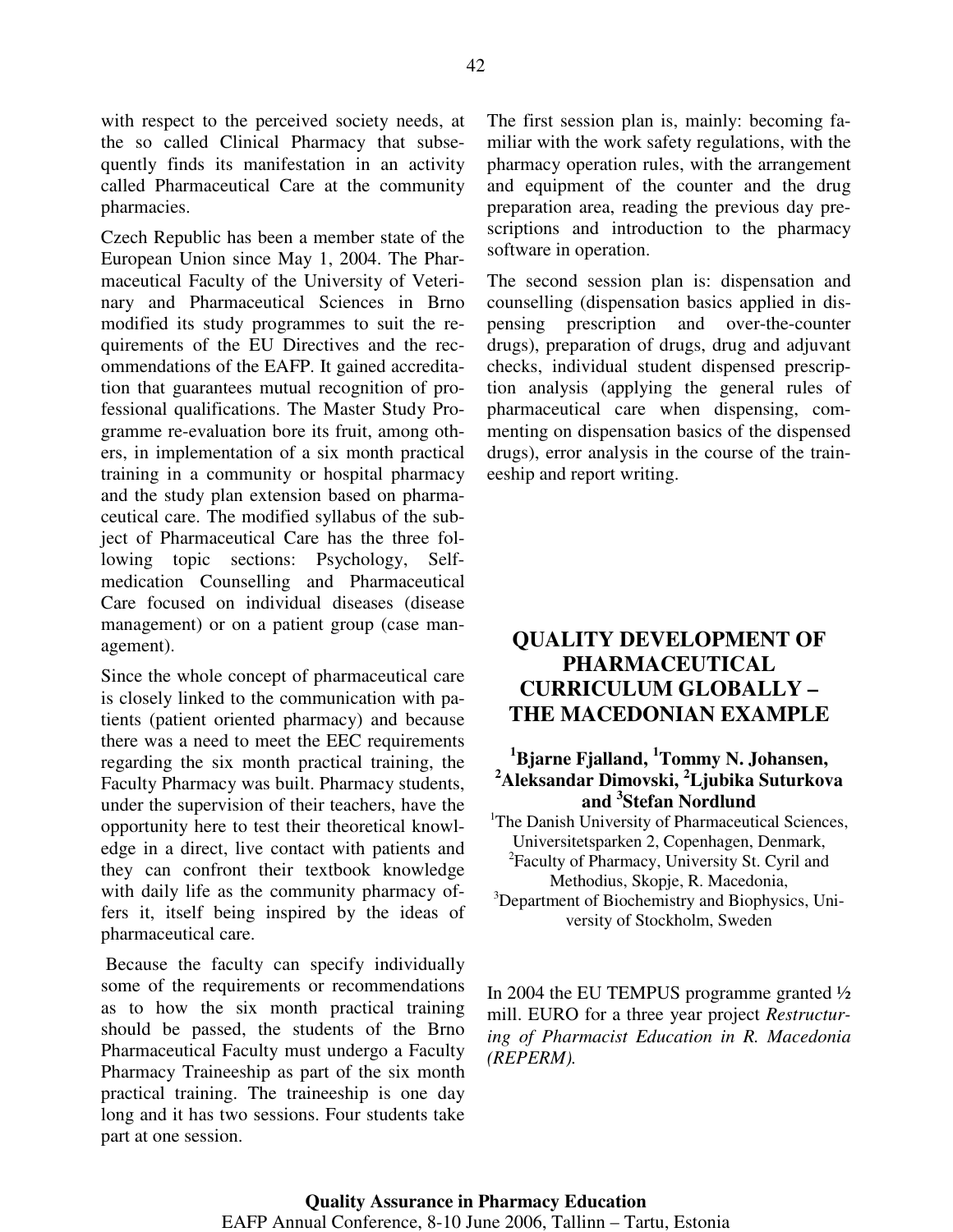with respect to the perceived society needs, at the so called Clinical Pharmacy that subsequently finds its manifestation in an activity called Pharmaceutical Care at the community pharmacies.

Czech Republic has been a member state of the European Union since May 1, 2004. The Pharmaceutical Faculty of the University of Veterinary and Pharmaceutical Sciences in Brno modified its study programmes to suit the requirements of the EU Directives and the recommendations of the EAFP. It gained accreditation that guarantees mutual recognition of professional qualifications. The Master Study Programme re-evaluation bore its fruit, among others, in implementation of a six month practical training in a community or hospital pharmacy and the study plan extension based on pharmaceutical care. The modified syllabus of the subject of Pharmaceutical Care has the three following topic sections: Psychology, Self-medication Counselling and Pharmaceutical Care focused on individual diseases (disease management) or on a patient group (case management).

Since the whole concept of pharmaceutical care is closely linked to the communication with patients (patient oriented pharmacy) and because there was a need to meet the EEC requirements regarding the six month practical training, the Faculty Pharmacy was built. Pharmacy students, under the supervision of their teachers, have the opportunity here to test their theoretical knowledge in a direct, live contact with patients and they can confront their textbook knowledge with daily life as the community pharmacy offers it, itself being inspired by the ideas of pharmaceutical care.

Because the faculty can specify individually some of the requirements or recommendations as to how the six month practical training should be passed, the students of the Brno Pharmaceutical Faculty must undergo a Faculty Pharmacy Traineeship as part of the six month practical training. The traineeship is one day long and it has two sessions. Four students take part at one session.

The first session plan is, mainly: becoming familiar with the work safety regulations, with the pharmacy operation rules, with the arrangement and equipment of the counter and the drug preparation area, reading the previous day prescriptions and introduction to the pharmacy software in operation.

The second session plan is: dispensation and counselling (dispensation basics applied in dispensing prescription and over-the-counter drugs), preparation of drugs, drug and adjuvant checks, individual student dispensed prescription analysis (applying the general rules of pharmaceutical care when dispensing, commenting on dispensation basics of the dispensed drugs), error analysis in the course of the traineeship and report writing.

## QUALITY DEVELOPMENT OF PHARMACEUTICAL CURRICULUM GLOBALLY – THE MACEDONIAN EXAMPLE

**[1]Bjarne Fjalland, [1]Tommy N. Johansen, [2]Aleksandar Dimovski, [2]Ljubika Suturkova and [3]Stefan Nordlund**

[1]The Danish University of Pharmaceutical Sciences, Universitetsparken 2, Copenhagen, Denmark,
[2]Faculty of Pharmacy, University St. Cyril and Methodius, Skopje, R. Macedonia,
[3]Department of Biochemistry and Biophysics, University of Stockholm, Sweden

In 2004 the EU TEMPUS programme granted ½ mill. EURO for a three year project *Restructuring of Pharmacist Education in R. Macedonia (REPERM).*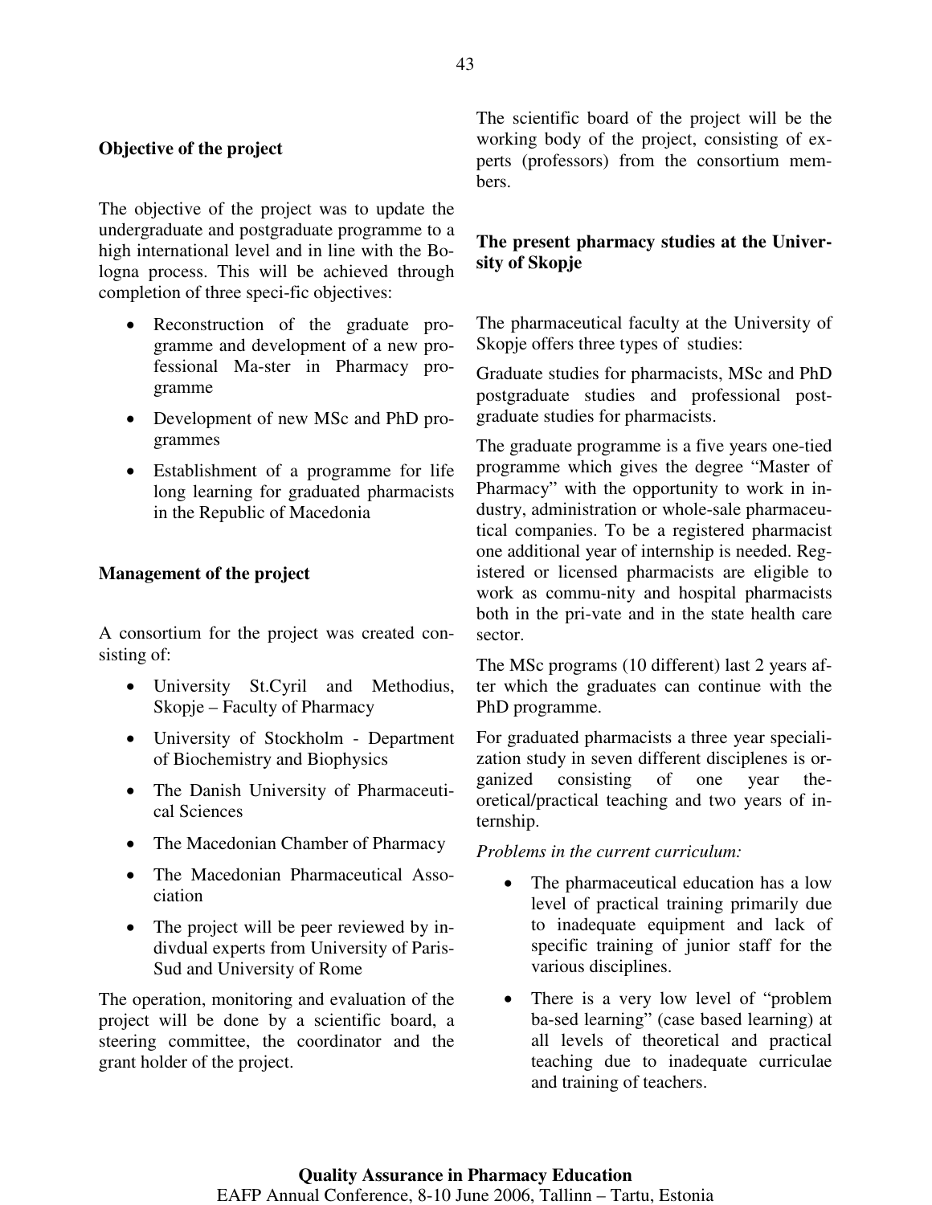**Objective of the project**

The objective of the project was to update the undergraduate and postgraduate programme to a high international level and in line with the Bologna process. This will be achieved through completion of three speci-fic objectives:

- Reconstruction of the graduate programme and development of a new professional Ma-ster in Pharmacy programme
- Development of new MSc and PhD programmes
- Establishment of a programme for life long learning for graduated pharmacists in the Republic of Macedonia

**Management of the project**

A consortium for the project was created consisting of:

- University St.Cyril and Methodius, Skopje – Faculty of Pharmacy
- University of Stockholm - Department of Biochemistry and Biophysics
- The Danish University of Pharmaceutical Sciences
- The Macedonian Chamber of Pharmacy
- The Macedonian Pharmaceutical Association
- The project will be peer reviewed by indivdual experts from University of Paris-Sud and University of Rome

The operation, monitoring and evaluation of the project will be done by a scientific board, a steering committee, the coordinator and the grant holder of the project.

The scientific board of the project will be the working body of the project, consisting of experts (professors) from the consortium members.

**The present pharmacy studies at the University of Skopje**

The pharmaceutical faculty at the University of Skopje offers three types of studies:

Graduate studies for pharmacists, MSc and PhD postgraduate studies and professional postgraduate studies for pharmacists.

The graduate programme is a five years one-tied programme which gives the degree "Master of Pharmacy" with the opportunity to work in industry, administration or whole-sale pharmaceutical companies. To be a registered pharmacist one additional year of internship is needed. Registered or licensed pharmacists are eligible to work as commu-nity and hospital pharmacists both in the pri-vate and in the state health care sector.

The MSc programs (10 different) last 2 years after which the graduates can continue with the PhD programme.

For graduated pharmacists a three year specialization study in seven different disciplenes is organized consisting of one year theoretical/practical teaching and two years of internship.

*Problems in the current curriculum:*

- The pharmaceutical education has a low level of practical training primarily due to inadequate equipment and lack of specific training of junior staff for the various disciplines.
- There is a very low level of "problem ba-sed learning" (case based learning) at all levels of theoretical and practical teaching due to inadequate curriculae and training of teachers.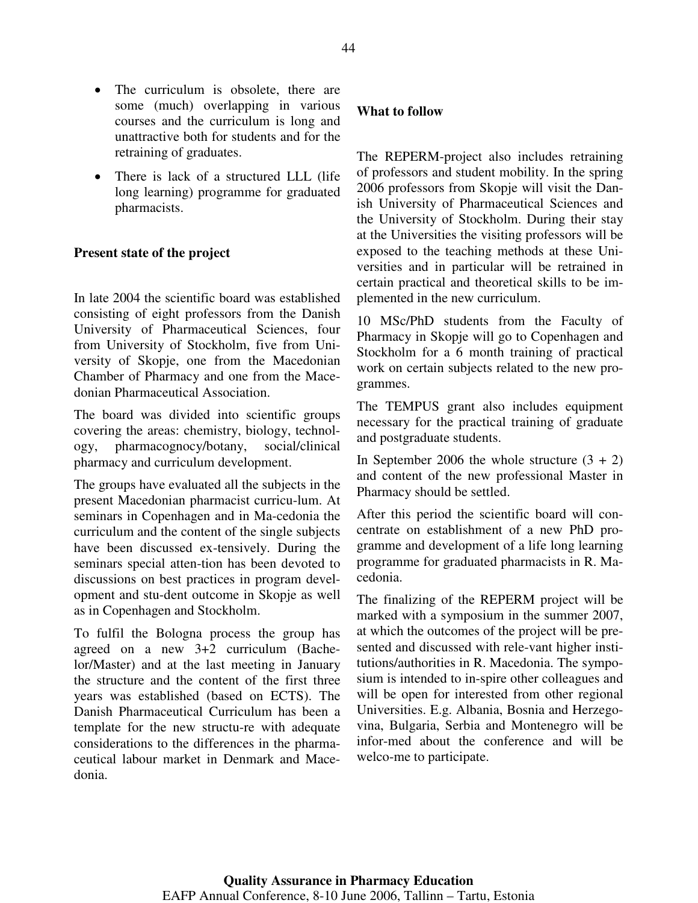- The curriculum is obsolete, there are some (much) overlapping in various courses and the curriculum is long and unattractive both for students and for the retraining of graduates.
- There is lack of a structured LLL (life long learning) programme for graduated pharmacists.

**Present state of the project**

In late 2004 the scientific board was established consisting of eight professors from the Danish University of Pharmaceutical Sciences, four from University of Stockholm, five from University of Skopje, one from the Macedonian Chamber of Pharmacy and one from the Macedonian Pharmaceutical Association.

The board was divided into scientific groups covering the areas: chemistry, biology, technology, pharmacognocy/botany, social/clinical pharmacy and curriculum development.

The groups have evaluated all the subjects in the present Macedonian pharmacist curricu-lum. At seminars in Copenhagen and in Ma-cedonia the curriculum and the content of the single subjects have been discussed ex-tensively. During the seminars special atten-tion has been devoted to discussions on best practices in program development and stu-dent outcome in Skopje as well as in Copenhagen and Stockholm.

To fulfil the Bologna process the group has agreed on a new 3+2 curriculum (Bachelor/Master) and at the last meeting in January the structure and the content of the first three years was established (based on ECTS). The Danish Pharmaceutical Curriculum has been a template for the new structu-re with adequate considerations to the differences in the pharmaceutical labour market in Denmark and Macedonia.

**What to follow**

The REPERM-project also includes retraining of professors and student mobility. In the spring 2006 professors from Skopje will visit the Danish University of Pharmaceutical Sciences and the University of Stockholm. During their stay at the Universities the visiting professors will be exposed to the teaching methods at these Universities and in particular will be retrained in certain practical and theoretical skills to be implemented in the new curriculum.

10 MSc/PhD students from the Faculty of Pharmacy in Skopje will go to Copenhagen and Stockholm for a 6 month training of practical work on certain subjects related to the new programmes.

The TEMPUS grant also includes equipment necessary for the practical training of graduate and postgraduate students.

In September 2006 the whole structure (3 + 2) and content of the new professional Master in Pharmacy should be settled.

After this period the scientific board will concentrate on establishment of a new PhD programme and development of a life long learning programme for graduated pharmacists in R. Macedonia.

The finalizing of the REPERM project will be marked with a symposium in the summer 2007, at which the outcomes of the project will be presented and discussed with rele-vant higher institutions/authorities in R. Macedonia. The symposium is intended to in-spire other colleagues and will be open for interested from other regional Universities. E.g. Albania, Bosnia and Herzegovina, Bulgaria, Serbia and Montenegro will be infor-med about the conference and will be welco-me to participate.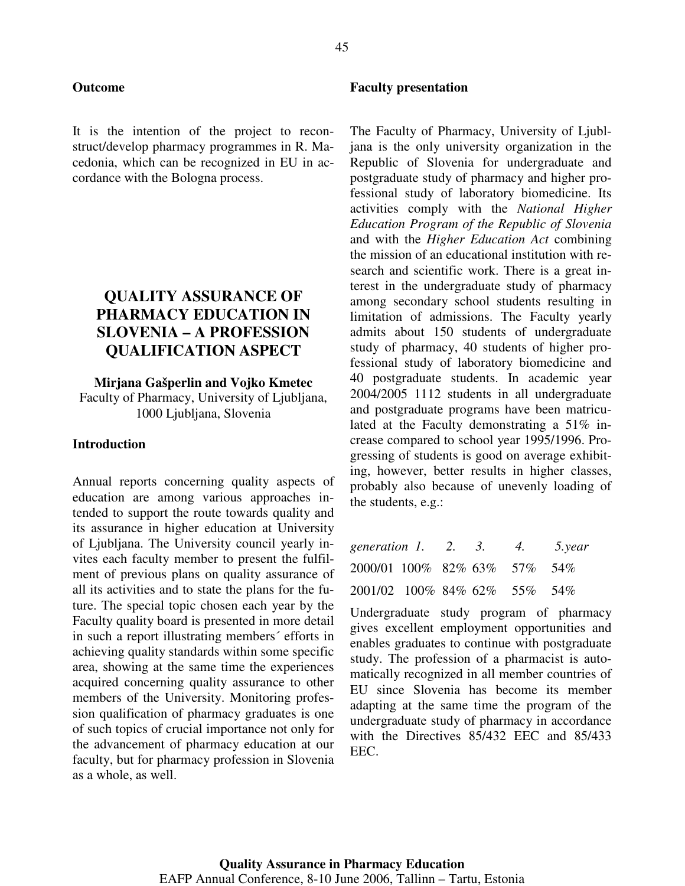### Outcome

It is the intention of the project to reconstruct/develop pharmacy programmes in R. Macedonia, which can be recognized in EU in accordance with the Bologna process.

## QUALITY ASSURANCE OF PHARMACY EDUCATION IN SLOVENIA – A PROFESSION QUALIFICATION ASPECT

**Mirjana Gašperlin and Vojko Kmetec**
Faculty of Pharmacy, University of Ljubljana, 1000 Ljubljana, Slovenia

### Introduction

Annual reports concerning quality aspects of education are among various approaches intended to support the route towards quality and its assurance in higher education at University of Ljubljana. The University council yearly invites each faculty member to present the fulfilment of previous plans on quality assurance of all its activities and to state the plans for the future. The special topic chosen each year by the Faculty quality board is presented in more detail in such a report illustrating members´ efforts in achieving quality standards within some specific area, showing at the same time the experiences acquired concerning quality assurance to other members of the University. Monitoring profession qualification of pharmacy graduates is one of such topics of crucial importance not only for the advancement of pharmacy education at our faculty, but for pharmacy profession in Slovenia as a whole, as well.

### Faculty presentation

The Faculty of Pharmacy, University of Ljubljana is the only university organization in the Republic of Slovenia for undergraduate and postgraduate study of pharmacy and higher professional study of laboratory biomedicine. Its activities comply with the *National Higher Education Program of the Republic of Slovenia* and with the *Higher Education Act* combining the mission of an educational institution with research and scientific work. There is a great interest in the undergraduate study of pharmacy among secondary school students resulting in limitation of admissions. The Faculty yearly admits about 150 students of undergraduate study of pharmacy, 40 students of higher professional study of laboratory biomedicine and 40 postgraduate students. In academic year 2004/2005 1112 students in all undergraduate and postgraduate programs have been matriculated at the Faculty demonstrating a 51% increase compared to school year 1995/1996. Progressing of students is good on average exhibiting, however, better results in higher classes, probably also because of unevenly loading of the students, e.g.:

| *generation* | *1.* | *2.* | *3.* | *4.* | *5.year* |
|---|---|---|---|---|---|
| 2000/01 | 100% | 82% | 63% | 57% | 54% |
| 2001/02 | 100% | 84% | 62% | 55% | 54% |

Undergraduate study program of pharmacy gives excellent employment opportunities and enables graduates to continue with postgraduate study. The profession of a pharmacist is automatically recognized in all member countries of EU since Slovenia has become its member adapting at the same time the program of the undergraduate study of pharmacy in accordance with the Directives 85/432 EEC and 85/433 EEC.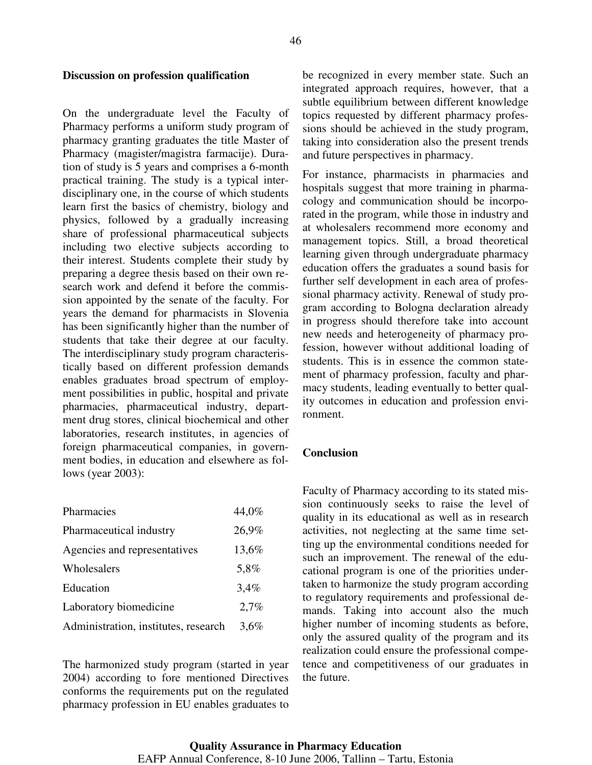## Discussion on profession qualification

On the undergraduate level the Faculty of Pharmacy performs a uniform study program of pharmacy granting graduates the title Master of Pharmacy (magister/magistra farmacije). Duration of study is 5 years and comprises a 6-month practical training. The study is a typical interdisciplinary one, in the course of which students learn first the basics of chemistry, biology and physics, followed by a gradually increasing share of professional pharmaceutical subjects including two elective subjects according to their interest. Students complete their study by preparing a degree thesis based on their own research work and defend it before the commission appointed by the senate of the faculty. For years the demand for pharmacists in Slovenia has been significantly higher than the number of students that take their degree at our faculty. The interdisciplinary study program characteristically based on different profession demands enables graduates broad spectrum of employment possibilities in public, hospital and private pharmacies, pharmaceutical industry, department drug stores, clinical biochemical and other laboratories, research institutes, in agencies of foreign pharmaceutical companies, in government bodies, in education and elsewhere as follows (year 2003):

| | |
|---|---|
| Pharmacies | 44,0% |
| Pharmaceutical industry | 26,9% |
| Agencies and representatives | 13,6% |
| Wholesalers | 5,8% |
| Education | 3,4% |
| Laboratory biomedicine | 2,7% |
| Administration, institutes, research | 3,6% |

The harmonized study program (started in year 2004) according to fore mentioned Directives conforms the requirements put on the regulated pharmacy profession in EU enables graduates to be recognized in every member state. Such an integrated approach requires, however, that a subtle equilibrium between different knowledge topics requested by different pharmacy professions should be achieved in the study program, taking into consideration also the present trends and future perspectives in pharmacy.

For instance, pharmacists in pharmacies and hospitals suggest that more training in pharmacology and communication should be incorporated in the program, while those in industry and at wholesalers recommend more economy and management topics. Still, a broad theoretical learning given through undergraduate pharmacy education offers the graduates a sound basis for further self development in each area of professional pharmacy activity. Renewal of study program according to Bologna declaration already in progress should therefore take into account new needs and heterogeneity of pharmacy profession, however without additional loading of students. This is in essence the common statement of pharmacy profession, faculty and pharmacy students, leading eventually to better quality outcomes in education and profession environment.

## Conclusion

Faculty of Pharmacy according to its stated mission continuously seeks to raise the level of quality in its educational as well as in research activities, not neglecting at the same time setting up the environmental conditions needed for such an improvement. The renewal of the educational program is one of the priorities undertaken to harmonize the study program according to regulatory requirements and professional demands. Taking into account also the much higher number of incoming students as before, only the assured quality of the program and its realization could ensure the professional competence and competitiveness of our graduates in the future.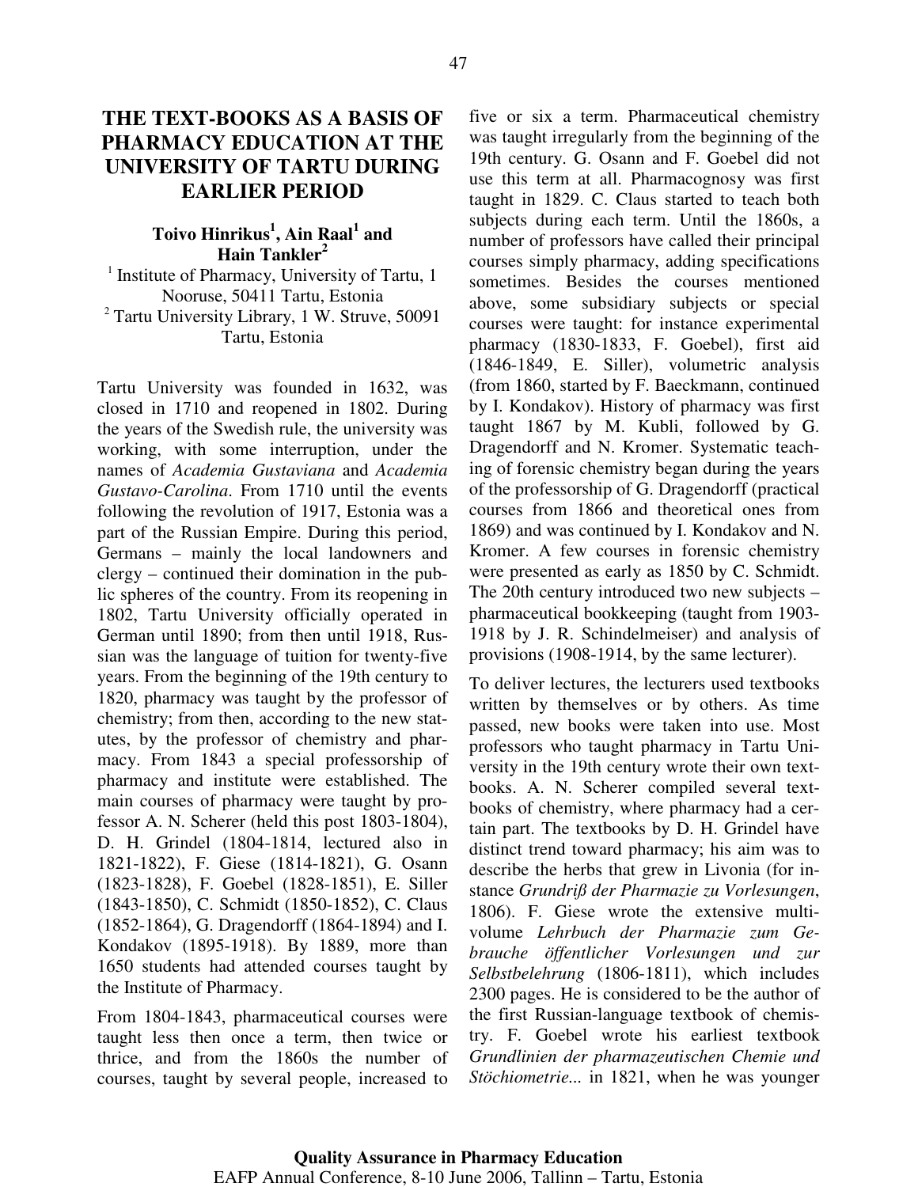# THE TEXT-BOOKS AS A BASIS OF PHARMACY EDUCATION AT THE UNIVERSITY OF TARTU DURING EARLIER PERIOD

**Toivo Hinrikus[1], Ain Raal[1] and Hain Tankler[2]**

[1] Institute of Pharmacy, University of Tartu, 1 Nooruse, 50411 Tartu, Estonia
[2] Tartu University Library, 1 W. Struve, 50091 Tartu, Estonia

Tartu University was founded in 1632, was closed in 1710 and reopened in 1802. During the years of the Swedish rule, the university was working, with some interruption, under the names of *Academia Gustaviana* and *Academia Gustavo-Carolina*. From 1710 until the events following the revolution of 1917, Estonia was a part of the Russian Empire. During this period, Germans – mainly the local landowners and clergy – continued their domination in the public spheres of the country. From its reopening in 1802, Tartu University officially operated in German until 1890; from then until 1918, Russian was the language of tuition for twenty-five years. From the beginning of the 19th century to 1820, pharmacy was taught by the professor of chemistry; from then, according to the new statutes, by the professor of chemistry and pharmacy. From 1843 a special professorship of pharmacy and institute were established. The main courses of pharmacy were taught by professor A. N. Scherer (held this post 1803-1804), D. H. Grindel (1804-1814, lectured also in 1821-1822), F. Giese (1814-1821), G. Osann (1823-1828), F. Goebel (1828-1851), E. Siller (1843-1850), C. Schmidt (1850-1852), C. Claus (1852-1864), G. Dragendorff (1864-1894) and I. Kondakov (1895-1918). By 1889, more than 1650 students had attended courses taught by the Institute of Pharmacy.

From 1804-1843, pharmaceutical courses were taught less then once a term, then twice or thrice, and from the 1860s the number of courses, taught by several people, increased to five or six a term. Pharmaceutical chemistry was taught irregularly from the beginning of the 19th century. G. Osann and F. Goebel did not use this term at all. Pharmacognosy was first taught in 1829. C. Claus started to teach both subjects during each term. Until the 1860s, a number of professors have called their principal courses simply pharmacy, adding specifications sometimes. Besides the courses mentioned above, some subsidiary subjects or special courses were taught: for instance experimental pharmacy (1830-1833, F. Goebel), first aid (1846-1849, E. Siller), volumetric analysis (from 1860, started by F. Baeckmann, continued by I. Kondakov). History of pharmacy was first taught 1867 by M. Kubli, followed by G. Dragendorff and N. Kromer. Systematic teaching of forensic chemistry began during the years of the professorship of G. Dragendorff (practical courses from 1866 and theoretical ones from 1869) and was continued by I. Kondakov and N. Kromer. A few courses in forensic chemistry were presented as early as 1850 by C. Schmidt. The 20th century introduced two new subjects – pharmaceutical bookkeeping (taught from 1903-1918 by J. R. Schindelmeiser) and analysis of provisions (1908-1914, by the same lecturer).

To deliver lectures, the lecturers used textbooks written by themselves or by others. As time passed, new books were taken into use. Most professors who taught pharmacy in Tartu University in the 19th century wrote their own textbooks. A. N. Scherer compiled several textbooks of chemistry, where pharmacy had a certain part. The textbooks by D. H. Grindel have distinct trend toward pharmacy; his aim was to describe the herbs that grew in Livonia (for instance *Grundriß der Pharmazie zu Vorlesungen*, 1806). F. Giese wrote the extensive multi-volume *Lehrbuch der Pharmazie zum Gebrauche öffentlicher Vorlesungen und zur Selbstbelehrung* (1806-1811), which includes 2300 pages. He is considered to be the author of the first Russian-language textbook of chemistry. F. Goebel wrote his earliest textbook *Grundlinien der pharmazeutischen Chemie und Stöchiometrie...* in 1821, when he was younger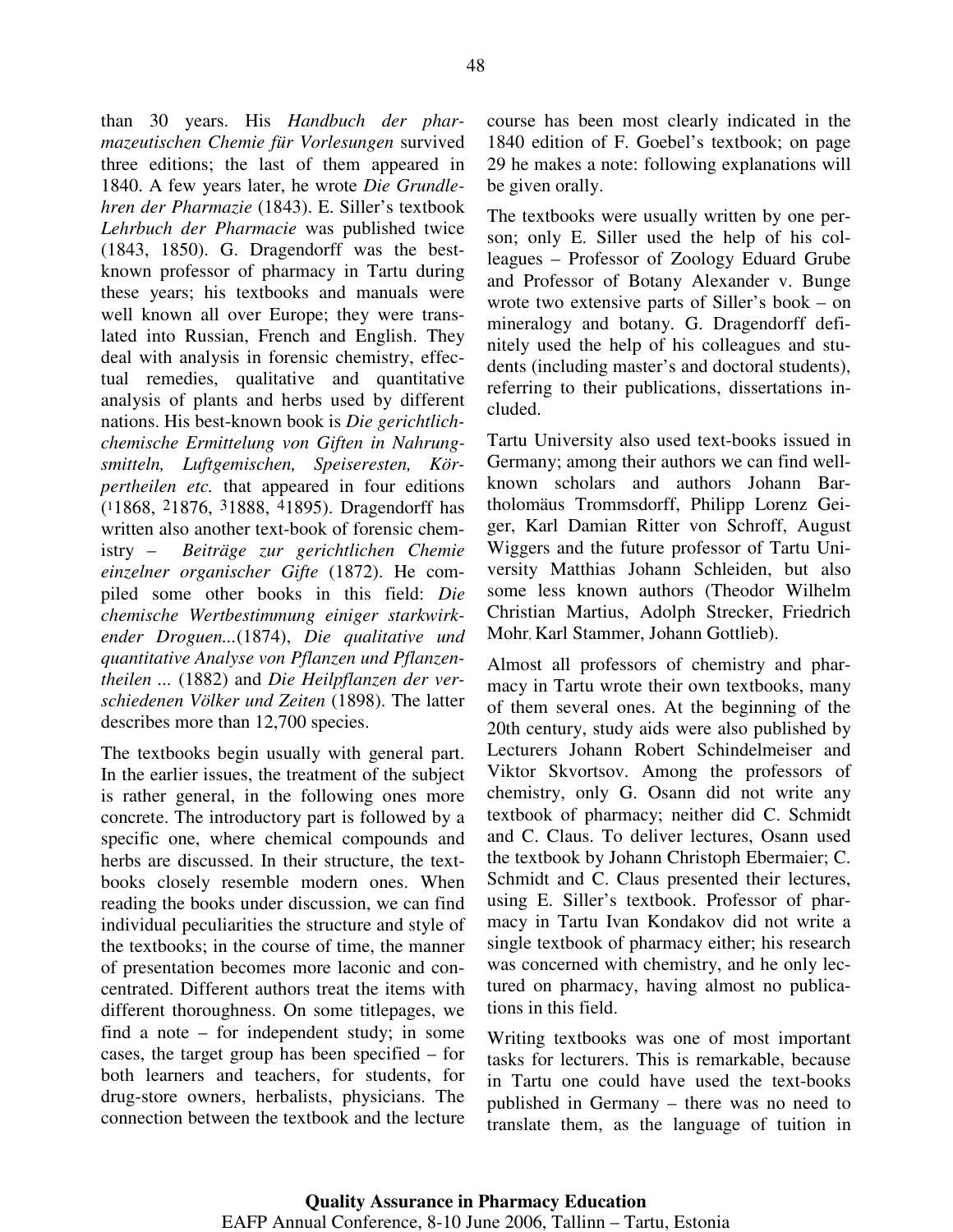than 30 years. His *Handbuch der pharmazeutischen Chemie für Vorlesungen* survived three editions; the last of them appeared in 1840. A few years later, he wrote *Die Grundlehren der Pharmazie* (1843). E. Siller's textbook *Lehrbuch der Pharmacie* was published twice (1843, 1850). G. Dragendorff was the best-known professor of pharmacy in Tartu during these years; his textbooks and manuals were well known all over Europe; they were translated into Russian, French and English. They deal with analysis in forensic chemistry, effectual remedies, qualitative and quantitative analysis of plants and herbs used by different nations. His best-known book is *Die gerichtlich-chemische Ermittelung von Giften in Nahrungsmitteln, Luftgemischen, Speiseresten, Körpertheilen etc.* that appeared in four editions ([1]1868, [2]1876, [3]1888, [4]1895). Dragendorff has written also another text-book of forensic chemistry – *Beiträge zur gerichtlichen Chemie einzelner organischer Gifte* (1872). He compiled some other books in this field: *Die chemische Wertbestimmung einiger starkwirkender Droguen...*(1874), *Die qualitative und quantitative Analyse von Pflanzen und Pflanzentheilen ...* (1882) and *Die Heilpflanzen der verschiedenen Völker und Zeiten* (1898). The latter describes more than 12,700 species.

The textbooks begin usually with general part. In the earlier issues, the treatment of the subject is rather general, in the following ones more concrete. The introductory part is followed by a specific one, where chemical compounds and herbs are discussed. In their structure, the textbooks closely resemble modern ones. When reading the books under discussion, we can find individual peculiarities the structure and style of the textbooks; in the course of time, the manner of presentation becomes more laconic and concentrated. Different authors treat the items with different thoroughness. On some titlepages, we find a note – for independent study; in some cases, the target group has been specified – for both learners and teachers, for students, for drug-store owners, herbalists, physicians. The connection between the textbook and the lecture course has been most clearly indicated in the 1840 edition of F. Goebel's textbook; on page 29 he makes a note: following explanations will be given orally.

The textbooks were usually written by one person; only E. Siller used the help of his colleagues – Professor of Zoology Eduard Grube and Professor of Botany Alexander v. Bunge wrote two extensive parts of Siller's book – on mineralogy and botany. G. Dragendorff definitely used the help of his colleagues and students (including master's and doctoral students), referring to their publications, dissertations included.

Tartu University also used text-books issued in Germany; among their authors we can find well-known scholars and authors Johann Bartholomäus Trommsdorff, Philipp Lorenz Geiger, Karl Damian Ritter von Schroff, August Wiggers and the future professor of Tartu University Matthias Johann Schleiden, but also some less known authors (Theodor Wilhelm Christian Martius, Adolph Strecker, Friedrich Mohr, Karl Stammer, Johann Gottlieb).

Almost all professors of chemistry and pharmacy in Tartu wrote their own textbooks, many of them several ones. At the beginning of the 20th century, study aids were also published by Lecturers Johann Robert Schindelmeiser and Viktor Skvortsov. Among the professors of chemistry, only G. Osann did not write any textbook of pharmacy; neither did C. Schmidt and C. Claus. To deliver lectures, Osann used the textbook by Johann Christoph Ebermaier; C. Schmidt and C. Claus presented their lectures, using E. Siller's textbook. Professor of pharmacy in Tartu Ivan Kondakov did not write a single textbook of pharmacy either; his research was concerned with chemistry, and he only lectured on pharmacy, having almost no publications in this field.

Writing textbooks was one of most important tasks for lecturers. This is remarkable, because in Tartu one could have used the text-books published in Germany – there was no need to translate them, as the language of tuition in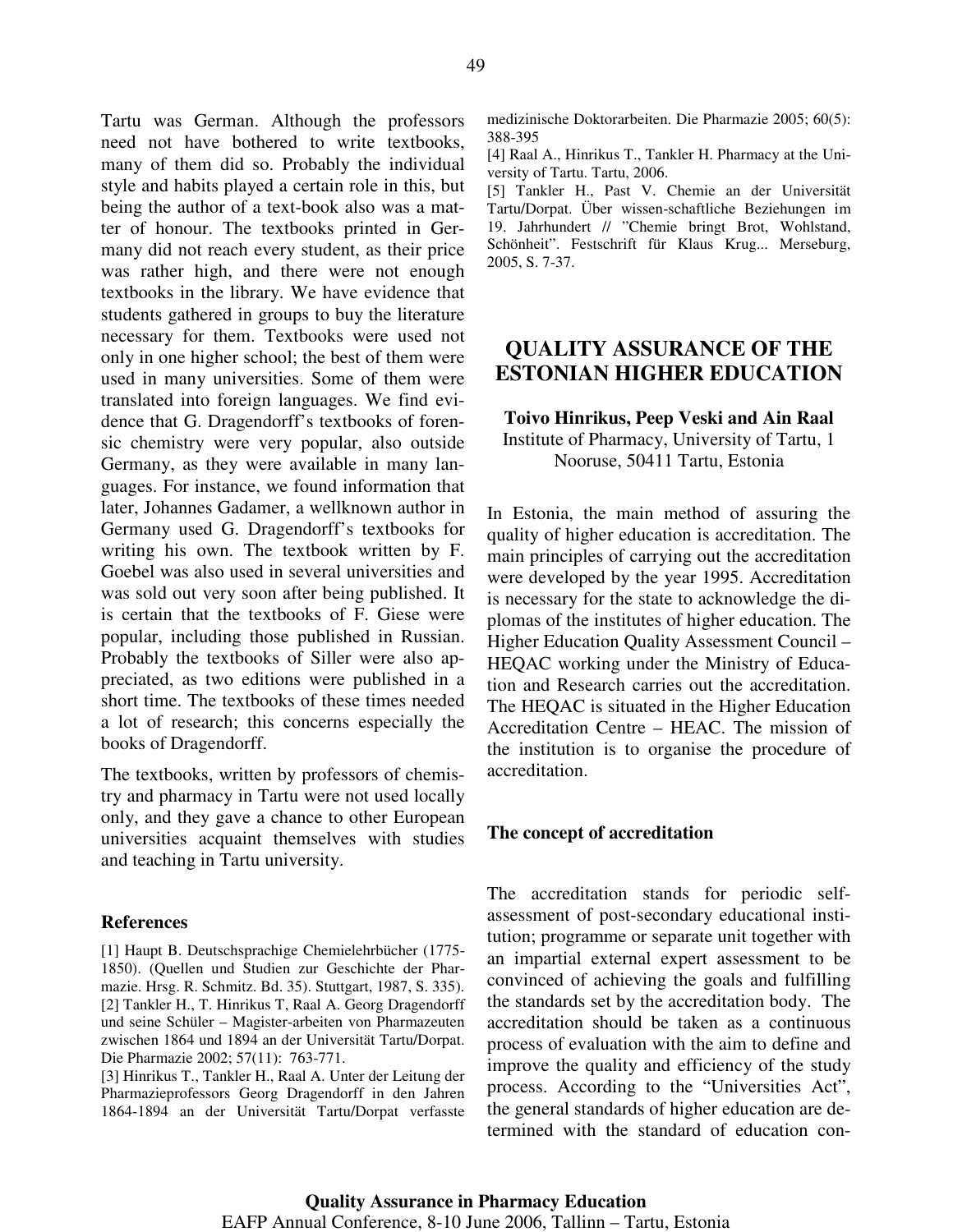Tartu was German. Although the professors need not have bothered to write textbooks, many of them did so. Probably the individual style and habits played a certain role in this, but being the author of a text-book also was a matter of honour. The textbooks printed in Germany did not reach every student, as their price was rather high, and there were not enough textbooks in the library. We have evidence that students gathered in groups to buy the literature necessary for them. Textbooks were used not only in one higher school; the best of them were used in many universities. Some of them were translated into foreign languages. We find evidence that G. Dragendorff's textbooks of forensic chemistry were very popular, also outside Germany, as they were available in many languages. For instance, we found information that later, Johannes Gadamer, a wellknown author in Germany used G. Dragendorff's textbooks for writing his own. The textbook written by F. Goebel was also used in several universities and was sold out very soon after being published. It is certain that the textbooks of F. Giese were popular, including those published in Russian. Probably the textbooks of Siller were also appreciated, as two editions were published in a short time. The textbooks of these times needed a lot of research; this concerns especially the books of Dragendorff.

The textbooks, written by professors of chemistry and pharmacy in Tartu were not used locally only, and they gave a chance to other European universities acquaint themselves with studies and teaching in Tartu university.

### References

[1] Haupt B. Deutschsprachige Chemielehrbücher (1775-1850). (Quellen und Studien zur Geschichte der Pharmazie. Hrsg. R. Schmitz. Bd. 35). Stuttgart, 1987, S. 335).

[2] Tankler H., T. Hinrikus T, Raal A. Georg Dragendorff und seine Schüler – Magister-arbeiten von Pharmazeuten zwischen 1864 und 1894 an der Universität Tartu/Dorpat. Die Pharmazie 2002; 57(11): 763-771.

[3] Hinrikus T., Tankler H., Raal A. Unter der Leitung der Pharmazieprofessors Georg Dragendorff in den Jahren 1864-1894 an der Universität Tartu/Dorpat verfasste medizinische Doktorarbeiten. Die Pharmazie 2005; 60(5): 388-395

[4] Raal A., Hinrikus T., Tankler H. Pharmacy at the University of Tartu. Tartu, 2006.

[5] Tankler H., Past V. Chemie an der Universität Tartu/Dorpat. Über wissen-schaftliche Beziehungen im 19. Jahrhundert // "Chemie bringt Brot, Wohlstand, Schönheit". Festschrift für Klaus Krug... Merseburg, 2005, S. 7-37.

# QUALITY ASSURANCE OF THE ESTONIAN HIGHER EDUCATION

**Toivo Hinrikus, Peep Veski and Ain Raal**
Institute of Pharmacy, University of Tartu, 1 Nooruse, 50411 Tartu, Estonia

In Estonia, the main method of assuring the quality of higher education is accreditation. The main principles of carrying out the accreditation were developed by the year 1995. Accreditation is necessary for the state to acknowledge the diplomas of the institutes of higher education. The Higher Education Quality Assessment Council – HEQAC working under the Ministry of Education and Research carries out the accreditation. The HEQAC is situated in the Higher Education Accreditation Centre – HEAC. The mission of the institution is to organise the procedure of accreditation.

### The concept of accreditation

The accreditation stands for periodic self-assessment of post-secondary educational institution; programme or separate unit together with an impartial external expert assessment to be convinced of achieving the goals and fulfilling the standards set by the accreditation body. The accreditation should be taken as a continuous process of evaluation with the aim to define and improve the quality and efficiency of the study process. According to the "Universities Act", the general standards of higher education are determined with the standard of education con-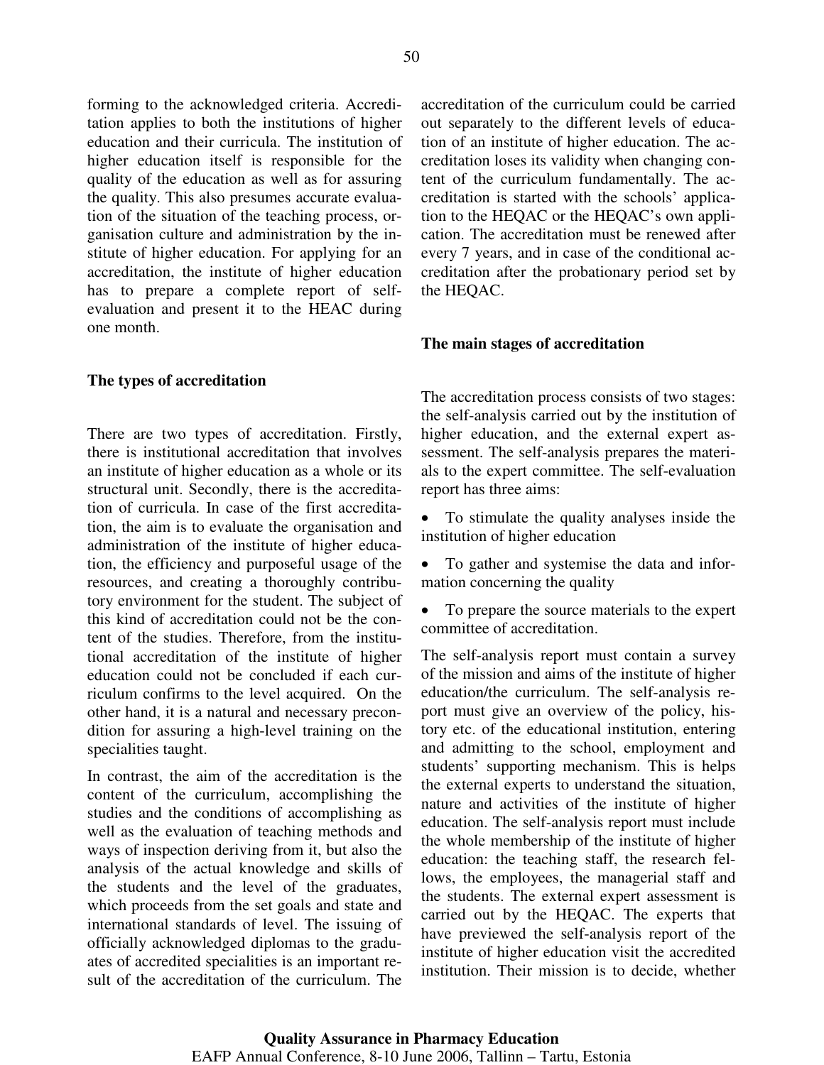forming to the acknowledged criteria. Accreditation applies to both the institutions of higher education and their curricula. The institution of higher education itself is responsible for the quality of the education as well as for assuring the quality. This also presumes accurate evaluation of the situation of the teaching process, organisation culture and administration by the institute of higher education. For applying for an accreditation, the institute of higher education has to prepare a complete report of self-evaluation and present it to the HEAC during one month.

### The types of accreditation

There are two types of accreditation. Firstly, there is institutional accreditation that involves an institute of higher education as a whole or its structural unit. Secondly, there is the accreditation of curricula. In case of the first accreditation, the aim is to evaluate the organisation and administration of the institute of higher education, the efficiency and purposeful usage of the resources, and creating a thoroughly contributory environment for the student. The subject of this kind of accreditation could not be the content of the studies. Therefore, from the institutional accreditation of the institute of higher education could not be concluded if each curriculum confirms to the level acquired. On the other hand, it is a natural and necessary precondition for assuring a high-level training on the specialities taught.

In contrast, the aim of the accreditation is the content of the curriculum, accomplishing the studies and the conditions of accomplishing as well as the evaluation of teaching methods and ways of inspection deriving from it, but also the analysis of the actual knowledge and skills of the students and the level of the graduates, which proceeds from the set goals and state and international standards of level. The issuing of officially acknowledged diplomas to the graduates of accredited specialities is an important result of the accreditation of the curriculum. The accreditation of the curriculum could be carried out separately to the different levels of education of an institute of higher education. The accreditation loses its validity when changing content of the curriculum fundamentally. The accreditation is started with the schools' application to the HEQAC or the HEQAC's own application. The accreditation must be renewed after every 7 years, and in case of the conditional accreditation after the probationary period set by the HEQAC.

### The main stages of accreditation

The accreditation process consists of two stages: the self-analysis carried out by the institution of higher education, and the external expert assessment. The self-analysis prepares the materials to the expert committee. The self-evaluation report has three aims:

- To stimulate the quality analyses inside the institution of higher education
- To gather and systemise the data and information concerning the quality
- To prepare the source materials to the expert committee of accreditation.

The self-analysis report must contain a survey of the mission and aims of the institute of higher education/the curriculum. The self-analysis report must give an overview of the policy, history etc. of the educational institution, entering and admitting to the school, employment and students' supporting mechanism. This is helps the external experts to understand the situation, nature and activities of the institute of higher education. The self-analysis report must include the whole membership of the institute of higher education: the teaching staff, the research fellows, the employees, the managerial staff and the students. The external expert assessment is carried out by the HEQAC. The experts that have previewed the self-analysis report of the institute of higher education visit the accredited institution. Their mission is to decide, whether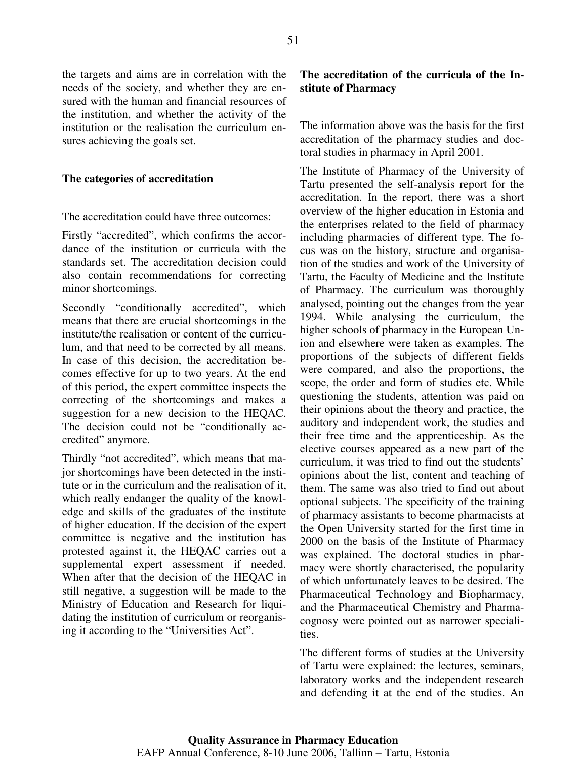the targets and aims are in correlation with the needs of the society, and whether they are ensured with the human and financial resources of the institution, and whether the activity of the institution or the realisation the curriculum ensures achieving the goals set.

**The categories of accreditation**

The accreditation could have three outcomes:

Firstly "accredited", which confirms the accordance of the institution or curricula with the standards set. The accreditation decision could also contain recommendations for correcting minor shortcomings.

Secondly "conditionally accredited", which means that there are crucial shortcomings in the institute/the realisation or content of the curriculum, and that need to be corrected by all means. In case of this decision, the accreditation becomes effective for up to two years. At the end of this period, the expert committee inspects the correcting of the shortcomings and makes a suggestion for a new decision to the HEQAC. The decision could not be "conditionally accredited" anymore.

Thirdly "not accredited", which means that major shortcomings have been detected in the institute or in the curriculum and the realisation of it, which really endanger the quality of the knowledge and skills of the graduates of the institute of higher education. If the decision of the expert committee is negative and the institution has protested against it, the HEQAC carries out a supplemental expert assessment if needed. When after that the decision of the HEQAC in still negative, a suggestion will be made to the Ministry of Education and Research for liquidating the institution of curriculum or reorganising it according to the "Universities Act".

**The accreditation of the curricula of the Institute of Pharmacy**

The information above was the basis for the first accreditation of the pharmacy studies and doctoral studies in pharmacy in April 2001.

The Institute of Pharmacy of the University of Tartu presented the self-analysis report for the accreditation. In the report, there was a short overview of the higher education in Estonia and the enterprises related to the field of pharmacy including pharmacies of different type. The focus was on the history, structure and organisation of the studies and work of the University of Tartu, the Faculty of Medicine and the Institute of Pharmacy. The curriculum was thoroughly analysed, pointing out the changes from the year 1994. While analysing the curriculum, the higher schools of pharmacy in the European Union and elsewhere were taken as examples. The proportions of the subjects of different fields were compared, and also the proportions, the scope, the order and form of studies etc. While questioning the students, attention was paid on their opinions about the theory and practice, the auditory and independent work, the studies and their free time and the apprenticeship. As the elective courses appeared as a new part of the curriculum, it was tried to find out the students' opinions about the list, content and teaching of them. The same was also tried to find out about optional subjects. The specificity of the training of pharmacy assistants to become pharmacists at the Open University started for the first time in 2000 on the basis of the Institute of Pharmacy was explained. The doctoral studies in pharmacy were shortly characterised, the popularity of which unfortunately leaves to be desired. The Pharmaceutical Technology and Biopharmacy, and the Pharmaceutical Chemistry and Pharmacognosy were pointed out as narrower specialities.

The different forms of studies at the University of Tartu were explained: the lectures, seminars, laboratory works and the independent research and defending it at the end of the studies. An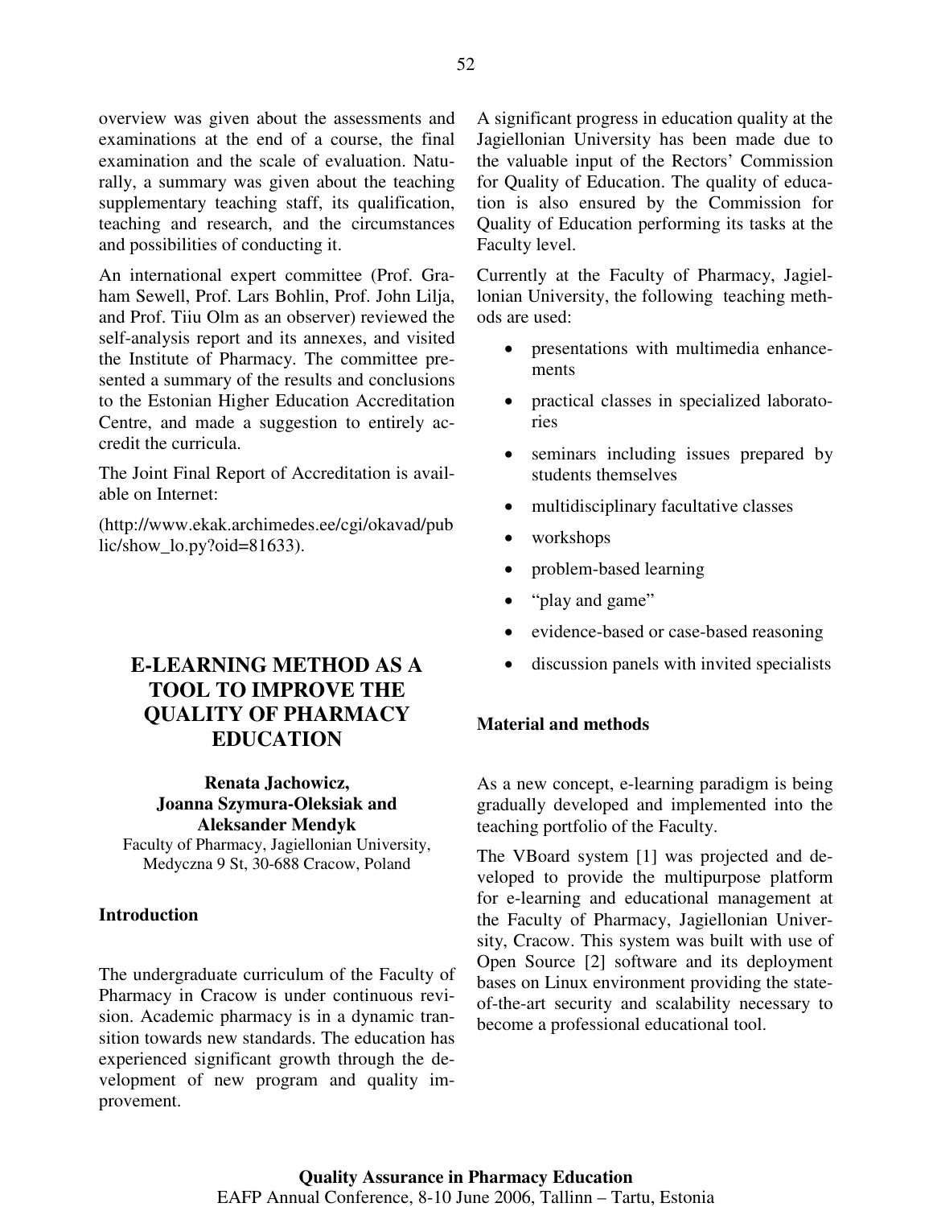overview was given about the assessments and examinations at the end of a course, the final examination and the scale of evaluation. Naturally, a summary was given about the teaching supplementary teaching staff, its qualification, teaching and research, and the circumstances and possibilities of conducting it.

An international expert committee (Prof. Graham Sewell, Prof. Lars Bohlin, Prof. John Lilja, and Prof. Tiiu Olm as an observer) reviewed the self-analysis report and its annexes, and visited the Institute of Pharmacy. The committee presented a summary of the results and conclusions to the Estonian Higher Education Accreditation Centre, and made a suggestion to entirely accredit the curricula.

The Joint Final Report of Accreditation is available on Internet:

(http://www.ekak.archimedes.ee/cgi/okavad/public/show_lo.py?oid=81633).

# E-LEARNING METHOD AS A TOOL TO IMPROVE THE QUALITY OF PHARMACY EDUCATION

**Renata Jachowicz, Joanna Szymura-Oleksiak and Aleksander Mendyk**

Faculty of Pharmacy, Jagiellonian University, Medyczna 9 St, 30-688 Cracow, Poland

## Introduction

The undergraduate curriculum of the Faculty of Pharmacy in Cracow is under continuous revision. Academic pharmacy is in a dynamic transition towards new standards. The education has experienced significant growth through the development of new program and quality improvement.

A significant progress in education quality at the Jagiellonian University has been made due to the valuable input of the Rectors' Commission for Quality of Education. The quality of education is also ensured by the Commission for Quality of Education performing its tasks at the Faculty level.

Currently at the Faculty of Pharmacy, Jagiellonian University, the following teaching methods are used:

- presentations with multimedia enhancements
- practical classes in specialized laboratories
- seminars including issues prepared by students themselves
- multidisciplinary facultative classes
- workshops
- problem-based learning
- "play and game"
- evidence-based or case-based reasoning
- discussion panels with invited specialists

## Material and methods

As a new concept, e-learning paradigm is being gradually developed and implemented into the teaching portfolio of the Faculty.

The VBoard system [1] was projected and developed to provide the multipurpose platform for e-learning and educational management at the Faculty of Pharmacy, Jagiellonian University, Cracow. This system was built with use of Open Source [2] software and its deployment bases on Linux environment providing the state-of-the-art security and scalability necessary to become a professional educational tool.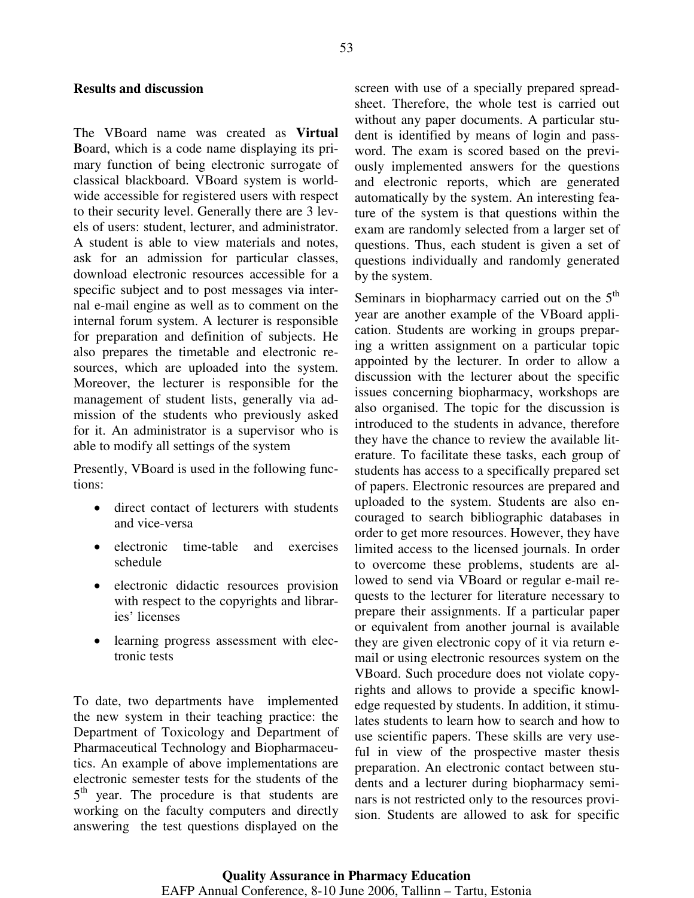**Results and discussion**

The VBoard name was created as **Virtual B**oard, which is a code name displaying its primary function of being electronic surrogate of classical blackboard. VBoard system is worldwide accessible for registered users with respect to their security level. Generally there are 3 levels of users: student, lecturer, and administrator. A student is able to view materials and notes, ask for an admission for particular classes, download electronic resources accessible for a specific subject and to post messages via internal e-mail engine as well as to comment on the internal forum system. A lecturer is responsible for preparation and definition of subjects. He also prepares the timetable and electronic resources, which are uploaded into the system. Moreover, the lecturer is responsible for the management of student lists, generally via admission of the students who previously asked for it. An administrator is a supervisor who is able to modify all settings of the system

Presently, VBoard is used in the following functions:

- direct contact of lecturers with students and vice-versa
- electronic time-table and exercises schedule
- electronic didactic resources provision with respect to the copyrights and libraries' licenses
- learning progress assessment with electronic tests

To date, two departments have implemented the new system in their teaching practice: the Department of Toxicology and Department of Pharmaceutical Technology and Biopharmaceutics. An example of above implementations are electronic semester tests for the students of the 5th year. The procedure is that students are working on the faculty computers and directly answering the test questions displayed on the screen with use of a specially prepared spreadsheet. Therefore, the whole test is carried out without any paper documents. A particular student is identified by means of login and password. The exam is scored based on the previously implemented answers for the questions and electronic reports, which are generated automatically by the system. An interesting feature of the system is that questions within the exam are randomly selected from a larger set of questions. Thus, each student is given a set of questions individually and randomly generated by the system.

Seminars in biopharmacy carried out on the 5th year are another example of the VBoard application. Students are working in groups preparing a written assignment on a particular topic appointed by the lecturer. In order to allow a discussion with the lecturer about the specific issues concerning biopharmacy, workshops are also organised. The topic for the discussion is introduced to the students in advance, therefore they have the chance to review the available literature. To facilitate these tasks, each group of students has access to a specifically prepared set of papers. Electronic resources are prepared and uploaded to the system. Students are also encouraged to search bibliographic databases in order to get more resources. However, they have limited access to the licensed journals. In order to overcome these problems, students are allowed to send via VBoard or regular e-mail requests to the lecturer for literature necessary to prepare their assignments. If a particular paper or equivalent from another journal is available they are given electronic copy of it via return e-mail or using electronic resources system on the VBoard. Such procedure does not violate copyrights and allows to provide a specific knowledge requested by students. In addition, it stimulates students to learn how to search and how to use scientific papers. These skills are very useful in view of the prospective master thesis preparation. An electronic contact between students and a lecturer during biopharmacy seminars is not restricted only to the resources provision. Students are allowed to ask for specific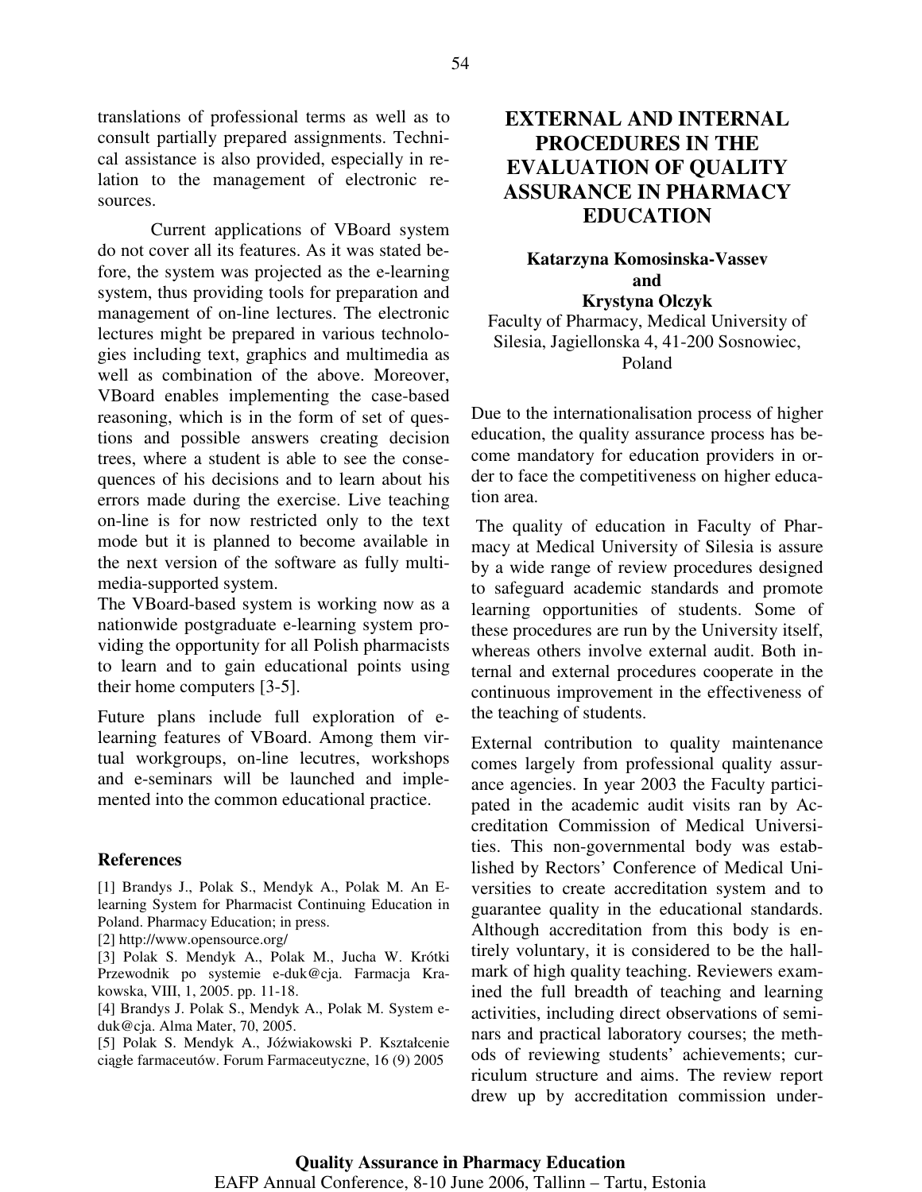translations of professional terms as well as to consult partially prepared assignments. Technical assistance is also provided, especially in relation to the management of electronic resources.

Current applications of VBoard system do not cover all its features. As it was stated before, the system was projected as the e-learning system, thus providing tools for preparation and management of on-line lectures. The electronic lectures might be prepared in various technologies including text, graphics and multimedia as well as combination of the above. Moreover, VBoard enables implementing the case-based reasoning, which is in the form of set of questions and possible answers creating decision trees, where a student is able to see the consequences of his decisions and to learn about his errors made during the exercise. Live teaching on-line is for now restricted only to the text mode but it is planned to become available in the next version of the software as fully multimedia-supported system.

The VBoard-based system is working now as a nationwide postgraduate e-learning system providing the opportunity for all Polish pharmacists to learn and to gain educational points using their home computers [3-5].

Future plans include full exploration of e-learning features of VBoard. Among them virtual workgroups, on-line lecutres, workshops and e-seminars will be launched and implemented into the common educational practice.

### References

[1] Brandys J., Polak S., Mendyk A., Polak M. An E-learning System for Pharmacist Continuing Education in Poland. Pharmacy Education; in press.

[2] http://www.opensource.org/

[3] Polak S. Mendyk A., Polak M., Jucha W. Krótki Przewodnik po systemie e-duk@cja. Farmacja Krakowska, VIII, 1, 2005. pp. 11-18.

[4] Brandys J. Polak S., Mendyk A., Polak M. System e-duk@cja. Alma Mater, 70, 2005.

[5] Polak S. Mendyk A., Jóźwiakowski P. Kształcenie ciągłe farmaceutów. Forum Farmaceutyczne, 16 (9) 2005

## EXTERNAL AND INTERNAL PROCEDURES IN THE EVALUATION OF QUALITY ASSURANCE IN PHARMACY EDUCATION

**Katarzyna Komosinska-Vassev**
**and**
**Krystyna Olczyk**

Faculty of Pharmacy, Medical University of Silesia, Jagiellonska 4, 41-200 Sosnowiec, Poland

Due to the internationalisation process of higher education, the quality assurance process has become mandatory for education providers in order to face the competitiveness on higher education area.

The quality of education in Faculty of Pharmacy at Medical University of Silesia is assure by a wide range of review procedures designed to safeguard academic standards and promote learning opportunities of students. Some of these procedures are run by the University itself, whereas others involve external audit. Both internal and external procedures cooperate in the continuous improvement in the effectiveness of the teaching of students.

External contribution to quality maintenance comes largely from professional quality assurance agencies. In year 2003 the Faculty participated in the academic audit visits ran by Accreditation Commission of Medical Universities. This non-governmental body was established by Rectors' Conference of Medical Universities to create accreditation system and to guarantee quality in the educational standards. Although accreditation from this body is entirely voluntary, it is considered to be the hallmark of high quality teaching. Reviewers examined the full breadth of teaching and learning activities, including direct observations of seminars and practical laboratory courses; the methods of reviewing students' achievements; curriculum structure and aims. The review report drew up by accreditation commission under-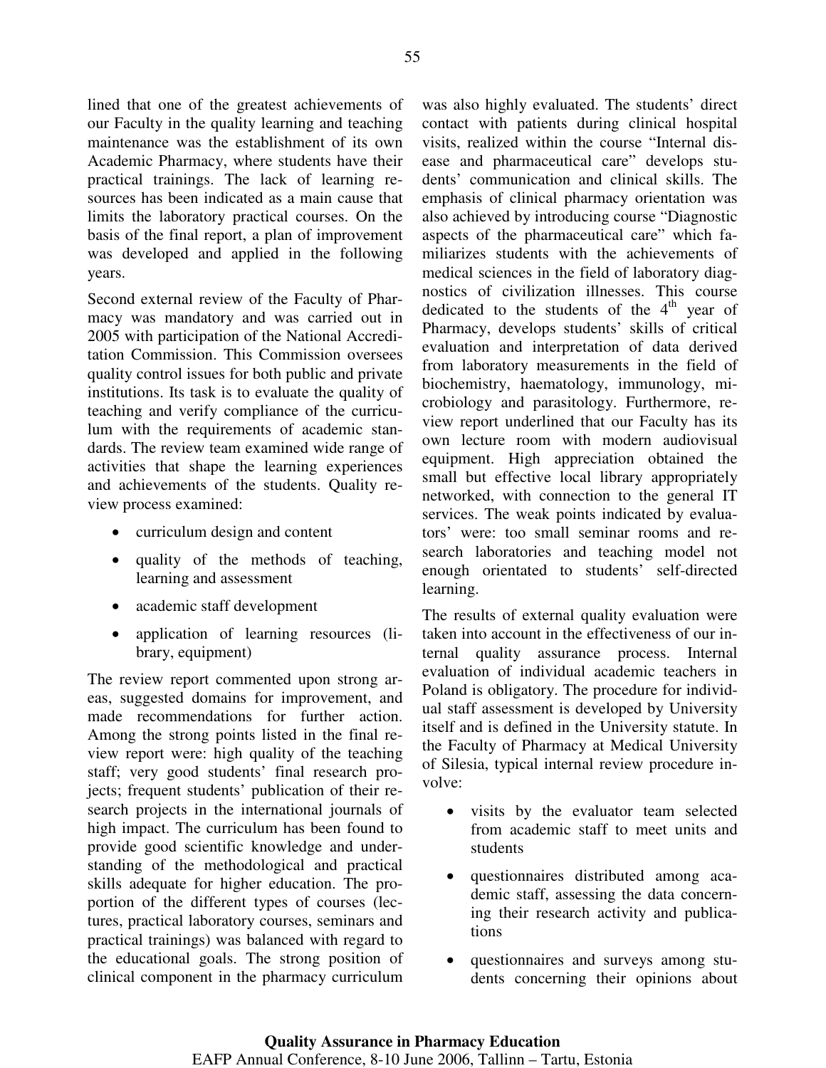lined that one of the greatest achievements of our Faculty in the quality learning and teaching maintenance was the establishment of its own Academic Pharmacy, where students have their practical trainings. The lack of learning resources has been indicated as a main cause that limits the laboratory practical courses. On the basis of the final report, a plan of improvement was developed and applied in the following years.

Second external review of the Faculty of Pharmacy was mandatory and was carried out in 2005 with participation of the National Accreditation Commission. This Commission oversees quality control issues for both public and private institutions. Its task is to evaluate the quality of teaching and verify compliance of the curriculum with the requirements of academic standards. The review team examined wide range of activities that shape the learning experiences and achievements of the students. Quality review process examined:

- curriculum design and content
- quality of the methods of teaching, learning and assessment
- academic staff development
- application of learning resources (library, equipment)

The review report commented upon strong areas, suggested domains for improvement, and made recommendations for further action. Among the strong points listed in the final review report were: high quality of the teaching staff; very good students' final research projects; frequent students' publication of their research projects in the international journals of high impact. The curriculum has been found to provide good scientific knowledge and understanding of the methodological and practical skills adequate for higher education. The proportion of the different types of courses (lectures, practical laboratory courses, seminars and practical trainings) was balanced with regard to the educational goals. The strong position of clinical component in the pharmacy curriculum was also highly evaluated. The students' direct contact with patients during clinical hospital visits, realized within the course "Internal disease and pharmaceutical care" develops students' communication and clinical skills. The emphasis of clinical pharmacy orientation was also achieved by introducing course "Diagnostic aspects of the pharmaceutical care" which familiarizes students with the achievements of medical sciences in the field of laboratory diagnostics of civilization illnesses. This course dedicated to the students of the 4$^{th}$ year of Pharmacy, develops students' skills of critical evaluation and interpretation of data derived from laboratory measurements in the field of biochemistry, haematology, immunology, microbiology and parasitology. Furthermore, review report underlined that our Faculty has its own lecture room with modern audiovisual equipment. High appreciation obtained the small but effective local library appropriately networked, with connection to the general IT services. The weak points indicated by evaluators' were: too small seminar rooms and research laboratories and teaching model not enough orientated to students' self-directed learning.

The results of external quality evaluation were taken into account in the effectiveness of our internal quality assurance process. Internal evaluation of individual academic teachers in Poland is obligatory. The procedure for individual staff assessment is developed by University itself and is defined in the University statute. In the Faculty of Pharmacy at Medical University of Silesia, typical internal review procedure involve:

- visits by the evaluator team selected from academic staff to meet units and students
- questionnaires distributed among academic staff, assessing the data concerning their research activity and publications
- questionnaires and surveys among students concerning their opinions about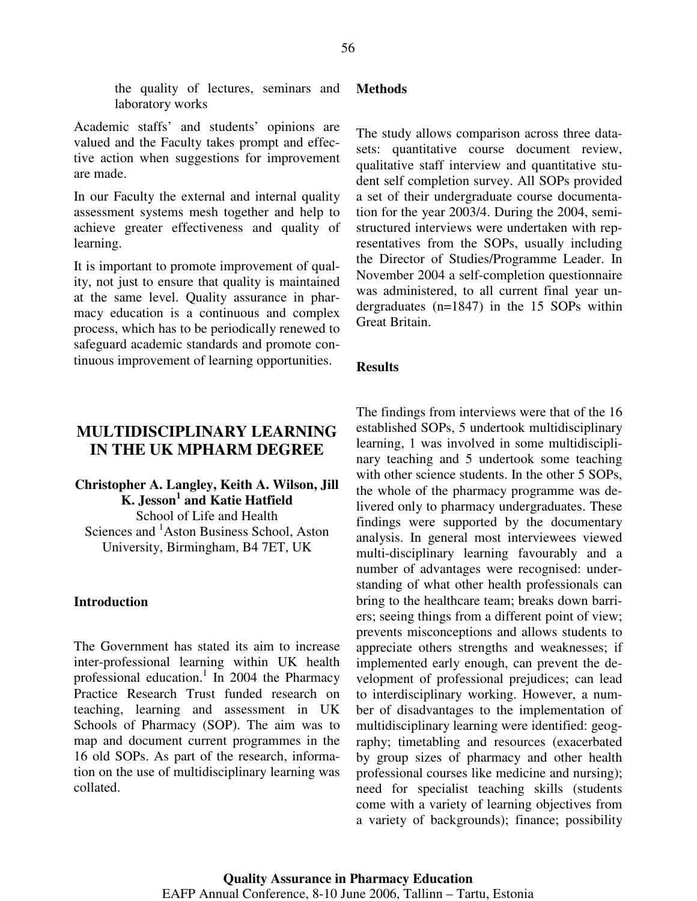the quality of lectures, seminars and laboratory works

Academic staffs' and students' opinions are valued and the Faculty takes prompt and effective action when suggestions for improvement are made.

In our Faculty the external and internal quality assessment systems mesh together and help to achieve greater effectiveness and quality of learning.

It is important to promote improvement of quality, not just to ensure that quality is maintained at the same level. Quality assurance in pharmacy education is a continuous and complex process, which has to be periodically renewed to safeguard academic standards and promote continuous improvement of learning opportunities.

## MULTIDISCIPLINARY LEARNING IN THE UK MPHARM DEGREE

**Christopher A. Langley, Keith A. Wilson, Jill K. Jesson[1] and Katie Hatfield**

School of Life and Health Sciences and [1]Aston Business School, Aston University, Birmingham, B4 7ET, UK

### Introduction

The Government has stated its aim to increase inter-professional learning within UK health professional education.[1] In 2004 the Pharmacy Practice Research Trust funded research on teaching, learning and assessment in UK Schools of Pharmacy (SOP). The aim was to map and document current programmes in the 16 old SOPs. As part of the research, information on the use of multidisciplinary learning was collated.

### Methods

The study allows comparison across three datasets: quantitative course document review, qualitative staff interview and quantitative student self completion survey. All SOPs provided a set of their undergraduate course documentation for the year 2003/4. During the 2004, semi-structured interviews were undertaken with representatives from the SOPs, usually including the Director of Studies/Programme Leader. In November 2004 a self-completion questionnaire was administered, to all current final year undergraduates (n=1847) in the 15 SOPs within Great Britain.

### Results

The findings from interviews were that of the 16 established SOPs, 5 undertook multidisciplinary learning, 1 was involved in some multidisciplinary teaching and 5 undertook some teaching with other science students. In the other 5 SOPs, the whole of the pharmacy programme was delivered only to pharmacy undergraduates. These findings were supported by the documentary analysis. In general most interviewees viewed multi-disciplinary learning favourably and a number of advantages were recognised: understanding of what other health professionals can bring to the healthcare team; breaks down barriers; seeing things from a different point of view; prevents misconceptions and allows students to appreciate others strengths and weaknesses; if implemented early enough, can prevent the development of professional prejudices; can lead to interdisciplinary working. However, a number of disadvantages to the implementation of multidisciplinary learning were identified: geography; timetabling and resources (exacerbated by group sizes of pharmacy and other health professional courses like medicine and nursing); need for specialist teaching skills (students come with a variety of learning objectives from a variety of backgrounds); finance; possibility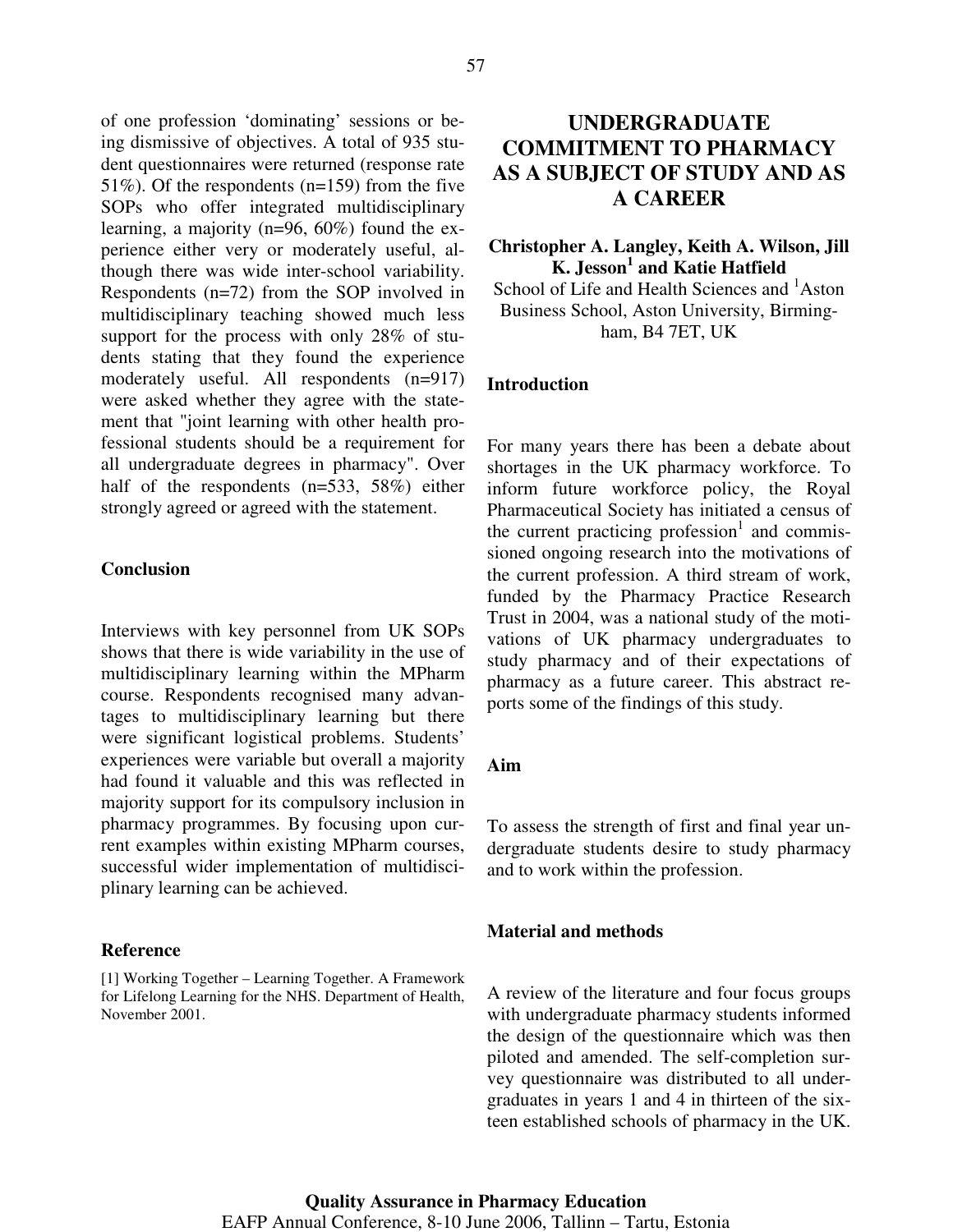of one profession 'dominating' sessions or being dismissive of objectives. A total of 935 student questionnaires were returned (response rate 51%). Of the respondents (n=159) from the five SOPs who offer integrated multidisciplinary learning, a majority (n=96, 60%) found the experience either very or moderately useful, although there was wide inter-school variability. Respondents (n=72) from the SOP involved in multidisciplinary teaching showed much less support for the process with only 28% of students stating that they found the experience moderately useful. All respondents (n=917) were asked whether they agree with the statement that "joint learning with other health professional students should be a requirement for all undergraduate degrees in pharmacy". Over half of the respondents (n=533, 58%) either strongly agreed or agreed with the statement.

### Conclusion

Interviews with key personnel from UK SOPs shows that there is wide variability in the use of multidisciplinary learning within the MPharm course. Respondents recognised many advantages to multidisciplinary learning but there were significant logistical problems. Students' experiences were variable but overall a majority had found it valuable and this was reflected in majority support for its compulsory inclusion in pharmacy programmes. By focusing upon current examples within existing MPharm courses, successful wider implementation of multidisciplinary learning can be achieved.

### Reference

[1] Working Together – Learning Together. A Framework for Lifelong Learning for the NHS. Department of Health, November 2001.

## UNDERGRADUATE COMMITMENT TO PHARMACY AS A SUBJECT OF STUDY AND AS A CAREER

**Christopher A. Langley, Keith A. Wilson, Jill K. Jesson[1] and Katie Hatfield**

School of Life and Health Sciences and [1]Aston Business School, Aston University, Birmingham, B4 7ET, UK

### Introduction

For many years there has been a debate about shortages in the UK pharmacy workforce. To inform future workforce policy, the Royal Pharmaceutical Society has initiated a census of the current practicing profession[1] and commissioned ongoing research into the motivations of the current profession. A third stream of work, funded by the Pharmacy Practice Research Trust in 2004, was a national study of the motivations of UK pharmacy undergraduates to study pharmacy and of their expectations of pharmacy as a future career. This abstract reports some of the findings of this study.

### Aim

To assess the strength of first and final year undergraduate students desire to study pharmacy and to work within the profession.

### Material and methods

A review of the literature and four focus groups with undergraduate pharmacy students informed the design of the questionnaire which was then piloted and amended. The self-completion survey questionnaire was distributed to all undergraduates in years 1 and 4 in thirteen of the sixteen established schools of pharmacy in the UK.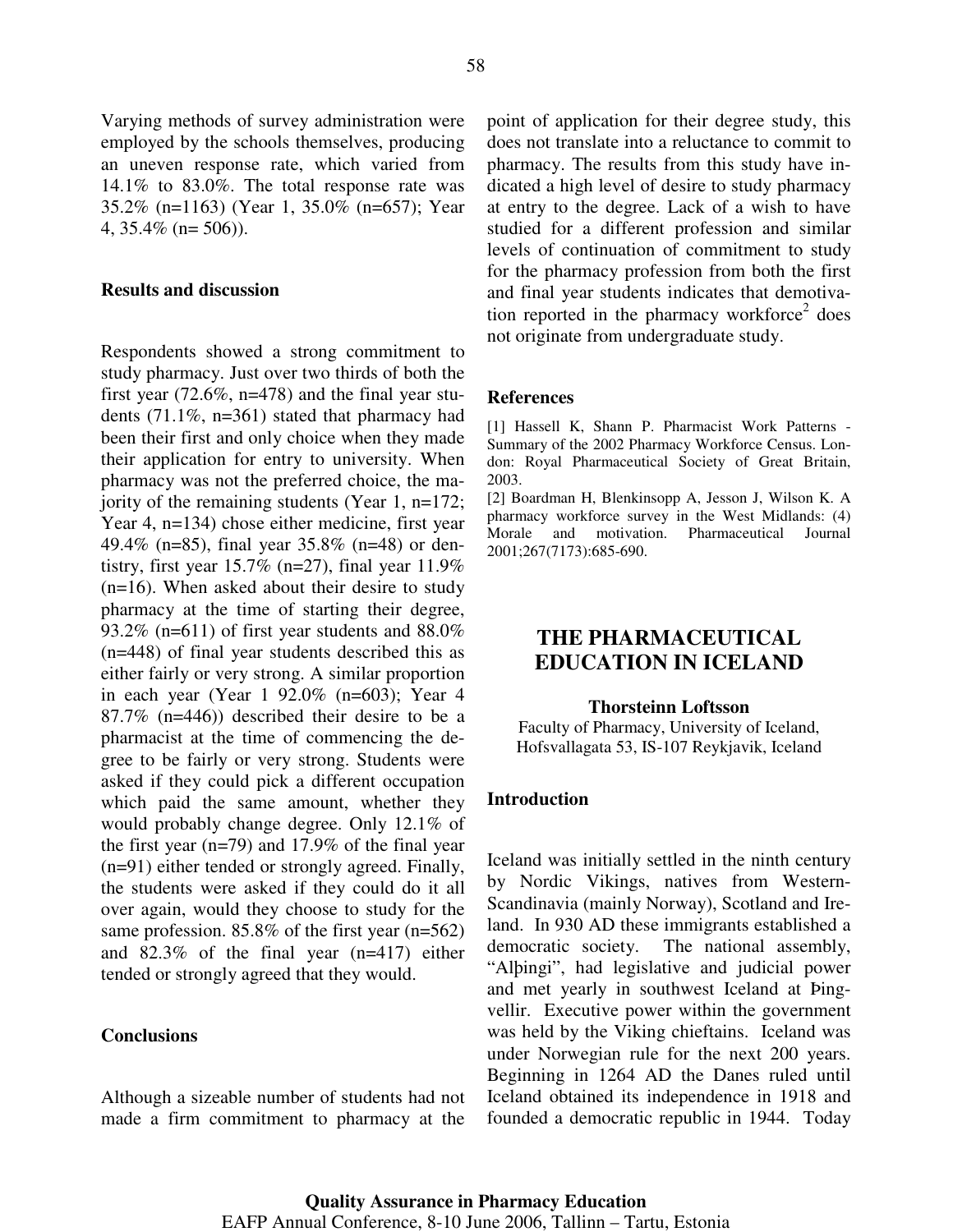Varying methods of survey administration were employed by the schools themselves, producing an uneven response rate, which varied from 14.1% to 83.0%. The total response rate was 35.2% (n=1163) (Year 1, 35.0% (n=657); Year 4, 35.4% (n= 506)).

**Results and discussion**

Respondents showed a strong commitment to study pharmacy. Just over two thirds of both the first year (72.6%, n=478) and the final year students (71.1%, n=361) stated that pharmacy had been their first and only choice when they made their application for entry to university. When pharmacy was not the preferred choice, the majority of the remaining students (Year 1, n=172; Year 4, n=134) chose either medicine, first year 49.4% (n=85), final year 35.8% (n=48) or dentistry, first year 15.7% (n=27), final year 11.9% (n=16). When asked about their desire to study pharmacy at the time of starting their degree, 93.2% (n=611) of first year students and 88.0% (n=448) of final year students described this as either fairly or very strong. A similar proportion in each year (Year 1 92.0% (n=603); Year 4 87.7% (n=446)) described their desire to be a pharmacist at the time of commencing the degree to be fairly or very strong. Students were asked if they could pick a different occupation which paid the same amount, whether they would probably change degree. Only 12.1% of the first year (n=79) and 17.9% of the final year (n=91) either tended or strongly agreed. Finally, the students were asked if they could do it all over again, would they choose to study for the same profession. 85.8% of the first year (n=562) and 82.3% of the final year (n=417) either tended or strongly agreed that they would.

**Conclusions**

Although a sizeable number of students had not made a firm commitment to pharmacy at the point of application for their degree study, this does not translate into a reluctance to commit to pharmacy. The results from this study have indicated a high level of desire to study pharmacy at entry to the degree. Lack of a wish to have studied for a different profession and similar levels of continuation of commitment to study for the pharmacy profession from both the first and final year students indicates that demotivation reported in the pharmacy workforce[2] does not originate from undergraduate study.

**References**

[1] Hassell K, Shann P. Pharmacist Work Patterns - Summary of the 2002 Pharmacy Workforce Census. London: Royal Pharmaceutical Society of Great Britain, 2003.

[2] Boardman H, Blenkinsopp A, Jesson J, Wilson K. A pharmacy workforce survey in the West Midlands: (4) Morale and motivation. Pharmaceutical Journal 2001;267(7173):685-690.

# THE PHARMACEUTICAL EDUCATION IN ICELAND

**Thorsteinn Loftsson**

Faculty of Pharmacy, University of Iceland, Hofsvallagata 53, IS-107 Reykjavik, Iceland

**Introduction**

Iceland was initially settled in the ninth century by Nordic Vikings, natives from Western-Scandinavia (mainly Norway), Scotland and Ireland. In 930 AD these immigrants established a democratic society. The national assembly, "Alþingi", had legislative and judicial power and met yearly in southwest Iceland at Þingvellir. Executive power within the government was held by the Viking chieftains. Iceland was under Norwegian rule for the next 200 years. Beginning in 1264 AD the Danes ruled until Iceland obtained its independence in 1918 and founded a democratic republic in 1944. Today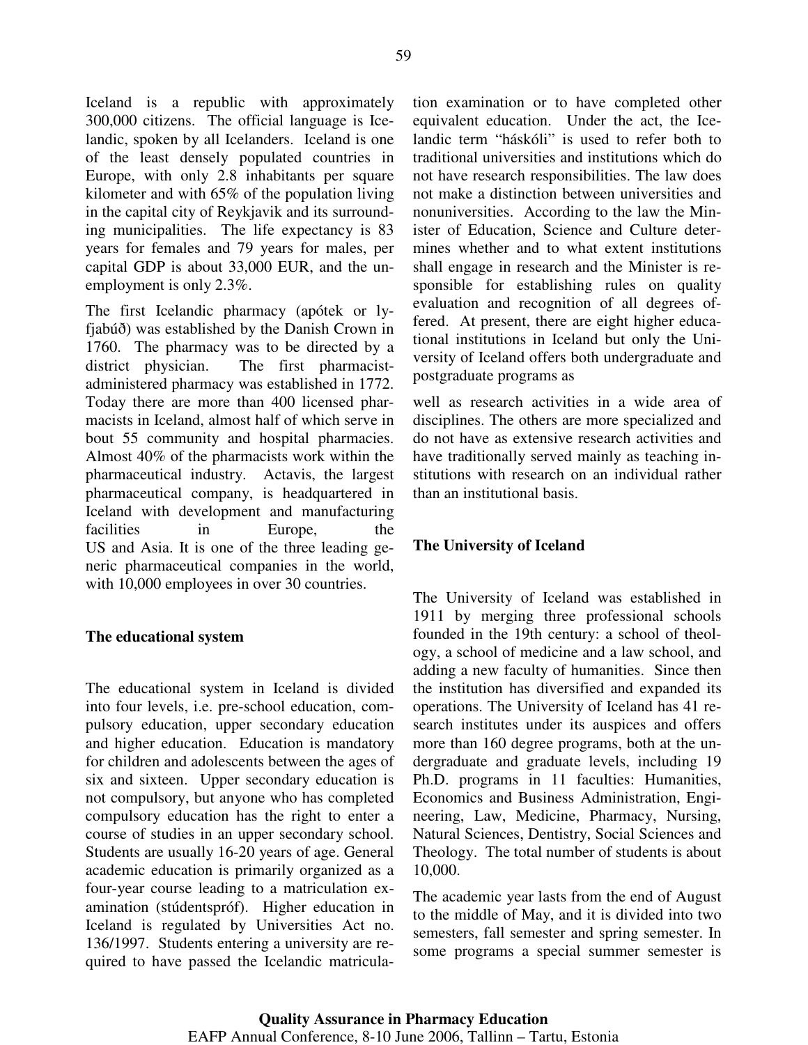Iceland is a republic with approximately 300,000 citizens. The official language is Icelandic, spoken by all Icelanders. Iceland is one of the least densely populated countries in Europe, with only 2.8 inhabitants per square kilometer and with 65% of the population living in the capital city of Reykjavik and its surrounding municipalities. The life expectancy is 83 years for females and 79 years for males, per capital GDP is about 33,000 EUR, and the unemployment is only 2.3%.

The first Icelandic pharmacy (apótek or lyfjabúð) was established by the Danish Crown in 1760. The pharmacy was to be directed by a district physician. The first pharmacist-administered pharmacy was established in 1772. Today there are more than 400 licensed pharmacists in Iceland, almost half of which serve in bout 55 community and hospital pharmacies. Almost 40% of the pharmacists work within the pharmaceutical industry. Actavis, the largest pharmaceutical company, is headquartered in Iceland with development and manufacturing facilities in Europe, the US and Asia. It is one of the three leading generic pharmaceutical companies in the world, with 10,000 employees in over 30 countries.

## The educational system

The educational system in Iceland is divided into four levels, i.e. pre-school education, compulsory education, upper secondary education and higher education. Education is mandatory for children and adolescents between the ages of six and sixteen. Upper secondary education is not compulsory, but anyone who has completed compulsory education has the right to enter a course of studies in an upper secondary school. Students are usually 16-20 years of age. General academic education is primarily organized as a four-year course leading to a matriculation examination (stúdentspróf). Higher education in Iceland is regulated by Universities Act no. 136/1997. Students entering a university are required to have passed the Icelandic matriculation examination or to have completed other equivalent education. Under the act, the Icelandic term "háskóli" is used to refer both to traditional universities and institutions which do not have research responsibilities. The law does not make a distinction between universities and nonuniversities. According to the law the Minister of Education, Science and Culture determines whether and to what extent institutions shall engage in research and the Minister is responsible for establishing rules on quality evaluation and recognition of all degrees offered. At present, there are eight higher educational institutions in Iceland but only the University of Iceland offers both undergraduate and postgraduate programs as well as research activities in a wide area of disciplines. The others are more specialized and do not have as extensive research activities and have traditionally served mainly as teaching institutions with research on an individual rather than an institutional basis.

## The University of Iceland

The University of Iceland was established in 1911 by merging three professional schools founded in the 19th century: a school of theology, a school of medicine and a law school, and adding a new faculty of humanities. Since then the institution has diversified and expanded its operations. The University of Iceland has 41 research institutes under its auspices and offers more than 160 degree programs, both at the undergraduate and graduate levels, including 19 Ph.D. programs in 11 faculties: Humanities, Economics and Business Administration, Engineering, Law, Medicine, Pharmacy, Nursing, Natural Sciences, Dentistry, Social Sciences and Theology. The total number of students is about 10,000.

The academic year lasts from the end of August to the middle of May, and it is divided into two semesters, fall semester and spring semester. In some programs a special summer semester is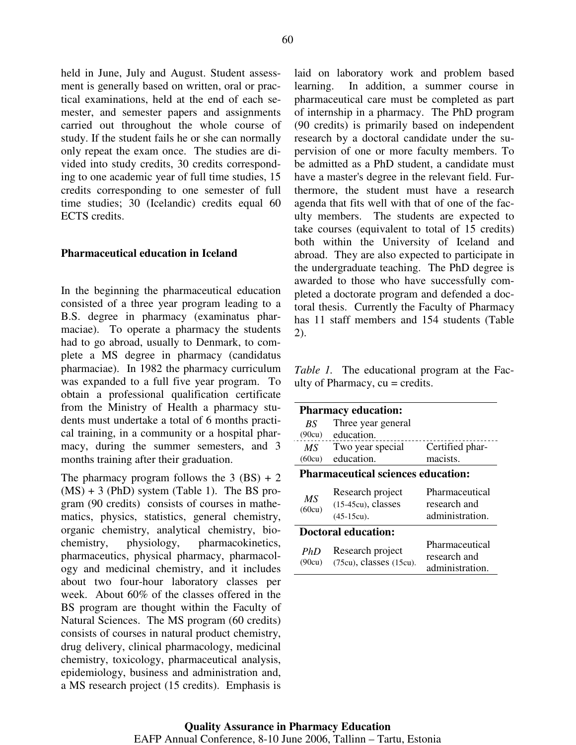held in June, July and August. Student assessment is generally based on written, oral or practical examinations, held at the end of each semester, and semester papers and assignments carried out throughout the whole course of study. If the student fails he or she can normally only repeat the exam once. The studies are divided into study credits, 30 credits corresponding to one academic year of full time studies, 15 credits corresponding to one semester of full time studies; 30 (Icelandic) credits equal 60 ECTS credits.

**Pharmaceutical education in Iceland**

In the beginning the pharmaceutical education consisted of a three year program leading to a B.S. degree in pharmacy (examinatus pharmaciae). To operate a pharmacy the students had to go abroad, usually to Denmark, to complete a MS degree in pharmacy (candidatus pharmaciae). In 1982 the pharmacy curriculum was expanded to a full five year program. To obtain a professional qualification certificate from the Ministry of Health a pharmacy students must undertake a total of 6 months practical training, in a community or a hospital pharmacy, during the summer semesters, and 3 months training after their graduation.

The pharmacy program follows the 3 (BS) + 2 (MS) + 3 (PhD) system (Table 1). The BS program (90 credits) consists of courses in mathematics, physics, statistics, general chemistry, organic chemistry, analytical chemistry, biochemistry, physiology, pharmacokinetics, pharmaceutics, physical pharmacy, pharmacology and medicinal chemistry, and it includes about two four-hour laboratory classes per week. About 60% of the classes offered in the BS program are thought within the Faculty of Natural Sciences. The MS program (60 credits) consists of courses in natural product chemistry, drug delivery, clinical pharmacology, medicinal chemistry, toxicology, pharmaceutical analysis, epidemiology, business and administration and, a MS research project (15 credits). Emphasis is laid on laboratory work and problem based learning. In addition, a summer course in pharmaceutical care must be completed as part of internship in a pharmacy. The PhD program (90 credits) is primarily based on independent research by a doctoral candidate under the supervision of one or more faculty members. To be admitted as a PhD student, a candidate must have a master's degree in the relevant field. Furthermore, the student must have a research agenda that fits well with that of one of the faculty members. The students are expected to take courses (equivalent to total of 15 credits) both within the University of Iceland and abroad. They are also expected to participate in the undergraduate teaching. The PhD degree is awarded to those who have successfully completed a doctorate program and defended a doctoral thesis. Currently the Faculty of Pharmacy has 11 staff members and 154 students (Table 2).

*Table 1.* The educational program at the Faculty of Pharmacy, cu = credits.

| **Pharmacy education:** | | |
|---|---|---|
| *BS* (90cu) | Three year general education. | |
| *MS* (60cu) | Two year special education. | Certified pharmacists. |
| **Pharmaceutical sciences education:** | | |
| *MS* (60cu) | Research project (15-45cu), classes (45-15cu). | Pharmaceutical research and administration. |
| **Doctoral education:** | | |
| *PhD* (90cu) | Research project (75cu), classes (15cu). | Pharmaceutical research and administration. |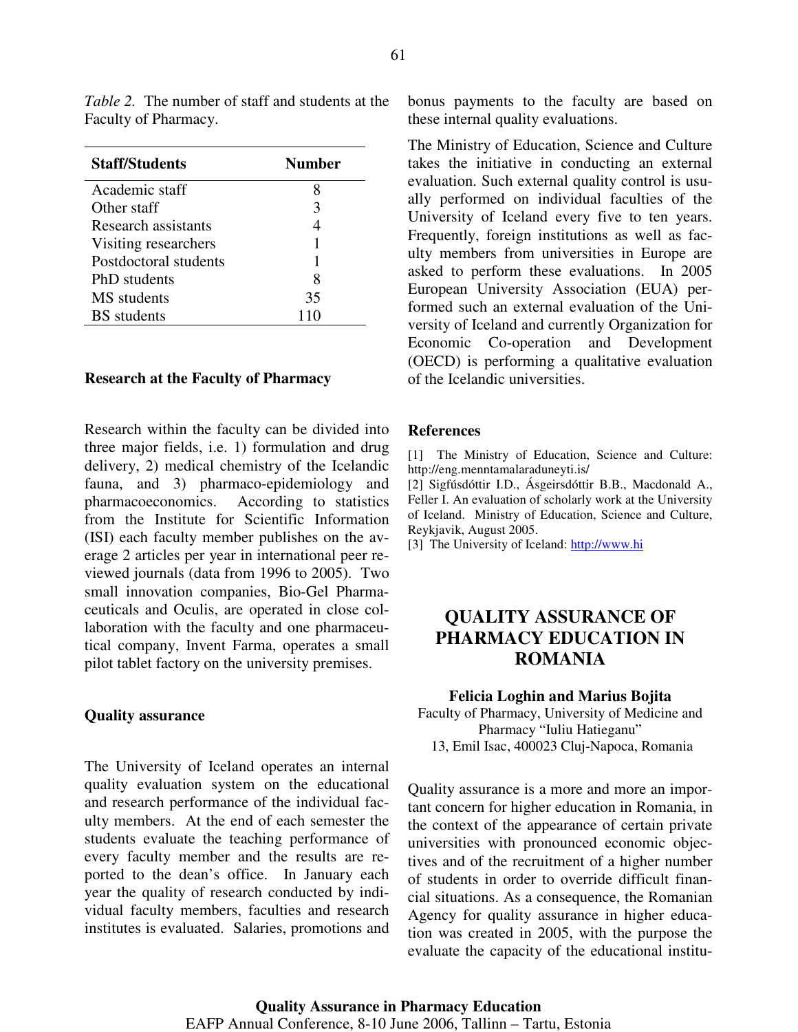*Table 2.* The number of staff and students at the Faculty of Pharmacy.

| Staff/Students | Number |
|---|---|
| Academic staff | 8 |
| Other staff | 3 |
| Research assistants | 4 |
| Visiting researchers | 1 |
| Postdoctoral students | 1 |
| PhD students | 8 |
| MS students | 35 |
| BS students | 110 |

**Research at the Faculty of Pharmacy**

Research within the faculty can be divided into three major fields, i.e. 1) formulation and drug delivery, 2) medical chemistry of the Icelandic fauna, and 3) pharmaco-epidemiology and pharmacoeconomics. According to statistics from the Institute for Scientific Information (ISI) each faculty member publishes on the average 2 articles per year in international peer reviewed journals (data from 1996 to 2005). Two small innovation companies, Bio-Gel Pharmaceuticals and Oculis, are operated in close collaboration with the faculty and one pharmaceutical company, Invent Farma, operates a small pilot tablet factory on the university premises.

**Quality assurance**

The University of Iceland operates an internal quality evaluation system on the educational and research performance of the individual faculty members. At the end of each semester the students evaluate the teaching performance of every faculty member and the results are reported to the dean's office. In January each year the quality of research conducted by individual faculty members, faculties and research institutes is evaluated. Salaries, promotions and bonus payments to the faculty are based on these internal quality evaluations.

The Ministry of Education, Science and Culture takes the initiative in conducting an external evaluation. Such external quality control is usually performed on individual faculties of the University of Iceland every five to ten years. Frequently, foreign institutions as well as faculty members from universities in Europe are asked to perform these evaluations. In 2005 European University Association (EUA) performed such an external evaluation of the University of Iceland and currently Organization for Economic Co-operation and Development (OECD) is performing a qualitative evaluation of the Icelandic universities.

**References**

[1] The Ministry of Education, Science and Culture: http://eng.menntamalaraduneyti.is/

[2] Sigfúsdóttir I.D., Ásgeirsdóttir B.B., Macdonald A., Feller I. An evaluation of scholarly work at the University of Iceland. Ministry of Education, Science and Culture, Reykjavik, August 2005.

[3] The University of Iceland: http://www.hi

# QUALITY ASSURANCE OF PHARMACY EDUCATION IN ROMANIA

**Felicia Loghin and Marius Bojita**

Faculty of Pharmacy, University of Medicine and Pharmacy "Iuliu Hatieganu"
13, Emil Isac, 400023 Cluj-Napoca, Romania

Quality assurance is a more and more an important concern for higher education in Romania, in the context of the appearance of certain private universities with pronounced economic objectives and of the recruitment of a higher number of students in order to override difficult financial situations. As a consequence, the Romanian Agency for quality assurance in higher education was created in 2005, with the purpose the evaluate the capacity of the educational institu-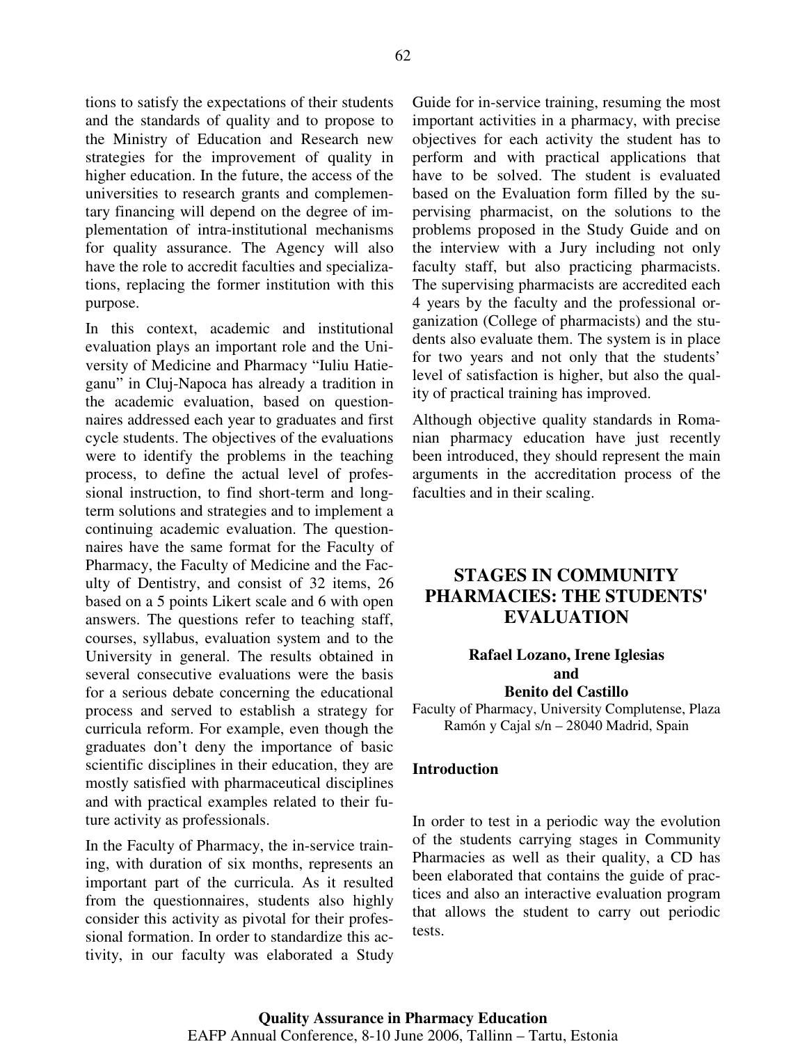tions to satisfy the expectations of their students and the standards of quality and to propose to the Ministry of Education and Research new strategies for the improvement of quality in higher education. In the future, the access of the universities to research grants and complementary financing will depend on the degree of implementation of intra-institutional mechanisms for quality assurance. The Agency will also have the role to accredit faculties and specializations, replacing the former institution with this purpose.

In this context, academic and institutional evaluation plays an important role and the University of Medicine and Pharmacy "Iuliu Hatieganu" in Cluj-Napoca has already a tradition in the academic evaluation, based on questionnaires addressed each year to graduates and first cycle students. The objectives of the evaluations were to identify the problems in the teaching process, to define the actual level of professional instruction, to find short-term and long-term solutions and strategies and to implement a continuing academic evaluation. The questionnaires have the same format for the Faculty of Pharmacy, the Faculty of Medicine and the Faculty of Dentistry, and consist of 32 items, 26 based on a 5 points Likert scale and 6 with open answers. The questions refer to teaching staff, courses, syllabus, evaluation system and to the University in general. The results obtained in several consecutive evaluations were the basis for a serious debate concerning the educational process and served to establish a strategy for curricula reform. For example, even though the graduates don't deny the importance of basic scientific disciplines in their education, they are mostly satisfied with pharmaceutical disciplines and with practical examples related to their future activity as professionals.

In the Faculty of Pharmacy, the in-service training, with duration of six months, represents an important part of the curricula. As it resulted from the questionnaires, students also highly consider this activity as pivotal for their professional formation. In order to standardize this activity, in our faculty was elaborated a Study Guide for in-service training, resuming the most important activities in a pharmacy, with precise objectives for each activity the student has to perform and with practical applications that have to be solved. The student is evaluated based on the Evaluation form filled by the supervising pharmacist, on the solutions to the problems proposed in the Study Guide and on the interview with a Jury including not only faculty staff, but also practicing pharmacists. The supervising pharmacists are accredited each 4 years by the faculty and the professional organization (College of pharmacists) and the students also evaluate them. The system is in place for two years and not only that the students' level of satisfaction is higher, but also the quality of practical training has improved.

Although objective quality standards in Romanian pharmacy education have just recently been introduced, they should represent the main arguments in the accreditation process of the faculties and in their scaling.

# STAGES IN COMMUNITY PHARMACIES: THE STUDENTS' EVALUATION

**Rafael Lozano, Irene Iglesias and Benito del Castillo**

Faculty of Pharmacy, University Complutense, Plaza Ramón y Cajal s/n – 28040 Madrid, Spain

## Introduction

In order to test in a periodic way the evolution of the students carrying stages in Community Pharmacies as well as their quality, a CD has been elaborated that contains the guide of practices and also an interactive evaluation program that allows the student to carry out periodic tests.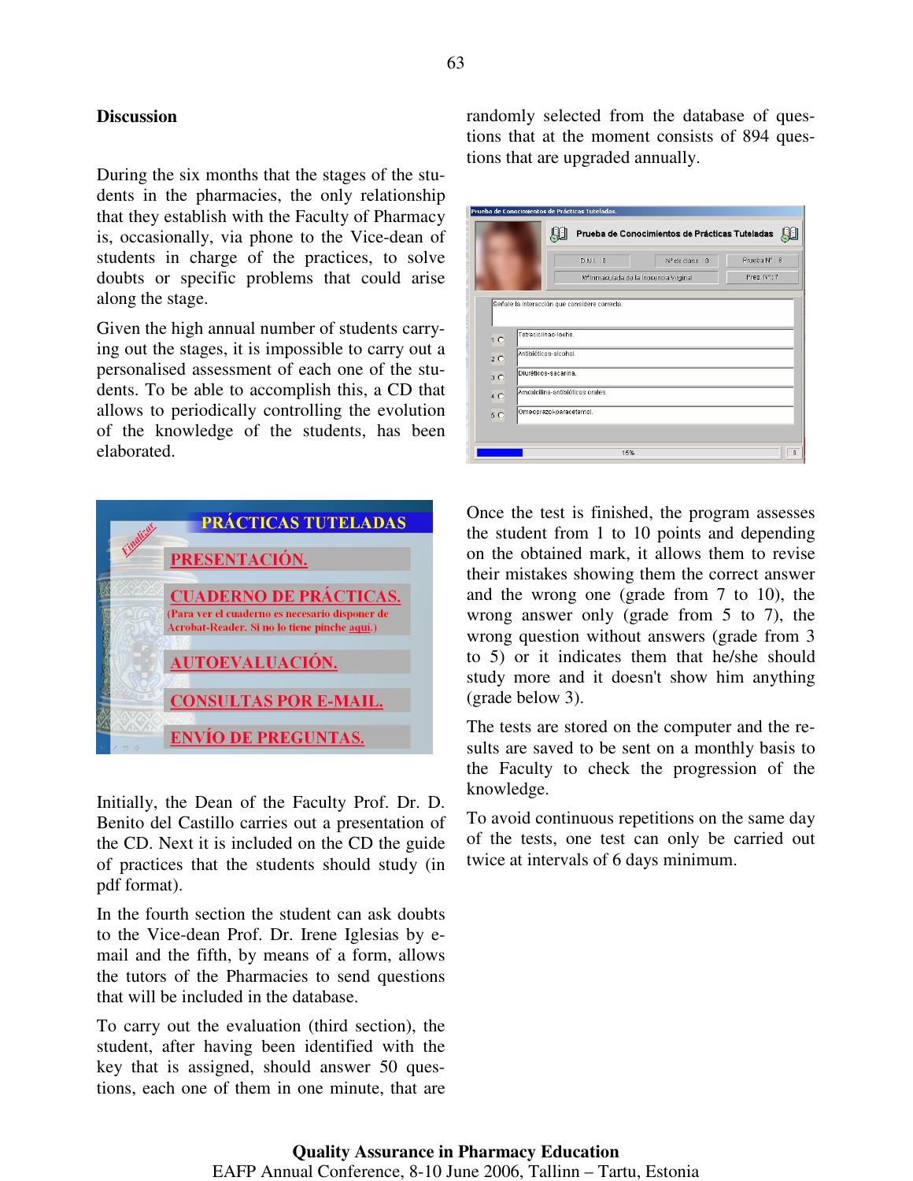## Discussion

During the six months that the stages of the students in the pharmacies, the only relationship that they establish with the Faculty of Pharmacy is, occasionally, via phone to the Vice-dean of students in charge of the practices, to solve doubts or specific problems that could arise along the stage.

Given the high annual number of students carrying out the stages, it is impossible to carry out a personalised assessment of each one of the students. To be able to accomplish this, a CD that allows to periodically controlling the evolution of the knowledge of the students, has been elaborated.

Initially, the Dean of the Faculty Prof. Dr. D. Benito del Castillo carries out a presentation of the CD. Next it is included on the CD the guide of practices that the students should study (in pdf format).

In the fourth section the student can ask doubts to the Vice-dean Prof. Dr. Irene Iglesias by e-mail and the fifth, by means of a form, allows the tutors of the Pharmacies to send questions that will be included in the database.

To carry out the evaluation (third section), the student, after having been identified with the key that is assigned, should answer 50 questions, each one of them in one minute, that are randomly selected from the database of questions that at the moment consists of 894 questions that are upgraded annually.

Once the test is finished, the program assesses the student from 1 to 10 points and depending on the obtained mark, it allows them to revise their mistakes showing them the correct answer and the wrong one (grade from 7 to 10), the wrong answer only (grade from 5 to 7), the wrong question without answers (grade from 3 to 5) or it indicates them that he/she should study more and it doesn't show him anything (grade below 3).

The tests are stored on the computer and the results are saved to be sent on a monthly basis to the Faculty to check the progression of the knowledge.

To avoid continuous repetitions on the same day of the tests, one test can only be carried out twice at intervals of 6 days minimum.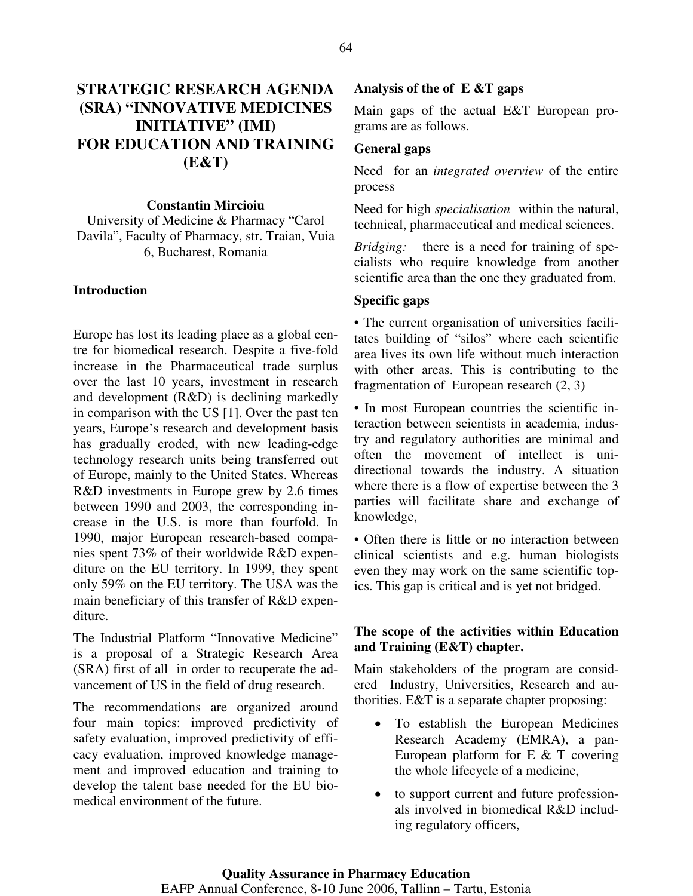# STRATEGIC RESEARCH AGENDA (SRA) "INNOVATIVE MEDICINES INITIATIVE" (IMI) FOR EDUCATION AND TRAINING (E&T)

**Constantin Mircioiu**

University of Medicine & Pharmacy "Carol Davila", Faculty of Pharmacy, str. Traian, Vuia 6, Bucharest, Romania

## Introduction

Europe has lost its leading place as a global centre for biomedical research. Despite a five-fold increase in the Pharmaceutical trade surplus over the last 10 years, investment in research and development (R&D) is declining markedly in comparison with the US [1]. Over the past ten years, Europe's research and development basis has gradually eroded, with new leading-edge technology research units being transferred out of Europe, mainly to the United States. Whereas R&D investments in Europe grew by 2.6 times between 1990 and 2003, the corresponding increase in the U.S. is more than fourfold. In 1990, major European research-based companies spent 73% of their worldwide R&D expenditure on the EU territory. In 1999, they spent only 59% on the EU territory. The USA was the main beneficiary of this transfer of R&D expenditure.

The Industrial Platform "Innovative Medicine" is a proposal of a Strategic Research Area (SRA) first of all in order to recuperate the advancement of US in the field of drug research.

The recommendations are organized around four main topics: improved predictivity of safety evaluation, improved predictivity of efficacy evaluation, improved knowledge management and improved education and training to develop the talent base needed for the EU biomedical environment of the future.

### Analysis of the of E &T gaps

Main gaps of the actual E&T European programs are as follows.

### General gaps

Need for an *integrated overview* of the entire process

Need for high *specialisation* within the natural, technical, pharmaceutical and medical sciences.

*Bridging:* there is a need for training of specialists who require knowledge from another scientific area than the one they graduated from.

### Specific gaps

• The current organisation of universities facilitates building of "silos" where each scientific area lives its own life without much interaction with other areas. This is contributing to the fragmentation of European research (2, 3)

• In most European countries the scientific interaction between scientists in academia, industry and regulatory authorities are minimal and often the movement of intellect is unidirectional towards the industry. A situation where there is a flow of expertise between the 3 parties will facilitate share and exchange of knowledge,

• Often there is little or no interaction between clinical scientists and e.g. human biologists even they may work on the same scientific topics. This gap is critical and is yet not bridged.

### The scope of the activities within Education and Training (E&T) chapter.

Main stakeholders of the program are considered Industry, Universities, Research and authorities. E&T is a separate chapter proposing:

- To establish the European Medicines Research Academy (EMRA), a pan-European platform for E & T covering the whole lifecycle of a medicine,
- to support current and future professionals involved in biomedical R&D including regulatory officers,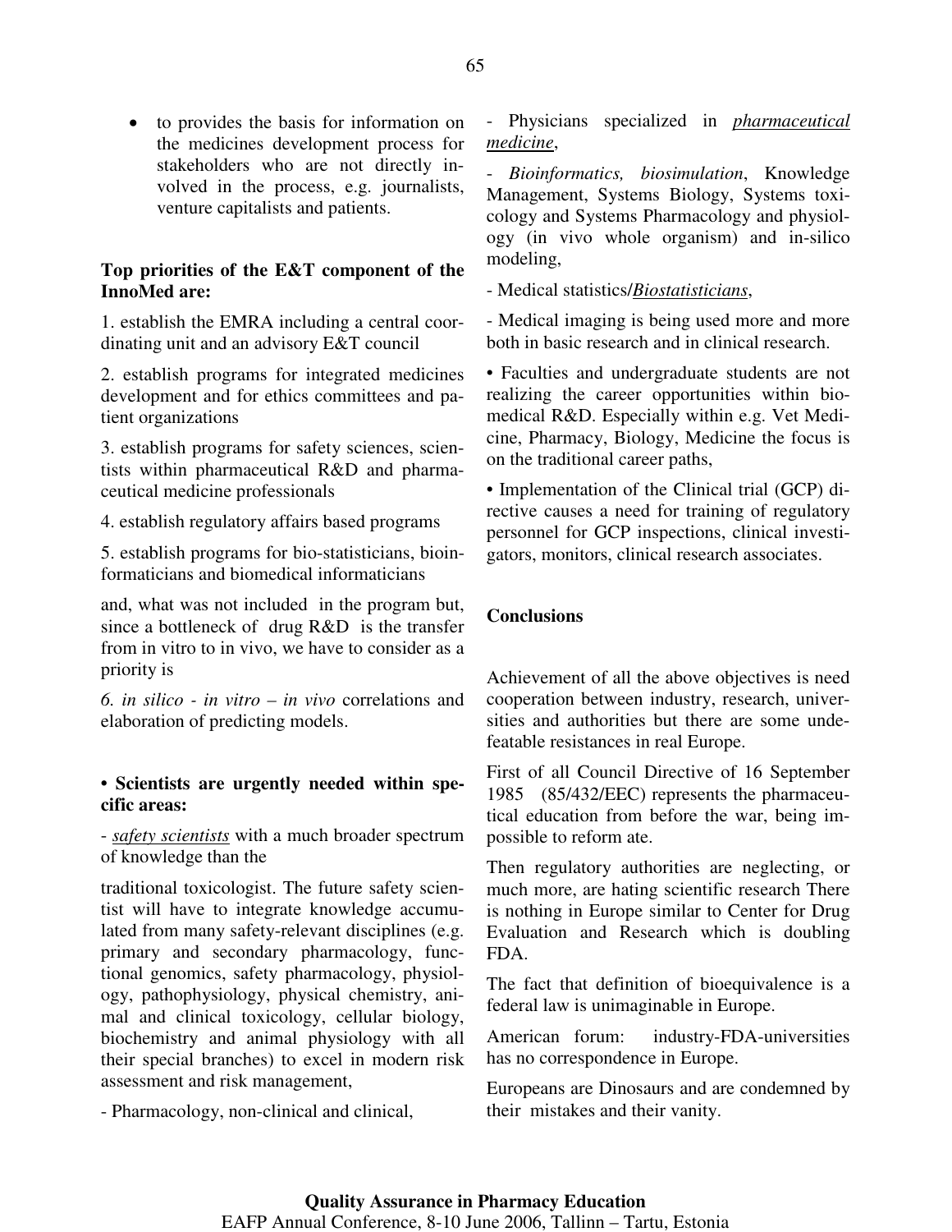- to provides the basis for information on the medicines development process for stakeholders who are not directly involved in the process, e.g. journalists, venture capitalists and patients.

**Top priorities of the E&T component of the InnoMed are:**

1. establish the EMRA including a central coordinating unit and an advisory E&T council

2. establish programs for integrated medicines development and for ethics committees and patient organizations

3. establish programs for safety sciences, scientists within pharmaceutical R&D and pharmaceutical medicine professionals

4. establish regulatory affairs based programs

5. establish programs for bio-statisticians, bioinformaticians and biomedical informaticians

and, what was not included in the program but, since a bottleneck of drug R&D is the transfer from in vitro to in vivo, we have to consider as a priority is

*6. in silico - in vitro – in vivo* correlations and elaboration of predicting models.

**• Scientists are urgently needed within specific areas:**

- *safety scientists* with a much broader spectrum of knowledge than the traditional toxicologist. The future safety scientist will have to integrate knowledge accumulated from many safety-relevant disciplines (e.g. primary and secondary pharmacology, functional genomics, safety pharmacology, physiology, pathophysiology, physical chemistry, animal and clinical toxicology, cellular biology, biochemistry and animal physiology with all their special branches) to excel in modern risk assessment and risk management,

- Pharmacology, non-clinical and clinical,

- Physicians specialized in *pharmaceutical medicine*,

- *Bioinformatics, biosimulation*, Knowledge Management, Systems Biology, Systems toxicology and Systems Pharmacology and physiology (in vivo whole organism) and in-silico modeling,

- Medical statistics/*Biostatisticians*,

- Medical imaging is being used more and more both in basic research and in clinical research.

• Faculties and undergraduate students are not realizing the career opportunities within biomedical R&D. Especially within e.g. Vet Medicine, Pharmacy, Biology, Medicine the focus is on the traditional career paths,

• Implementation of the Clinical trial (GCP) directive causes a need for training of regulatory personnel for GCP inspections, clinical investigators, monitors, clinical research associates.

## Conclusions

Achievement of all the above objectives is need cooperation between industry, research, universities and authorities but there are some undefeatable resistances in real Europe.

First of all Council Directive of 16 September 1985 (85/432/EEC) represents the pharmaceutical education from before the war, being impossible to reform ate.

Then regulatory authorities are neglecting, or much more, are hating scientific research There is nothing in Europe similar to Center for Drug Evaluation and Research which is doubling FDA.

The fact that definition of bioequivalence is a federal law is unimaginable in Europe.

American forum: industry-FDA-universities has no correspondence in Europe.

Europeans are Dinosaurs and are condemned by their mistakes and their vanity.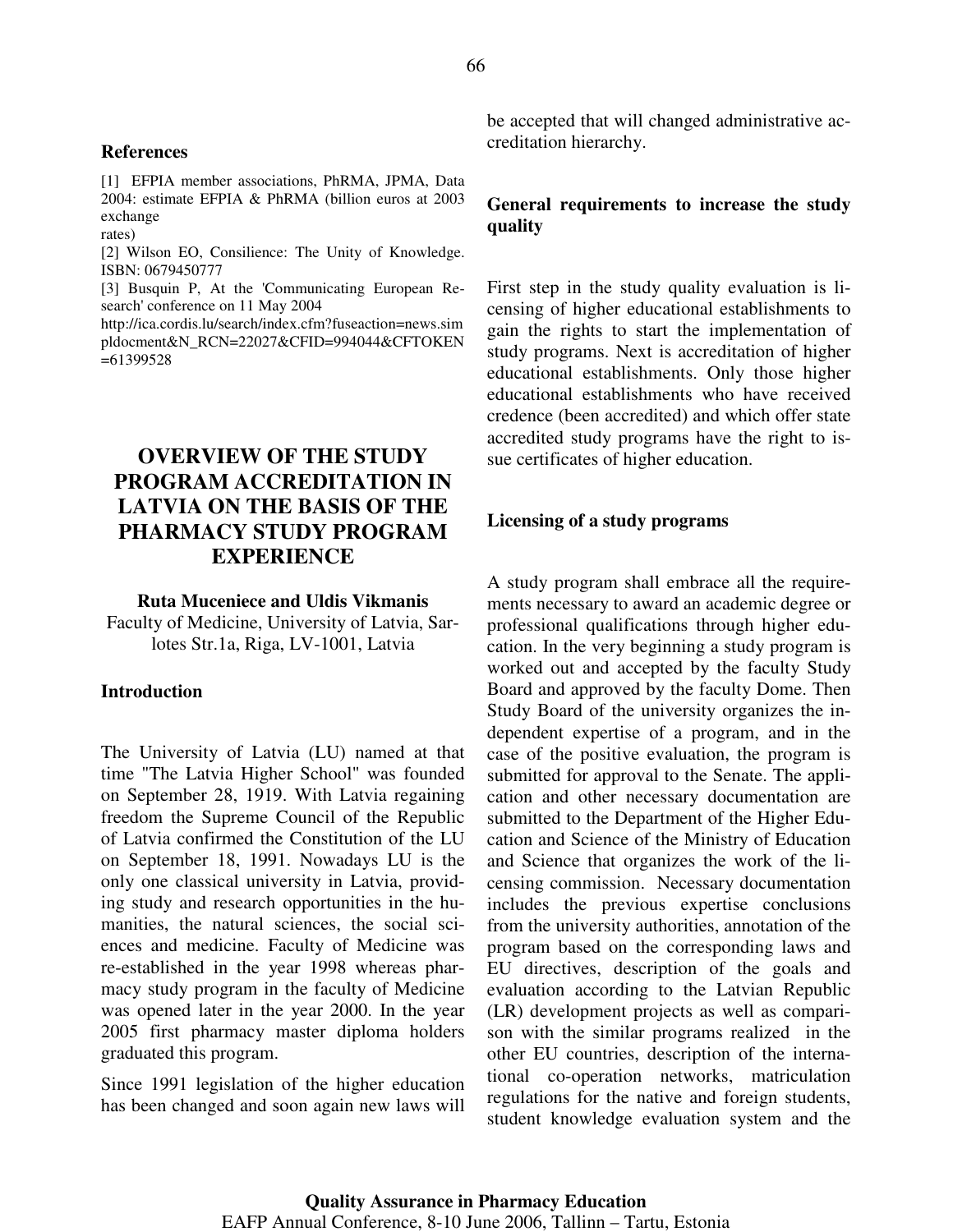### References

[1] EFPIA member associations, PhRMA, JPMA, Data 2004: estimate EFPIA & PhRMA (billion euros at 2003 exchange rates)

[2] Wilson EO, Consilience: The Unity of Knowledge. ISBN: 0679450777

[3] Busquin P, At the 'Communicating European Research' conference on 11 May 2004 http://ica.cordis.lu/search/index.cfm?fuseaction=news.simpldocment&N_RCN=22027&CFID=994044&CFTOKEN=61399528

# OVERVIEW OF THE STUDY PROGRAM ACCREDITATION IN LATVIA ON THE BASIS OF THE PHARMACY STUDY PROGRAM EXPERIENCE

**Ruta Muceniece and Uldis Vikmanis**

Faculty of Medicine, University of Latvia, Sarlotes Str.1a, Riga, LV-1001, Latvia

## Introduction

The University of Latvia (LU) named at that time "The Latvia Higher School" was founded on September 28, 1919. With Latvia regaining freedom the Supreme Council of the Republic of Latvia confirmed the Constitution of the LU on September 18, 1991. Nowadays LU is the only one classical university in Latvia, providing study and research opportunities in the humanities, the natural sciences, the social sciences and medicine. Faculty of Medicine was re-established in the year 1998 whereas pharmacy study program in the faculty of Medicine was opened later in the year 2000. In the year 2005 first pharmacy master diploma holders graduated this program.

Since 1991 legislation of the higher education has been changed and soon again new laws will be accepted that will changed administrative accreditation hierarchy.

## General requirements to increase the study quality

First step in the study quality evaluation is licensing of higher educational establishments to gain the rights to start the implementation of study programs. Next is accreditation of higher educational establishments. Only those higher educational establishments who have received credence (been accredited) and which offer state accredited study programs have the right to issue certificates of higher education.

## Licensing of a study programs

A study program shall embrace all the requirements necessary to award an academic degree or professional qualifications through higher education. In the very beginning a study program is worked out and accepted by the faculty Study Board and approved by the faculty Dome. Then Study Board of the university organizes the independent expertise of a program, and in the case of the positive evaluation, the program is submitted for approval to the Senate. The application and other necessary documentation are submitted to the Department of the Higher Education and Science of the Ministry of Education and Science that organizes the work of the licensing commission. Necessary documentation includes the previous expertise conclusions from the university authorities, annotation of the program based on the corresponding laws and EU directives, description of the goals and evaluation according to the Latvian Republic (LR) development projects as well as comparison with the similar programs realized in the other EU countries, description of the international co-operation networks, matriculation regulations for the native and foreign students, student knowledge evaluation system and the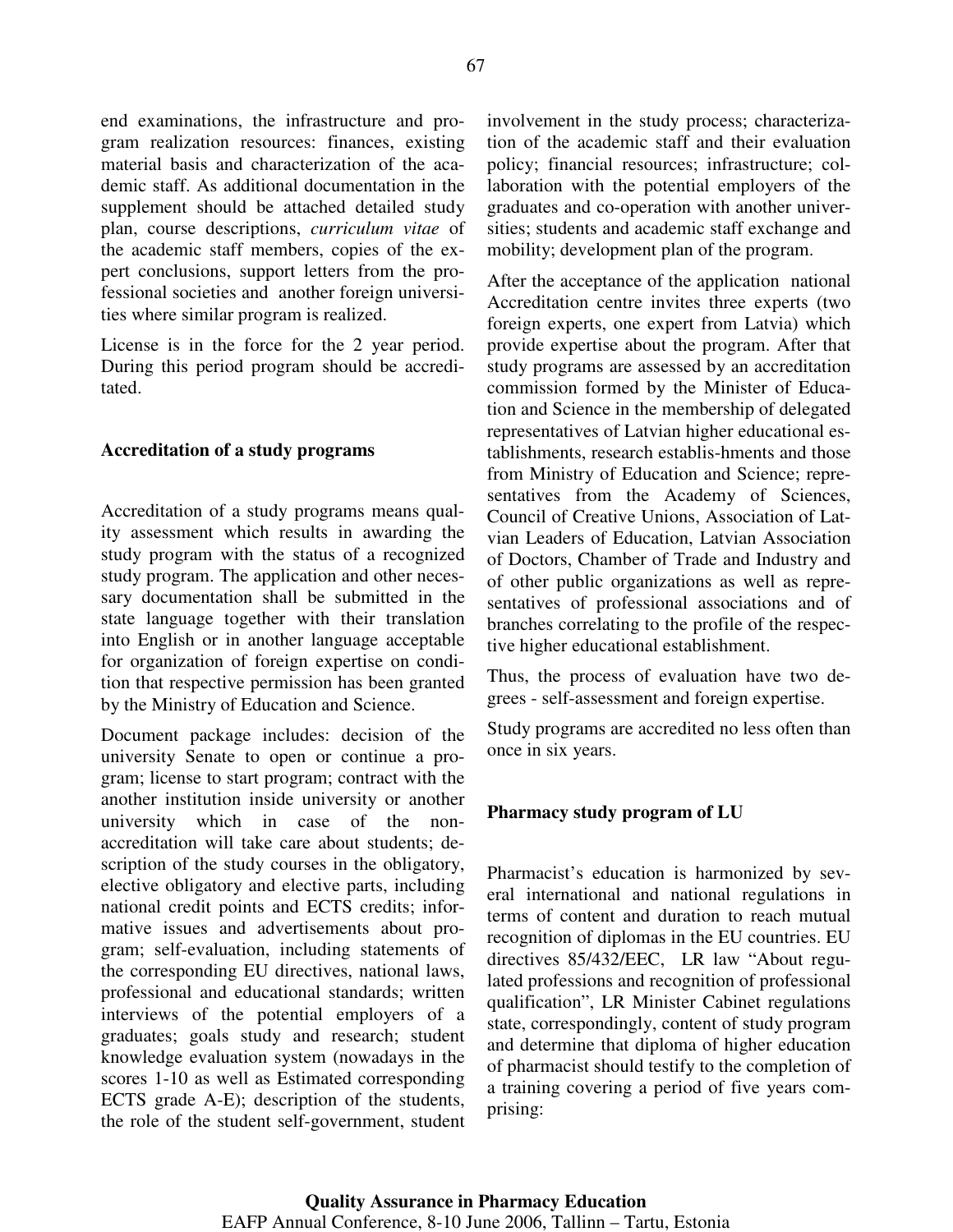end examinations, the infrastructure and program realization resources: finances, existing material basis and characterization of the academic staff. As additional documentation in the supplement should be attached detailed study plan, course descriptions, *curriculum vitae* of the academic staff members, copies of the expert conclusions, support letters from the professional societies and another foreign universities where similar program is realized.

License is in the force for the 2 year period. During this period program should be accreditated.

**Accreditation of a study programs**

Accreditation of a study programs means quality assessment which results in awarding the study program with the status of a recognized study program. The application and other necessary documentation shall be submitted in the state language together with their translation into English or in another language acceptable for organization of foreign expertise on condition that respective permission has been granted by the Ministry of Education and Science.

Document package includes: decision of the university Senate to open or continue a program; license to start program; contract with the another institution inside university or another university which in case of the non-accreditation will take care about students; description of the study courses in the obligatory, elective obligatory and elective parts, including national credit points and ECTS credits; informative issues and advertisements about program; self-evaluation, including statements of the corresponding EU directives, national laws, professional and educational standards; written interviews of the potential employers of a graduates; goals study and research; student knowledge evaluation system (nowadays in the scores 1-10 as well as Estimated corresponding ECTS grade A-E); description of the students, the role of the student self-government, student involvement in the study process; characterization of the academic staff and their evaluation policy; financial resources; infrastructure; collaboration with the potential employers of the graduates and co-operation with another universities; students and academic staff exchange and mobility; development plan of the program.

After the acceptance of the application national Accreditation centre invites three experts (two foreign experts, one expert from Latvia) which provide expertise about the program. After that study programs are assessed by an accreditation commission formed by the Minister of Education and Science in the membership of delegated representatives of Latvian higher educational establishments, research establis-hments and those from Ministry of Education and Science; representatives from the Academy of Sciences, Council of Creative Unions, Association of Latvian Leaders of Education, Latvian Association of Doctors, Chamber of Trade and Industry and of other public organizations as well as representatives of professional associations and of branches correlating to the profile of the respective higher educational establishment.

Thus, the process of evaluation have two degrees - self-assessment and foreign expertise.

Study programs are accredited no less often than once in six years.

**Pharmacy study program of LU**

Pharmacist's education is harmonized by several international and national regulations in terms of content and duration to reach mutual recognition of diplomas in the EU countries. EU directives 85/432/EEC, LR law "About regulated professions and recognition of professional qualification", LR Minister Cabinet regulations state, correspondingly, content of study program and determine that diploma of higher education of pharmacist should testify to the completion of a training covering a period of five years comprising: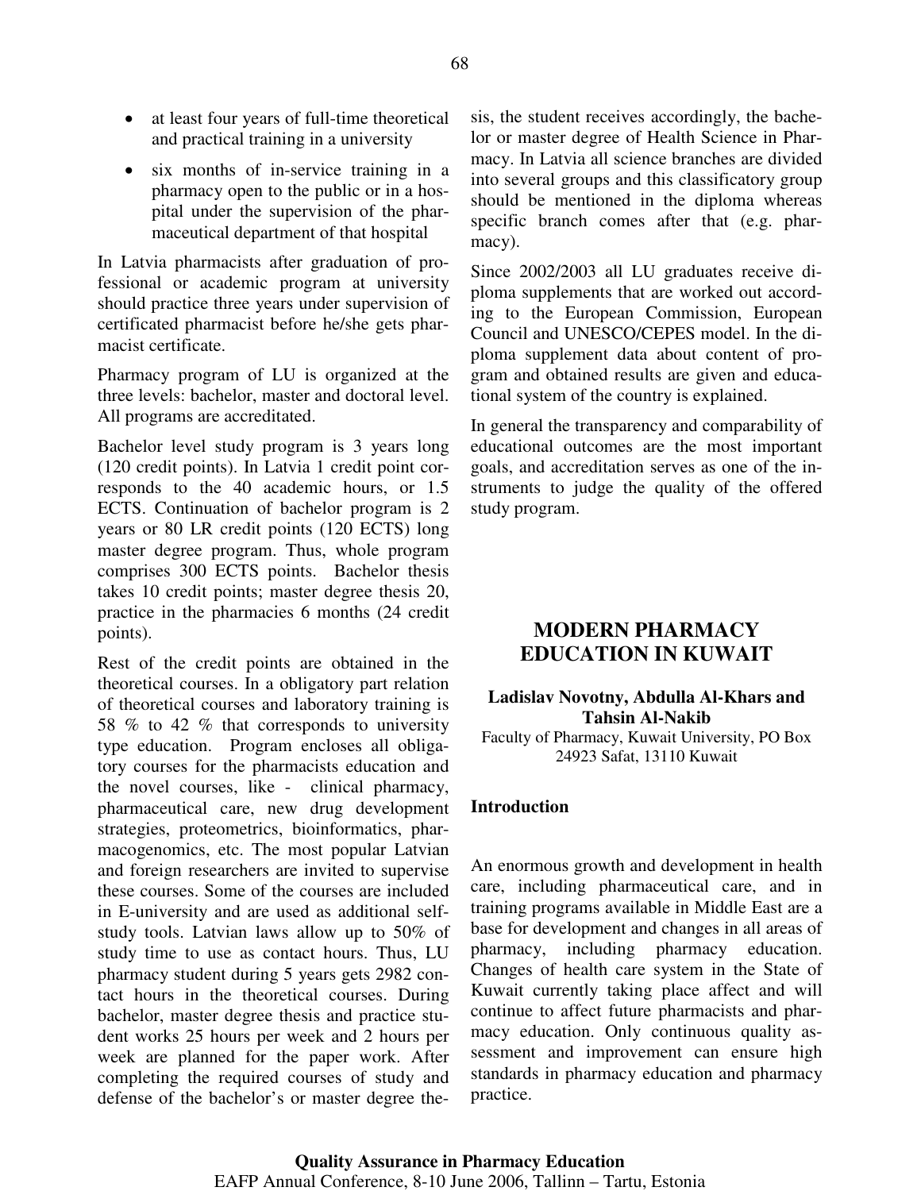- at least four years of full-time theoretical and practical training in a university
- six months of in-service training in a pharmacy open to the public or in a hospital under the supervision of the pharmaceutical department of that hospital

In Latvia pharmacists after graduation of professional or academic program at university should practice three years under supervision of certificated pharmacist before he/she gets pharmacist certificate.

Pharmacy program of LU is organized at the three levels: bachelor, master and doctoral level. All programs are accreditated.

Bachelor level study program is 3 years long (120 credit points). In Latvia 1 credit point corresponds to the 40 academic hours, or 1.5 ECTS. Continuation of bachelor program is 2 years or 80 LR credit points (120 ECTS) long master degree program. Thus, whole program comprises 300 ECTS points. Bachelor thesis takes 10 credit points; master degree thesis 20, practice in the pharmacies 6 months (24 credit points).

Rest of the credit points are obtained in the theoretical courses. In a obligatory part relation of theoretical courses and laboratory training is 58 % to 42 % that corresponds to university type education. Program encloses all obligatory courses for the pharmacists education and the novel courses, like - clinical pharmacy, pharmaceutical care, new drug development strategies, proteometrics, bioinformatics, pharmacogenomics, etc. The most popular Latvian and foreign researchers are invited to supervise these courses. Some of the courses are included in E-university and are used as additional self-study tools. Latvian laws allow up to 50% of study time to use as contact hours. Thus, LU pharmacy student during 5 years gets 2982 contact hours in the theoretical courses. During bachelor, master degree thesis and practice student works 25 hours per week and 2 hours per week are planned for the paper work. After completing the required courses of study and defense of the bachelor's or master degree thesis, the student receives accordingly, the bachelor or master degree of Health Science in Pharmacy. In Latvia all science branches are divided into several groups and this classificatory group should be mentioned in the diploma whereas specific branch comes after that (e.g. pharmacy).

Since 2002/2003 all LU graduates receive diploma supplements that are worked out according to the European Commission, European Council and UNESCO/CEPES model. In the diploma supplement data about content of program and obtained results are given and educational system of the country is explained.

In general the transparency and comparability of educational outcomes are the most important goals, and accreditation serves as one of the instruments to judge the quality of the offered study program.

# MODERN PHARMACY EDUCATION IN KUWAIT

**Ladislav Novotny, Abdulla Al-Khars and Tahsin Al-Nakib**

Faculty of Pharmacy, Kuwait University, PO Box 24923 Safat, 13110 Kuwait

## Introduction

An enormous growth and development in health care, including pharmaceutical care, and in training programs available in Middle East are a base for development and changes in all areas of pharmacy, including pharmacy education. Changes of health care system in the State of Kuwait currently taking place affect and will continue to affect future pharmacists and pharmacy education. Only continuous quality assessment and improvement can ensure high standards in pharmacy education and pharmacy practice.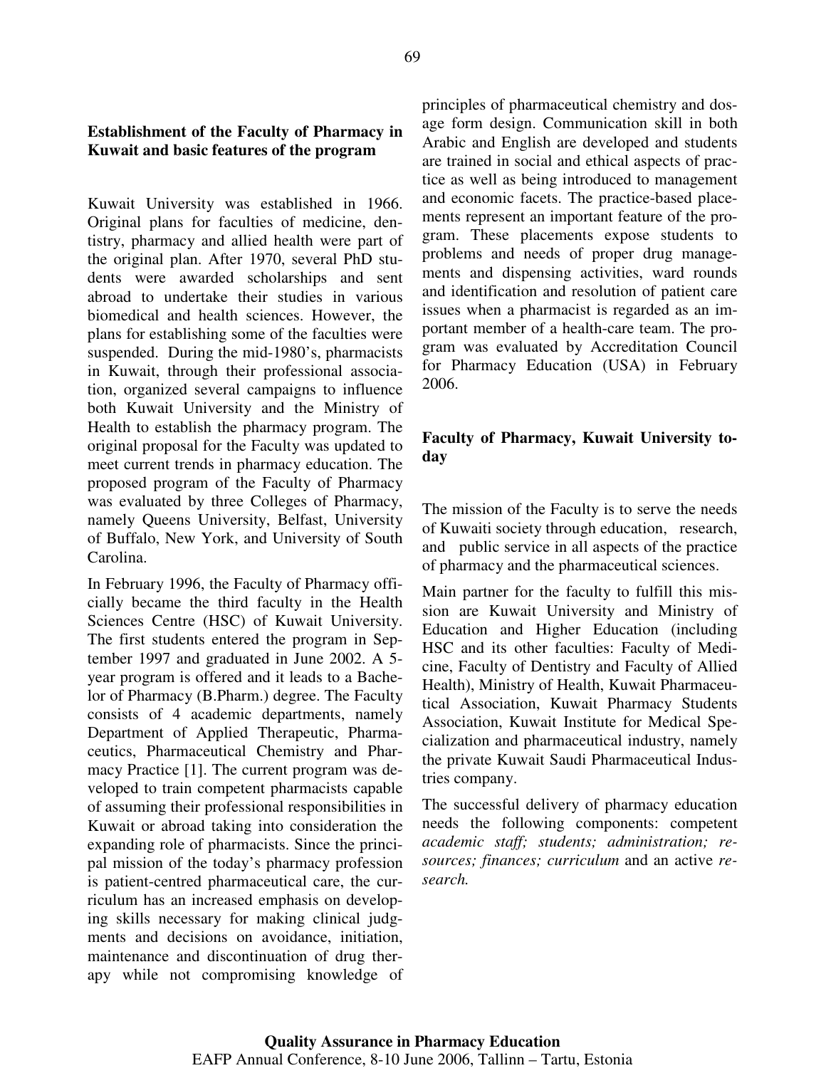## Establishment of the Faculty of Pharmacy in Kuwait and basic features of the program

Kuwait University was established in 1966. Original plans for faculties of medicine, dentistry, pharmacy and allied health were part of the original plan. After 1970, several PhD students were awarded scholarships and sent abroad to undertake their studies in various biomedical and health sciences. However, the plans for establishing some of the faculties were suspended. During the mid-1980's, pharmacists in Kuwait, through their professional association, organized several campaigns to influence both Kuwait University and the Ministry of Health to establish the pharmacy program. The original proposal for the Faculty was updated to meet current trends in pharmacy education. The proposed program of the Faculty of Pharmacy was evaluated by three Colleges of Pharmacy, namely Queens University, Belfast, University of Buffalo, New York, and University of South Carolina.

In February 1996, the Faculty of Pharmacy officially became the third faculty in the Health Sciences Centre (HSC) of Kuwait University. The first students entered the program in September 1997 and graduated in June 2002. A 5-year program is offered and it leads to a Bachelor of Pharmacy (B.Pharm.) degree. The Faculty consists of 4 academic departments, namely Department of Applied Therapeutic, Pharmaceutics, Pharmaceutical Chemistry and Pharmacy Practice [1]. The current program was developed to train competent pharmacists capable of assuming their professional responsibilities in Kuwait or abroad taking into consideration the expanding role of pharmacists. Since the principal mission of the today's pharmacy profession is patient-centred pharmaceutical care, the curriculum has an increased emphasis on developing skills necessary for making clinical judgments and decisions on avoidance, initiation, maintenance and discontinuation of drug therapy while not compromising knowledge of principles of pharmaceutical chemistry and dosage form design. Communication skill in both Arabic and English are developed and students are trained in social and ethical aspects of practice as well as being introduced to management and economic facets. The practice-based placements represent an important feature of the program. These placements expose students to problems and needs of proper drug managements and dispensing activities, ward rounds and identification and resolution of patient care issues when a pharmacist is regarded as an important member of a health-care team. The program was evaluated by Accreditation Council for Pharmacy Education (USA) in February 2006.

## Faculty of Pharmacy, Kuwait University today

The mission of the Faculty is to serve the needs of Kuwaiti society through education, research, and public service in all aspects of the practice of pharmacy and the pharmaceutical sciences.

Main partner for the faculty to fulfill this mission are Kuwait University and Ministry of Education and Higher Education (including HSC and its other faculties: Faculty of Medicine, Faculty of Dentistry and Faculty of Allied Health), Ministry of Health, Kuwait Pharmaceutical Association, Kuwait Pharmacy Students Association, Kuwait Institute for Medical Specialization and pharmaceutical industry, namely the private Kuwait Saudi Pharmaceutical Industries company.

The successful delivery of pharmacy education needs the following components: competent *academic staff; students; administration; resources; finances; curriculum* and an active *research.*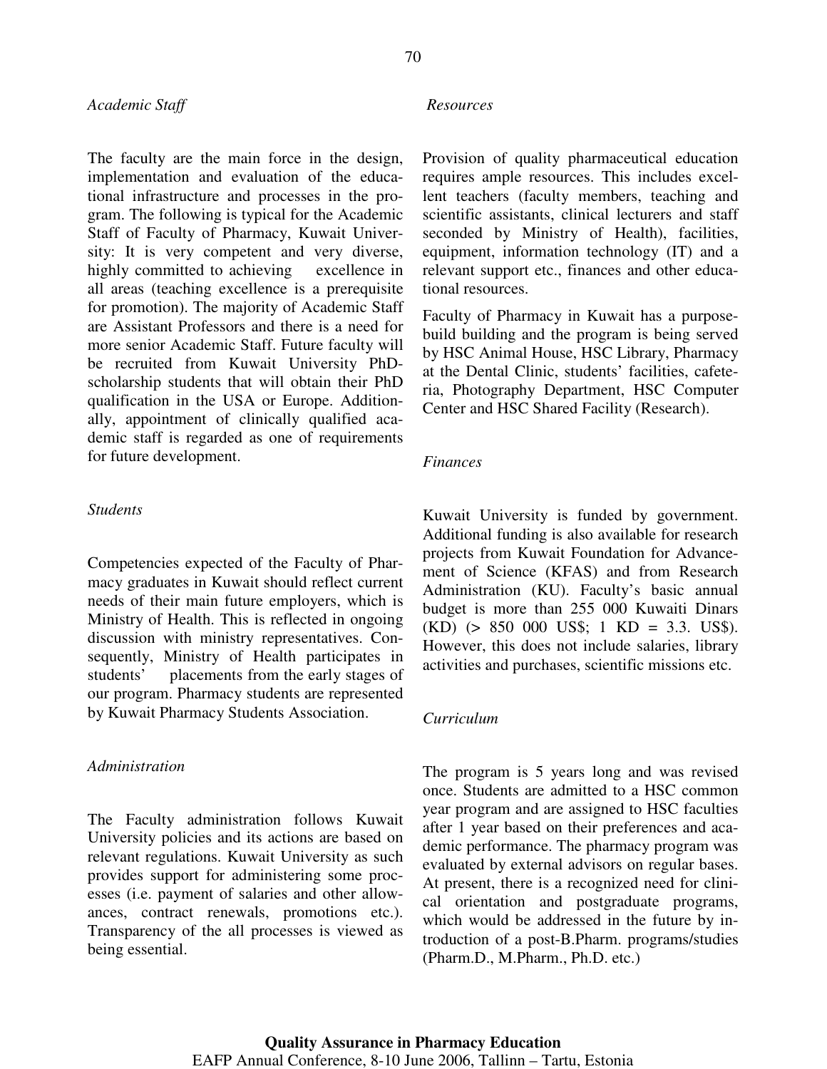*Academic Staff*

The faculty are the main force in the design, implementation and evaluation of the educational infrastructure and processes in the program. The following is typical for the Academic Staff of Faculty of Pharmacy, Kuwait University: It is very competent and very diverse, highly committed to achieving excellence in all areas (teaching excellence is a prerequisite for promotion). The majority of Academic Staff are Assistant Professors and there is a need for more senior Academic Staff. Future faculty will be recruited from Kuwait University PhD-scholarship students that will obtain their PhD qualification in the USA or Europe. Additionally, appointment of clinically qualified academic staff is regarded as one of requirements for future development.

*Students*

Competencies expected of the Faculty of Pharmacy graduates in Kuwait should reflect current needs of their main future employers, which is Ministry of Health. This is reflected in ongoing discussion with ministry representatives. Consequently, Ministry of Health participates in students' placements from the early stages of our program. Pharmacy students are represented by Kuwait Pharmacy Students Association.

*Administration*

The Faculty administration follows Kuwait University policies and its actions are based on relevant regulations. Kuwait University as such provides support for administering some processes (i.e. payment of salaries and other allowances, contract renewals, promotions etc.). Transparency of the all processes is viewed as being essential.

*Resources*

Provision of quality pharmaceutical education requires ample resources. This includes excellent teachers (faculty members, teaching and scientific assistants, clinical lecturers and staff seconded by Ministry of Health), facilities, equipment, information technology (IT) and a relevant support etc., finances and other educational resources.

Faculty of Pharmacy in Kuwait has a purpose-build building and the program is being served by HSC Animal House, HSC Library, Pharmacy at the Dental Clinic, students' facilities, cafeteria, Photography Department, HSC Computer Center and HSC Shared Facility (Research).

*Finances*

Kuwait University is funded by government. Additional funding is also available for research projects from Kuwait Foundation for Advancement of Science (KFAS) and from Research Administration (KU). Faculty's basic annual budget is more than 255 000 Kuwaiti Dinars (KD) (> 850 000 US$; 1 KD = 3.3. US$). However, this does not include salaries, library activities and purchases, scientific missions etc.

*Curriculum*

The program is 5 years long and was revised once. Students are admitted to a HSC common year program and are assigned to HSC faculties after 1 year based on their preferences and academic performance. The pharmacy program was evaluated by external advisors on regular bases. At present, there is a recognized need for clinical orientation and postgraduate programs, which would be addressed in the future by introduction of a post-B.Pharm. programs/studies (Pharm.D., M.Pharm., Ph.D. etc.)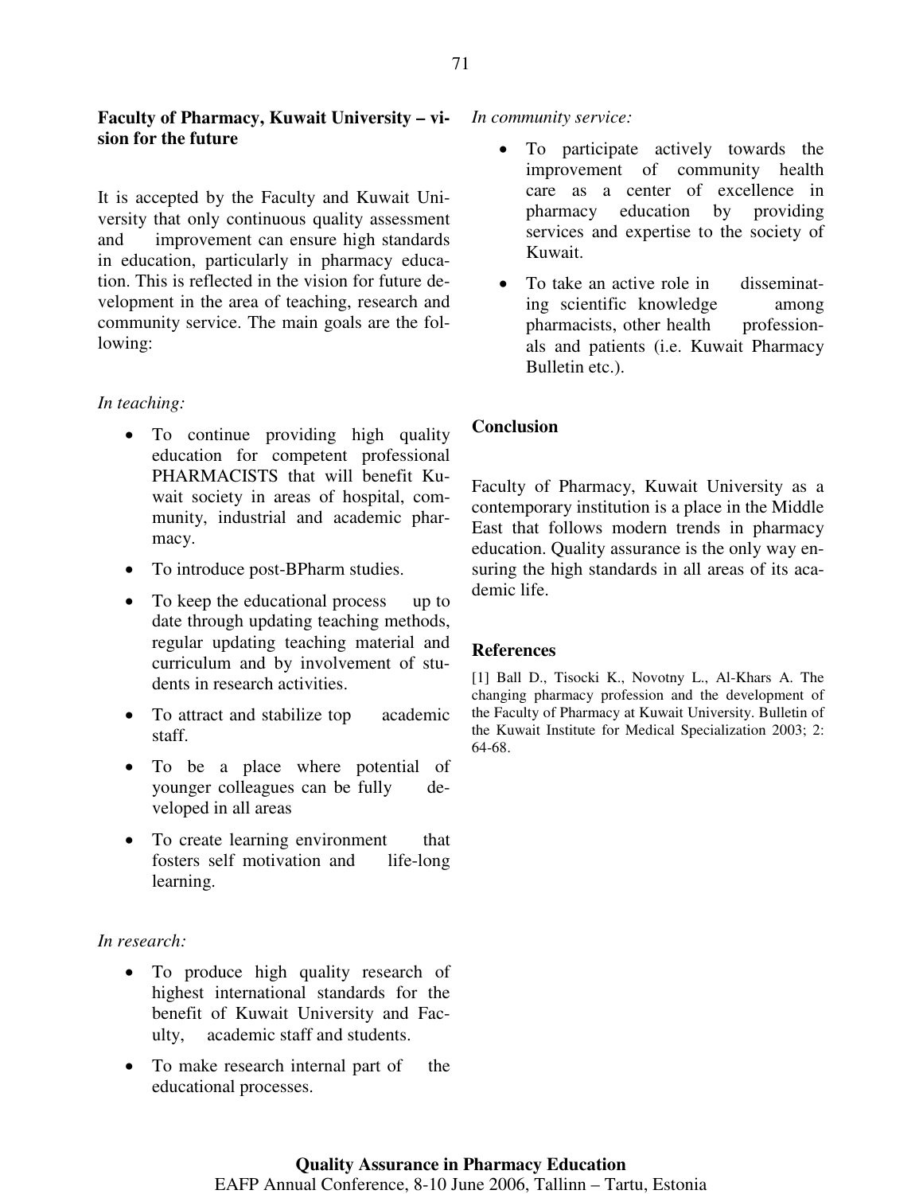## Faculty of Pharmacy, Kuwait University – vision for the future

It is accepted by the Faculty and Kuwait University that only continuous quality assessment and improvement can ensure high standards in education, particularly in pharmacy education. This is reflected in the vision for future development in the area of teaching, research and community service. The main goals are the following:

*In teaching:*

- To continue providing high quality education for competent professional PHARMACISTS that will benefit Kuwait society in areas of hospital, community, industrial and academic pharmacy.
- To introduce post-BPharm studies.
- To keep the educational process up to date through updating teaching methods, regular updating teaching material and curriculum and by involvement of students in research activities.
- To attract and stabilize top academic staff.
- To be a place where potential of younger colleagues can be fully developed in all areas
- To create learning environment that fosters self motivation and life-long learning.

*In research:*

- To produce high quality research of highest international standards for the benefit of Kuwait University and Faculty, academic staff and students.
- To make research internal part of the educational processes.

*In community service:*

- To participate actively towards the improvement of community health care as a center of excellence in pharmacy education by providing services and expertise to the society of Kuwait.
- To take an active role in disseminating scientific knowledge among pharmacists, other health professionals and patients (i.e. Kuwait Pharmacy Bulletin etc.).

## Conclusion

Faculty of Pharmacy, Kuwait University as a contemporary institution is a place in the Middle East that follows modern trends in pharmacy education. Quality assurance is the only way ensuring the high standards in all areas of its academic life.

## References

[1] Ball D., Tisocki K., Novotny L., Al-Khars A. The changing pharmacy profession and the development of the Faculty of Pharmacy at Kuwait University. Bulletin of the Kuwait Institute for Medical Specialization 2003; 2: 64-68.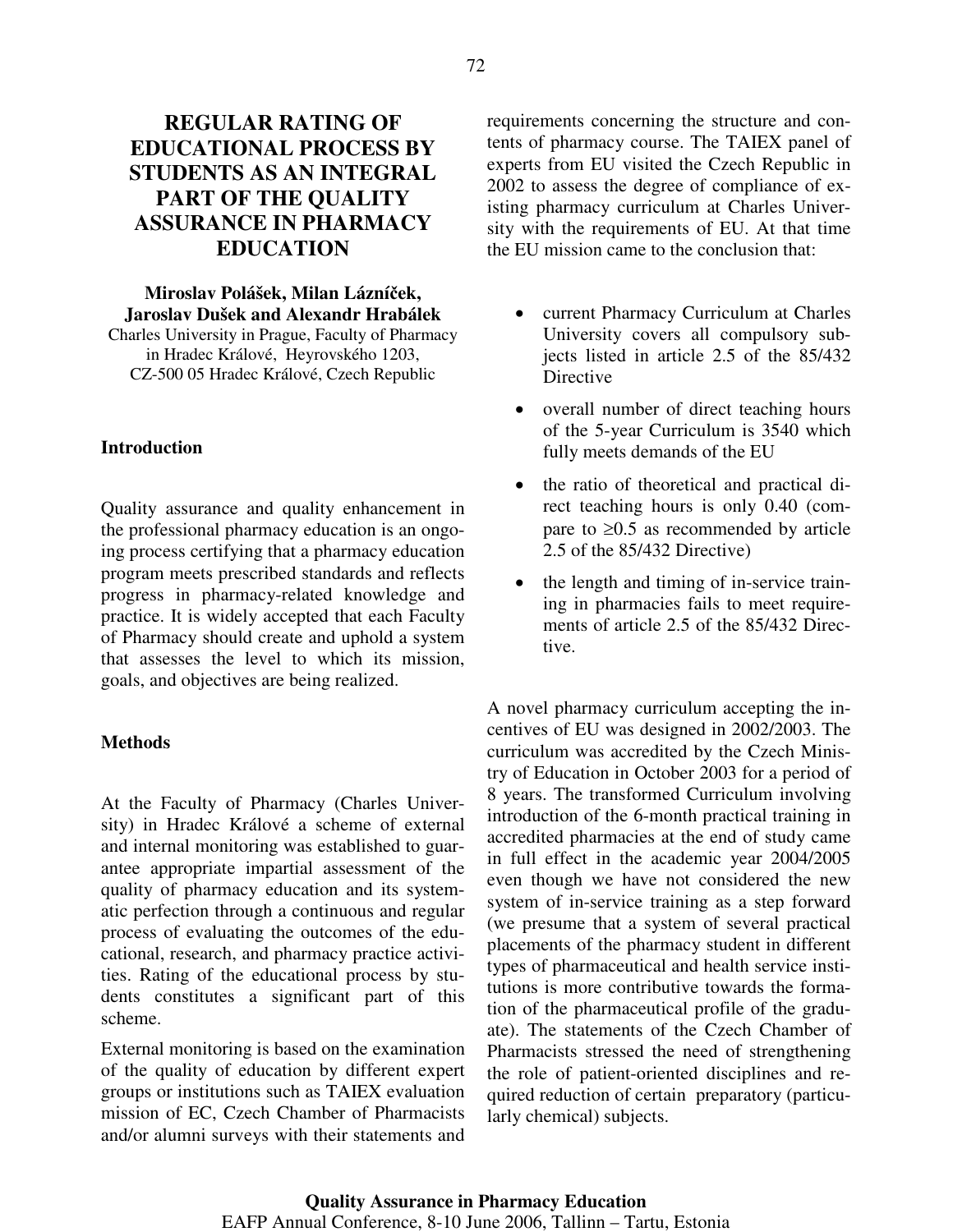# REGULAR RATING OF EDUCATIONAL PROCESS BY STUDENTS AS AN INTEGRAL PART OF THE QUALITY ASSURANCE IN PHARMACY EDUCATION

**Miroslav Polášek, Milan Lázníček, Jaroslav Dušek and Alexandr Hrabálek**

Charles University in Prague, Faculty of Pharmacy in Hradec Králové, Heyrovského 1203, CZ-500 05 Hradec Králové, Czech Republic

## Introduction

Quality assurance and quality enhancement in the professional pharmacy education is an ongoing process certifying that a pharmacy education program meets prescribed standards and reflects progress in pharmacy-related knowledge and practice. It is widely accepted that each Faculty of Pharmacy should create and uphold a system that assesses the level to which its mission, goals, and objectives are being realized.

## Methods

At the Faculty of Pharmacy (Charles University) in Hradec Králové a scheme of external and internal monitoring was established to guarantee appropriate impartial assessment of the quality of pharmacy education and its systematic perfection through a continuous and regular process of evaluating the outcomes of the educational, research, and pharmacy practice activities. Rating of the educational process by students constitutes a significant part of this scheme.

External monitoring is based on the examination of the quality of education by different expert groups or institutions such as TAIEX evaluation mission of EC, Czech Chamber of Pharmacists and/or alumni surveys with their statements and requirements concerning the structure and contents of pharmacy course. The TAIEX panel of experts from EU visited the Czech Republic in 2002 to assess the degree of compliance of existing pharmacy curriculum at Charles University with the requirements of EU. At that time the EU mission came to the conclusion that:

- current Pharmacy Curriculum at Charles University covers all compulsory subjects listed in article 2.5 of the 85/432 Directive
- overall number of direct teaching hours of the 5-year Curriculum is 3540 which fully meets demands of the EU
- the ratio of theoretical and practical direct teaching hours is only 0.40 (compare to $\geq 0.5$ as recommended by article 2.5 of the 85/432 Directive)
- the length and timing of in-service training in pharmacies fails to meet requirements of article 2.5 of the 85/432 Directive.

A novel pharmacy curriculum accepting the incentives of EU was designed in 2002/2003. The curriculum was accredited by the Czech Ministry of Education in October 2003 for a period of 8 years. The transformed Curriculum involving introduction of the 6-month practical training in accredited pharmacies at the end of study came in full effect in the academic year 2004/2005 even though we have not considered the new system of in-service training as a step forward (we presume that a system of several practical placements of the pharmacy student in different types of pharmaceutical and health service institutions is more contributive towards the formation of the pharmaceutical profile of the graduate). The statements of the Czech Chamber of Pharmacists stressed the need of strengthening the role of patient-oriented disciplines and required reduction of certain preparatory (particularly chemical) subjects.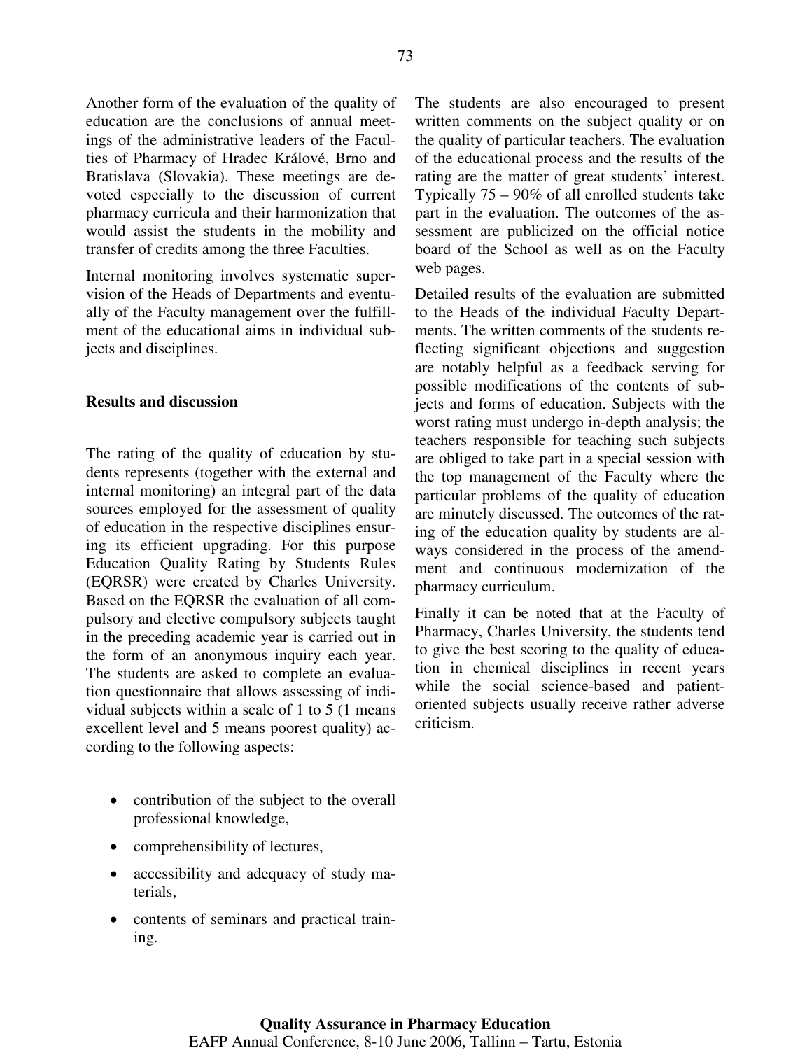Another form of the evaluation of the quality of education are the conclusions of annual meetings of the administrative leaders of the Faculties of Pharmacy of Hradec Králové, Brno and Bratislava (Slovakia). These meetings are devoted especially to the discussion of current pharmacy curricula and their harmonization that would assist the students in the mobility and transfer of credits among the three Faculties.

Internal monitoring involves systematic supervision of the Heads of Departments and eventually of the Faculty management over the fulfillment of the educational aims in individual subjects and disciplines.

## Results and discussion

The rating of the quality of education by students represents (together with the external and internal monitoring) an integral part of the data sources employed for the assessment of quality of education in the respective disciplines ensuring its efficient upgrading. For this purpose Education Quality Rating by Students Rules (EQRSR) were created by Charles University. Based on the EQRSR the evaluation of all compulsory and elective compulsory subjects taught in the preceding academic year is carried out in the form of an anonymous inquiry each year. The students are asked to complete an evaluation questionnaire that allows assessing of individual subjects within a scale of 1 to 5 (1 means excellent level and 5 means poorest quality) according to the following aspects:

- contribution of the subject to the overall professional knowledge,
- comprehensibility of lectures,
- accessibility and adequacy of study materials,
- contents of seminars and practical training.

The students are also encouraged to present written comments on the subject quality or on the quality of particular teachers. The evaluation of the educational process and the results of the rating are the matter of great students' interest. Typically 75 – 90% of all enrolled students take part in the evaluation. The outcomes of the assessment are publicized on the official notice board of the School as well as on the Faculty web pages.

Detailed results of the evaluation are submitted to the Heads of the individual Faculty Departments. The written comments of the students reflecting significant objections and suggestion are notably helpful as a feedback serving for possible modifications of the contents of subjects and forms of education. Subjects with the worst rating must undergo in-depth analysis; the teachers responsible for teaching such subjects are obliged to take part in a special session with the top management of the Faculty where the particular problems of the quality of education are minutely discussed. The outcomes of the rating of the education quality by students are always considered in the process of the amendment and continuous modernization of the pharmacy curriculum.

Finally it can be noted that at the Faculty of Pharmacy, Charles University, the students tend to give the best scoring to the quality of education in chemical disciplines in recent years while the social science-based and patient-oriented subjects usually receive rather adverse criticism.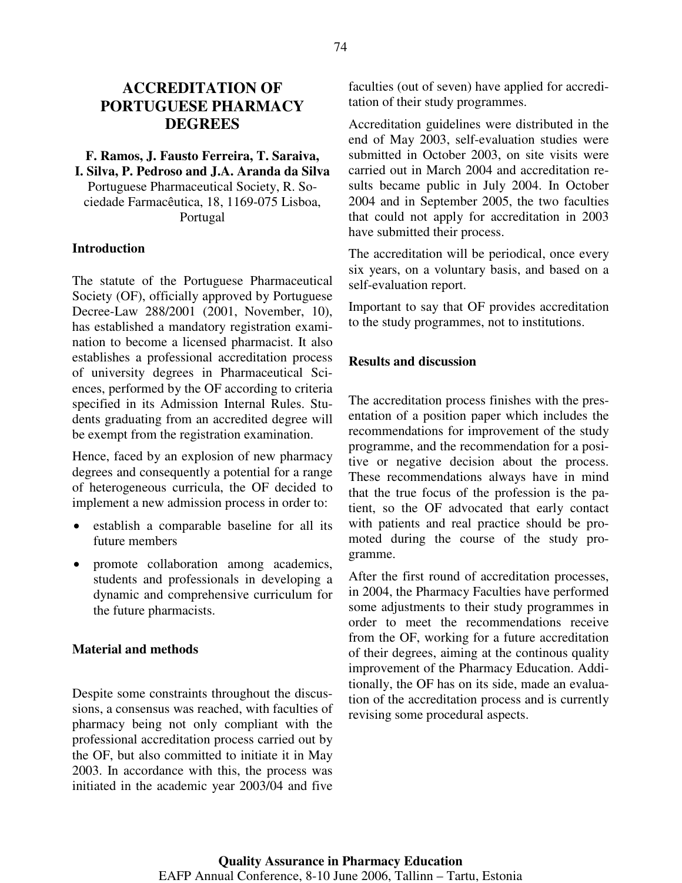# ACCREDITATION OF PORTUGUESE PHARMACY DEGREES

**F. Ramos, J. Fausto Ferreira, T. Saraiva, I. Silva, P. Pedroso and J.A. Aranda da Silva**
Portuguese Pharmaceutical Society, R. Sociedade Farmacêutica, 18, 1169-075 Lisboa, Portugal

## Introduction

The statute of the Portuguese Pharmaceutical Society (OF), officially approved by Portuguese Decree-Law 288/2001 (2001, November, 10), has established a mandatory registration examination to become a licensed pharmacist. It also establishes a professional accreditation process of university degrees in Pharmaceutical Sciences, performed by the OF according to criteria specified in its Admission Internal Rules. Students graduating from an accredited degree will be exempt from the registration examination.

Hence, faced by an explosion of new pharmacy degrees and consequently a potential for a range of heterogeneous curricula, the OF decided to implement a new admission process in order to:

- establish a comparable baseline for all its future members
- promote collaboration among academics, students and professionals in developing a dynamic and comprehensive curriculum for the future pharmacists.

## Material and methods

Despite some constraints throughout the discussions, a consensus was reached, with faculties of pharmacy being not only compliant with the professional accreditation process carried out by the OF, but also committed to initiate it in May 2003. In accordance with this, the process was initiated in the academic year 2003/04 and five faculties (out of seven) have applied for accreditation of their study programmes.

Accreditation guidelines were distributed in the end of May 2003, self-evaluation studies were submitted in October 2003, on site visits were carried out in March 2004 and accreditation results became public in July 2004. In October 2004 and in September 2005, the two faculties that could not apply for accreditation in 2003 have submitted their process.

The accreditation will be periodical, once every six years, on a voluntary basis, and based on a self-evaluation report.

Important to say that OF provides accreditation to the study programmes, not to institutions.

## Results and discussion

The accreditation process finishes with the presentation of a position paper which includes the recommendations for improvement of the study programme, and the recommendation for a positive or negative decision about the process. These recommendations always have in mind that the true focus of the profession is the patient, so the OF advocated that early contact with patients and real practice should be promoted during the course of the study programme.

After the first round of accreditation processes, in 2004, the Pharmacy Faculties have performed some adjustments to their study programmes in order to meet the recommendations receive from the OF, working for a future accreditation of their degrees, aiming at the continous quality improvement of the Pharmacy Education. Additionally, the OF has on its side, made an evaluation of the accreditation process and is currently revising some procedural aspects.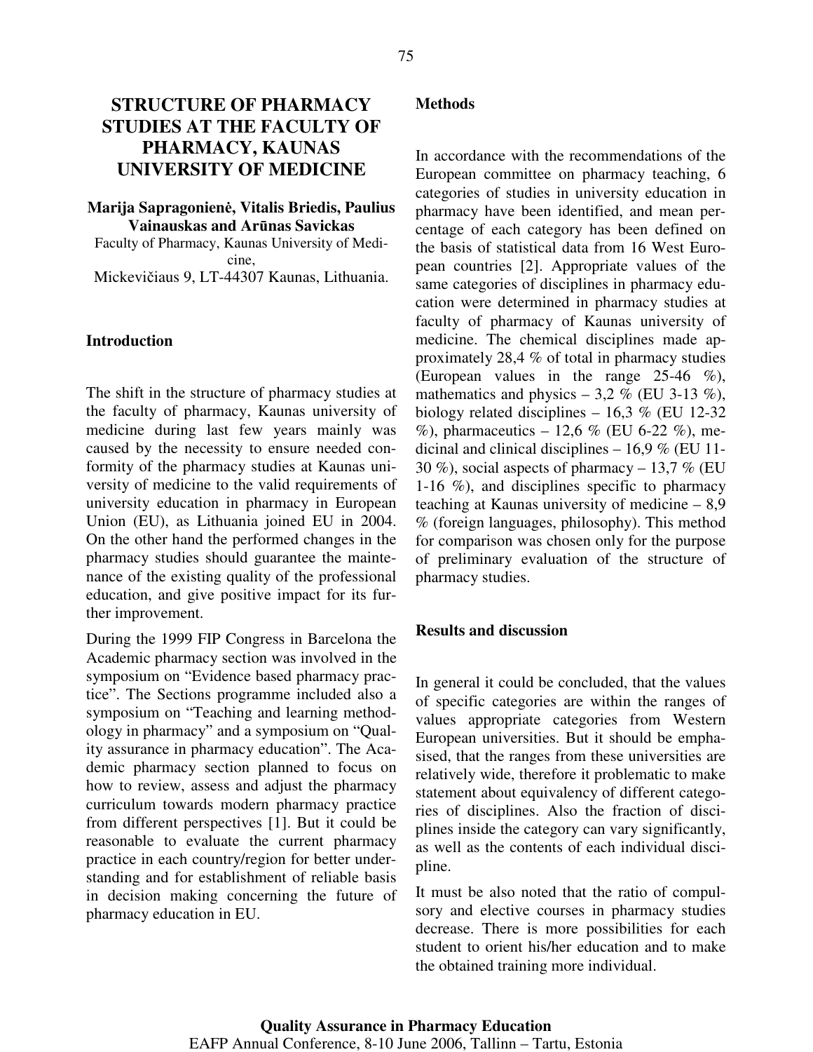# STRUCTURE OF PHARMACY STUDIES AT THE FACULTY OF PHARMACY, KAUNAS UNIVERSITY OF MEDICINE

**Marija Sapragonienė, Vitalis Briedis, Paulius Vainauskas and Arūnas Savickas**

Faculty of Pharmacy, Kaunas University of Medicine,
Mickevičiaus 9, LT-44307 Kaunas, Lithuania.

## Introduction

The shift in the structure of pharmacy studies at the faculty of pharmacy, Kaunas university of medicine during last few years mainly was caused by the necessity to ensure needed conformity of the pharmacy studies at Kaunas university of medicine to the valid requirements of university education in pharmacy in European Union (EU), as Lithuania joined EU in 2004. On the other hand the performed changes in the pharmacy studies should guarantee the maintenance of the existing quality of the professional education, and give positive impact for its further improvement.

During the 1999 FIP Congress in Barcelona the Academic pharmacy section was involved in the symposium on "Evidence based pharmacy practice". The Sections programme included also a symposium on "Teaching and learning methodology in pharmacy" and a symposium on "Quality assurance in pharmacy education". The Academic pharmacy section planned to focus on how to review, assess and adjust the pharmacy curriculum towards modern pharmacy practice from different perspectives [1]. But it could be reasonable to evaluate the current pharmacy practice in each country/region for better understanding and for establishment of reliable basis in decision making concerning the future of pharmacy education in EU.

## Methods

In accordance with the recommendations of the European committee on pharmacy teaching, 6 categories of studies in university education in pharmacy have been identified, and mean percentage of each category has been defined on the basis of statistical data from 16 West European countries [2]. Appropriate values of the same categories of disciplines in pharmacy education were determined in pharmacy studies at faculty of pharmacy of Kaunas university of medicine. The chemical disciplines made approximately 28,4 % of total in pharmacy studies (European values in the range 25-46 %), mathematics and physics – 3,2 % (EU 3-13 %), biology related disciplines – 16,3 % (EU 12-32 %), pharmaceutics – 12,6 % (EU 6-22 %), medicinal and clinical disciplines – 16,9 % (EU 11-30 %), social aspects of pharmacy – 13,7 % (EU 1-16 %), and disciplines specific to pharmacy teaching at Kaunas university of medicine – 8,9 % (foreign languages, philosophy). This method for comparison was chosen only for the purpose of preliminary evaluation of the structure of pharmacy studies.

## Results and discussion

In general it could be concluded, that the values of specific categories are within the ranges of values appropriate categories from Western European universities. But it should be emphasised, that the ranges from these universities are relatively wide, therefore it problematic to make statement about equivalency of different categories of disciplines. Also the fraction of disciplines inside the category can vary significantly, as well as the contents of each individual discipline.

It must be also noted that the ratio of compulsory and elective courses in pharmacy studies decrease. There is more possibilities for each student to orient his/her education and to make the obtained training more individual.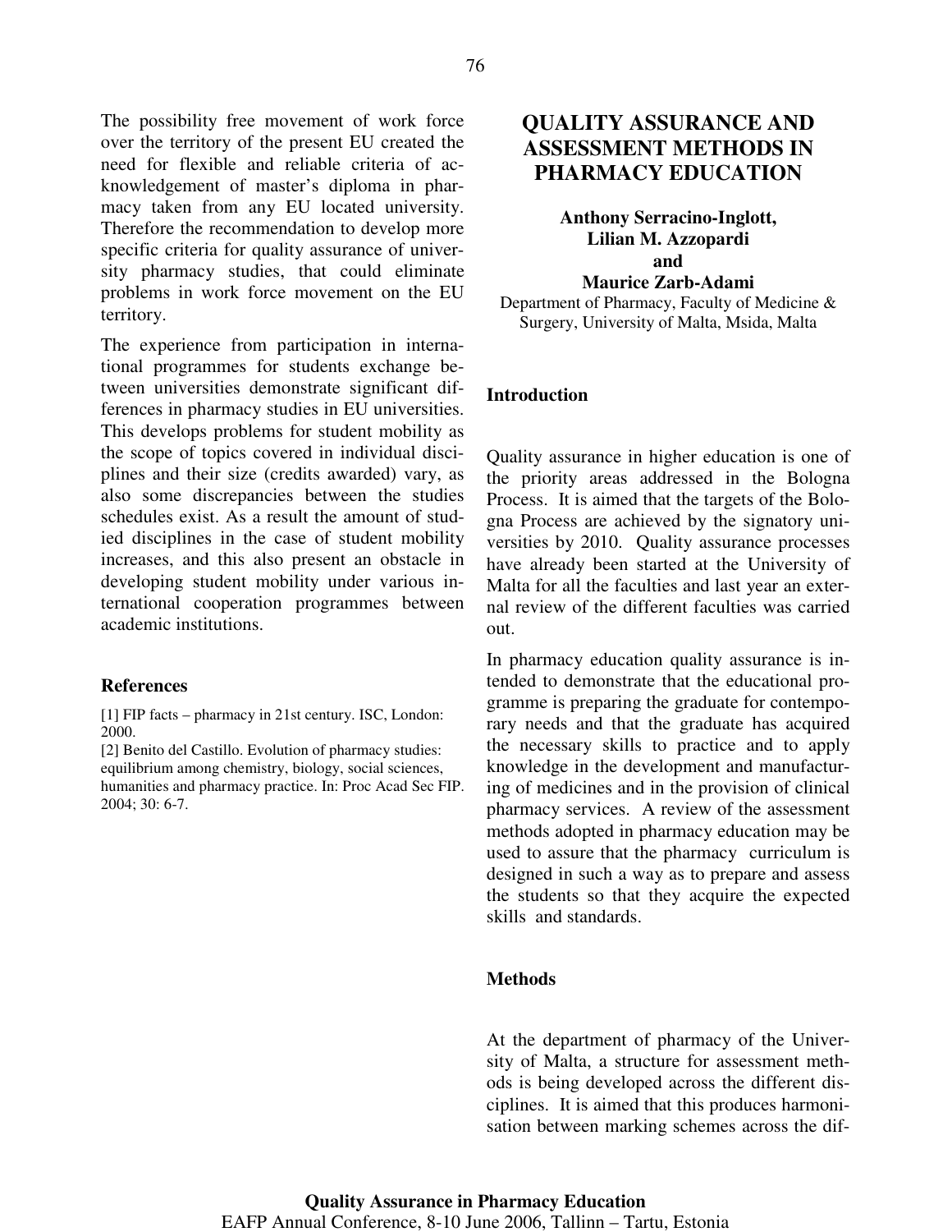The possibility free movement of work force over the territory of the present EU created the need for flexible and reliable criteria of acknowledgement of master's diploma in pharmacy taken from any EU located university. Therefore the recommendation to develop more specific criteria for quality assurance of university pharmacy studies, that could eliminate problems in work force movement on the EU territory.

The experience from participation in international programmes for students exchange between universities demonstrate significant differences in pharmacy studies in EU universities. This develops problems for student mobility as the scope of topics covered in individual disciplines and their size (credits awarded) vary, as also some discrepancies between the studies schedules exist. As a result the amount of studied disciplines in the case of student mobility increases, and this also present an obstacle in developing student mobility under various international cooperation programmes between academic institutions.

### References

[1] FIP facts – pharmacy in 21st century. ISC, London: 2000.

[2] Benito del Castillo. Evolution of pharmacy studies: equilibrium among chemistry, biology, social sciences, humanities and pharmacy practice. In: Proc Acad Sec FIP. 2004; 30: 6-7.

# QUALITY ASSURANCE AND ASSESSMENT METHODS IN PHARMACY EDUCATION

**Anthony Serracino-Inglott, Lilian M. Azzopardi and Maurice Zarb-Adami**

Department of Pharmacy, Faculty of Medicine & Surgery, University of Malta, Msida, Malta

### Introduction

Quality assurance in higher education is one of the priority areas addressed in the Bologna Process. It is aimed that the targets of the Bologna Process are achieved by the signatory universities by 2010. Quality assurance processes have already been started at the University of Malta for all the faculties and last year an external review of the different faculties was carried out.

In pharmacy education quality assurance is intended to demonstrate that the educational programme is preparing the graduate for contemporary needs and that the graduate has acquired the necessary skills to practice and to apply knowledge in the development and manufacturing of medicines and in the provision of clinical pharmacy services. A review of the assessment methods adopted in pharmacy education may be used to assure that the pharmacy curriculum is designed in such a way as to prepare and assess the students so that they acquire the expected skills and standards.

### Methods

At the department of pharmacy of the University of Malta, a structure for assessment methods is being developed across the different disciplines. It is aimed that this produces harmonisation between marking schemes across the dif-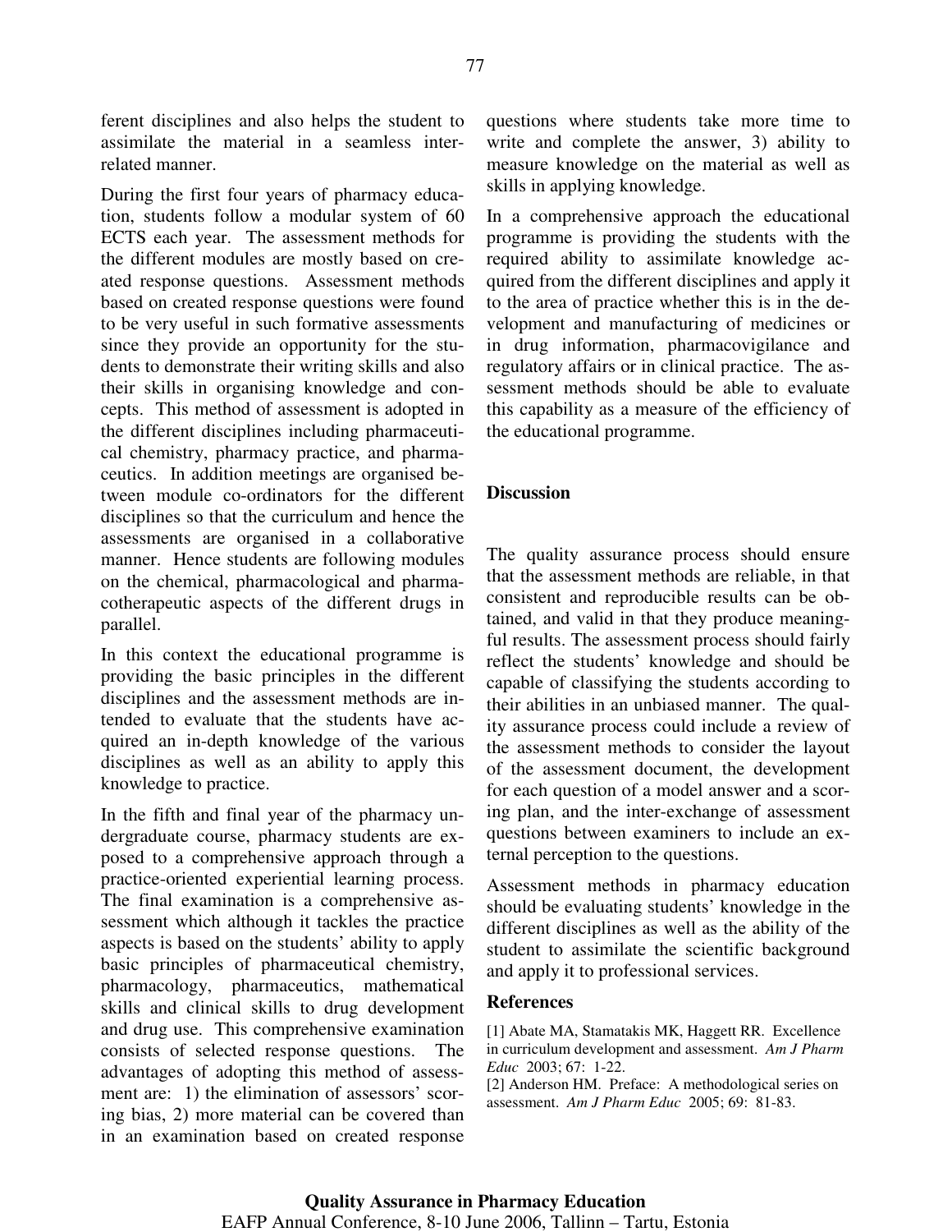ferent disciplines and also helps the student to assimilate the material in a seamless inter-related manner.

During the first four years of pharmacy education, students follow a modular system of 60 ECTS each year. The assessment methods for the different modules are mostly based on created response questions. Assessment methods based on created response questions were found to be very useful in such formative assessments since they provide an opportunity for the students to demonstrate their writing skills and also their skills in organising knowledge and concepts. This method of assessment is adopted in the different disciplines including pharmaceutical chemistry, pharmacy practice, and pharmaceutics. In addition meetings are organised between module co-ordinators for the different disciplines so that the curriculum and hence the assessments are organised in a collaborative manner. Hence students are following modules on the chemical, pharmacological and pharmacotherapeutic aspects of the different drugs in parallel.

In this context the educational programme is providing the basic principles in the different disciplines and the assessment methods are intended to evaluate that the students have acquired an in-depth knowledge of the various disciplines as well as an ability to apply this knowledge to practice.

In the fifth and final year of the pharmacy undergraduate course, pharmacy students are exposed to a comprehensive approach through a practice-oriented experiential learning process. The final examination is a comprehensive assessment which although it tackles the practice aspects is based on the students' ability to apply basic principles of pharmaceutical chemistry, pharmacology, pharmaceutics, mathematical skills and clinical skills to drug development and drug use. This comprehensive examination consists of selected response questions. The advantages of adopting this method of assessment are: 1) the elimination of assessors' scoring bias, 2) more material can be covered than in an examination based on created response questions where students take more time to write and complete the answer, 3) ability to measure knowledge on the material as well as skills in applying knowledge.

In a comprehensive approach the educational programme is providing the students with the required ability to assimilate knowledge acquired from the different disciplines and apply it to the area of practice whether this is in the development and manufacturing of medicines or in drug information, pharmacovigilance and regulatory affairs or in clinical practice. The assessment methods should be able to evaluate this capability as a measure of the efficiency of the educational programme.

## Discussion

The quality assurance process should ensure that the assessment methods are reliable, in that consistent and reproducible results can be obtained, and valid in that they produce meaningful results. The assessment process should fairly reflect the students' knowledge and should be capable of classifying the students according to their abilities in an unbiased manner. The quality assurance process could include a review of the assessment methods to consider the layout of the assessment document, the development for each question of a model answer and a scoring plan, and the inter-exchange of assessment questions between examiners to include an external perception to the questions.

Assessment methods in pharmacy education should be evaluating students' knowledge in the different disciplines as well as the ability of the student to assimilate the scientific background and apply it to professional services.

## References

[1] Abate MA, Stamatakis MK, Haggett RR. Excellence in curriculum development and assessment. *Am J Pharm Educ* 2003; 67: 1-22.

[2] Anderson HM. Preface: A methodological series on assessment. *Am J Pharm Educ* 2005; 69: 81-83.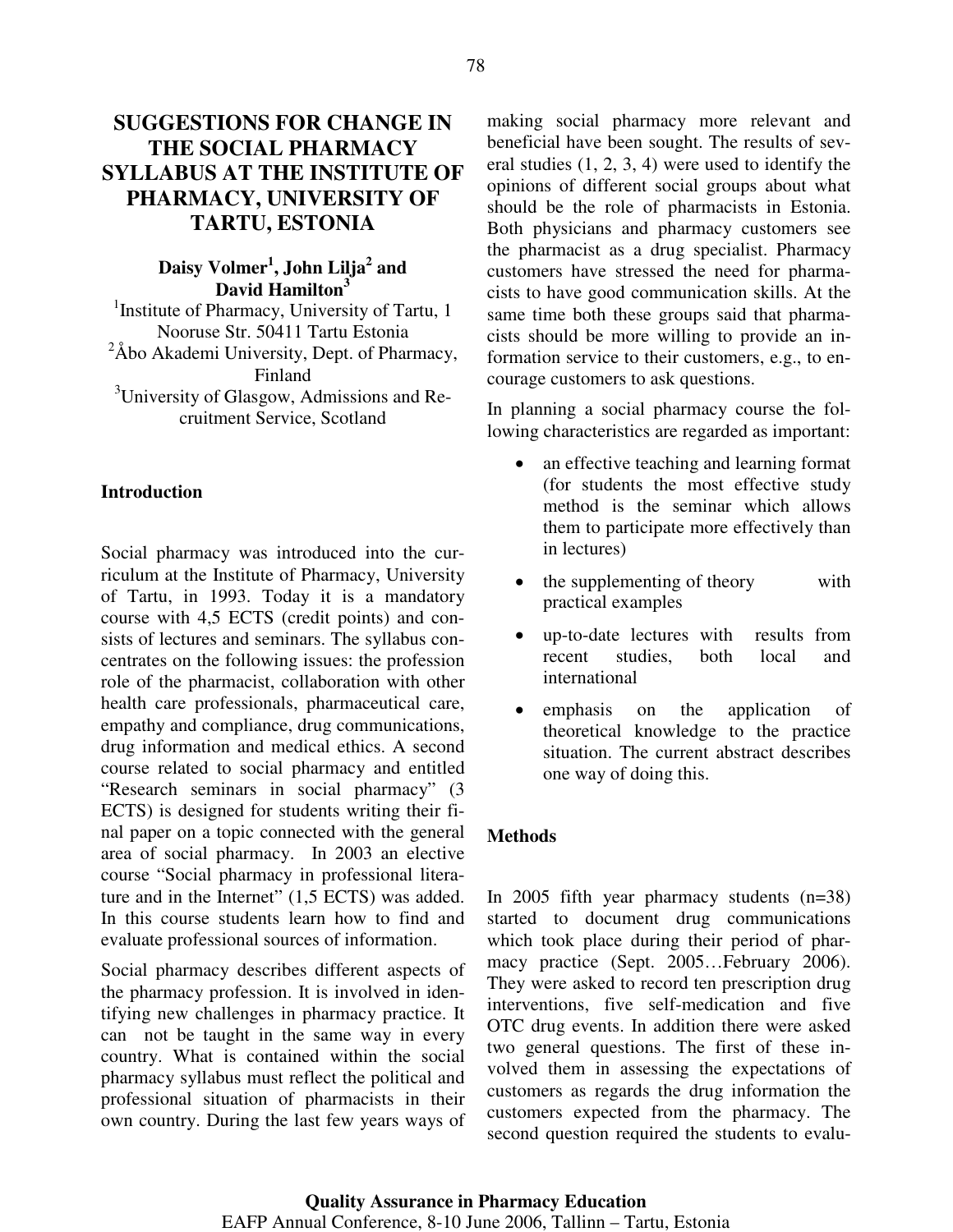# SUGGESTIONS FOR CHANGE IN THE SOCIAL PHARMACY SYLLABUS AT THE INSTITUTE OF PHARMACY, UNIVERSITY OF TARTU, ESTONIA

**Daisy Volmer[1], John Lilja[2] and David Hamilton[3]**

[1]Institute of Pharmacy, University of Tartu, 1 Nooruse Str. 50411 Tartu Estonia
[2]Åbo Akademi University, Dept. of Pharmacy, Finland
[3]University of Glasgow, Admissions and Recruitment Service, Scotland

## Introduction

Social pharmacy was introduced into the curriculum at the Institute of Pharmacy, University of Tartu, in 1993. Today it is a mandatory course with 4,5 ECTS (credit points) and consists of lectures and seminars. The syllabus concentrates on the following issues: the profession role of the pharmacist, collaboration with other health care professionals, pharmaceutical care, empathy and compliance, drug communications, drug information and medical ethics. A second course related to social pharmacy and entitled "Research seminars in social pharmacy" (3 ECTS) is designed for students writing their final paper on a topic connected with the general area of social pharmacy. In 2003 an elective course "Social pharmacy in professional literature and in the Internet" (1,5 ECTS) was added. In this course students learn how to find and evaluate professional sources of information.

Social pharmacy describes different aspects of the pharmacy profession. It is involved in identifying new challenges in pharmacy practice. It can not be taught in the same way in every country. What is contained within the social pharmacy syllabus must reflect the political and professional situation of pharmacists in their own country. During the last few years ways of making social pharmacy more relevant and beneficial have been sought. The results of several studies (1, 2, 3, 4) were used to identify the opinions of different social groups about what should be the role of pharmacists in Estonia. Both physicians and pharmacy customers see the pharmacist as a drug specialist. Pharmacy customers have stressed the need for pharmacists to have good communication skills. At the same time both these groups said that pharmacists should be more willing to provide an information service to their customers, e.g., to encourage customers to ask questions.

In planning a social pharmacy course the following characteristics are regarded as important:

- an effective teaching and learning format (for students the most effective study method is the seminar which allows them to participate more effectively than in lectures)
- the supplementing of theory with practical examples
- up-to-date lectures with results from recent studies, both local and international
- emphasis on the application of theoretical knowledge to the practice situation. The current abstract describes one way of doing this.

## Methods

In 2005 fifth year pharmacy students (n=38) started to document drug communications which took place during their period of pharmacy practice (Sept. 2005…February 2006). They were asked to record ten prescription drug interventions, five self-medication and five OTC drug events. In addition there were asked two general questions. The first of these involved them in assessing the expectations of customers as regards the drug information the customers expected from the pharmacy. The second question required the students to evalu-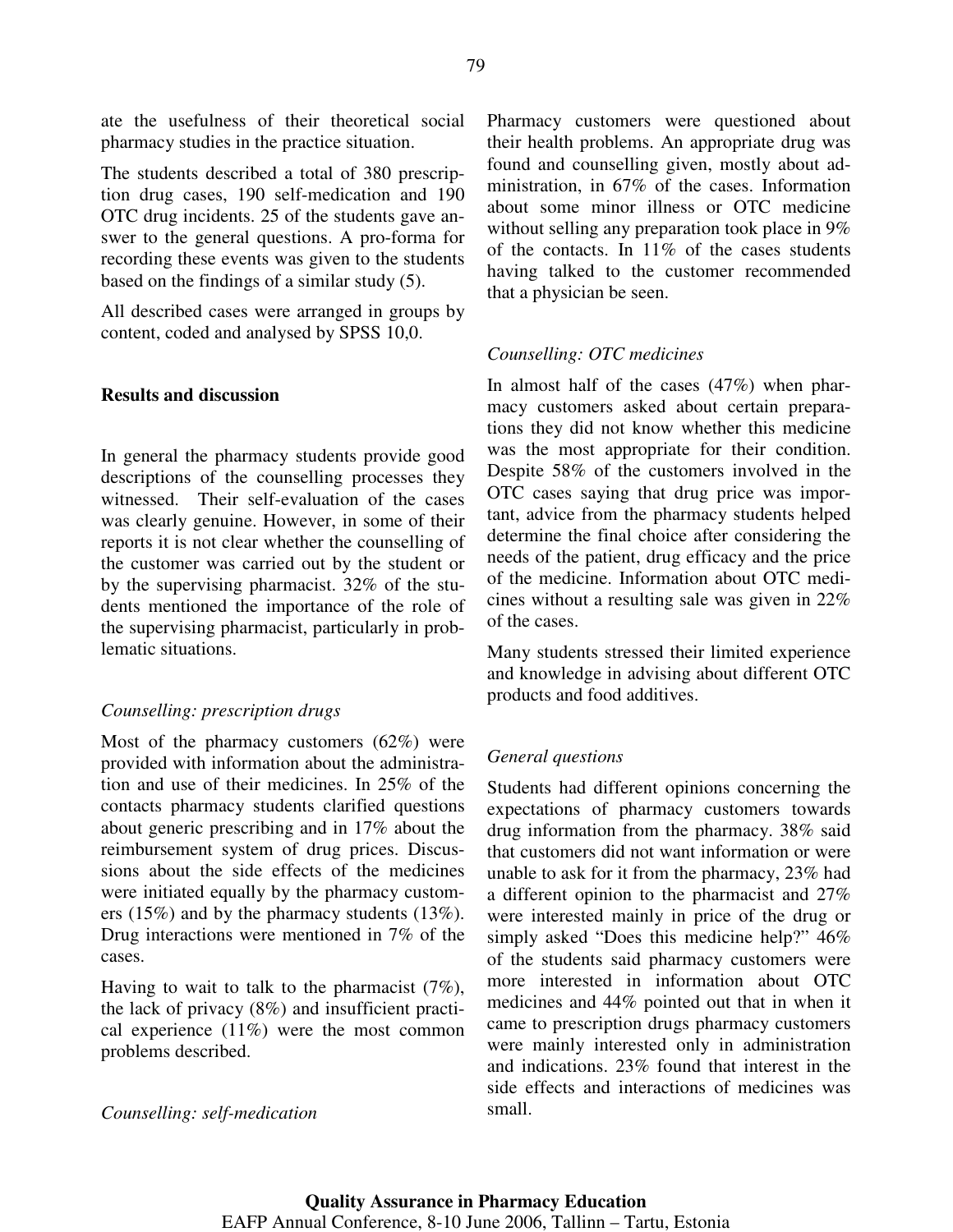ate the usefulness of their theoretical social pharmacy studies in the practice situation.

The students described a total of 380 prescription drug cases, 190 self-medication and 190 OTC drug incidents. 25 of the students gave answer to the general questions. A pro-forma for recording these events was given to the students based on the findings of a similar study (5).

All described cases were arranged in groups by content, coded and analysed by SPSS 10,0.

**Results and discussion**

In general the pharmacy students provide good descriptions of the counselling processes they witnessed. Their self-evaluation of the cases was clearly genuine. However, in some of their reports it is not clear whether the counselling of the customer was carried out by the student or by the supervising pharmacist. 32% of the students mentioned the importance of the role of the supervising pharmacist, particularly in problematic situations.

*Counselling: prescription drugs*

Most of the pharmacy customers (62%) were provided with information about the administration and use of their medicines. In 25% of the contacts pharmacy students clarified questions about generic prescribing and in 17% about the reimbursement system of drug prices. Discussions about the side effects of the medicines were initiated equally by the pharmacy customers (15%) and by the pharmacy students (13%). Drug interactions were mentioned in 7% of the cases.

Having to wait to talk to the pharmacist (7%), the lack of privacy (8%) and insufficient practical experience (11%) were the most common problems described.

*Counselling: self-medication*

Pharmacy customers were questioned about their health problems. An appropriate drug was found and counselling given, mostly about administration, in 67% of the cases. Information about some minor illness or OTC medicine without selling any preparation took place in 9% of the contacts. In 11% of the cases students having talked to the customer recommended that a physician be seen.

*Counselling: OTC medicines*

In almost half of the cases (47%) when pharmacy customers asked about certain preparations they did not know whether this medicine was the most appropriate for their condition. Despite 58% of the customers involved in the OTC cases saying that drug price was important, advice from the pharmacy students helped determine the final choice after considering the needs of the patient, drug efficacy and the price of the medicine. Information about OTC medicines without a resulting sale was given in 22% of the cases.

Many students stressed their limited experience and knowledge in advising about different OTC products and food additives.

*General questions*

Students had different opinions concerning the expectations of pharmacy customers towards drug information from the pharmacy. 38% said that customers did not want information or were unable to ask for it from the pharmacy, 23% had a different opinion to the pharmacist and 27% were interested mainly in price of the drug or simply asked "Does this medicine help?" 46% of the students said pharmacy customers were more interested in information about OTC medicines and 44% pointed out that in when it came to prescription drugs pharmacy customers were mainly interested only in administration and indications. 23% found that interest in the side effects and interactions of medicines was small.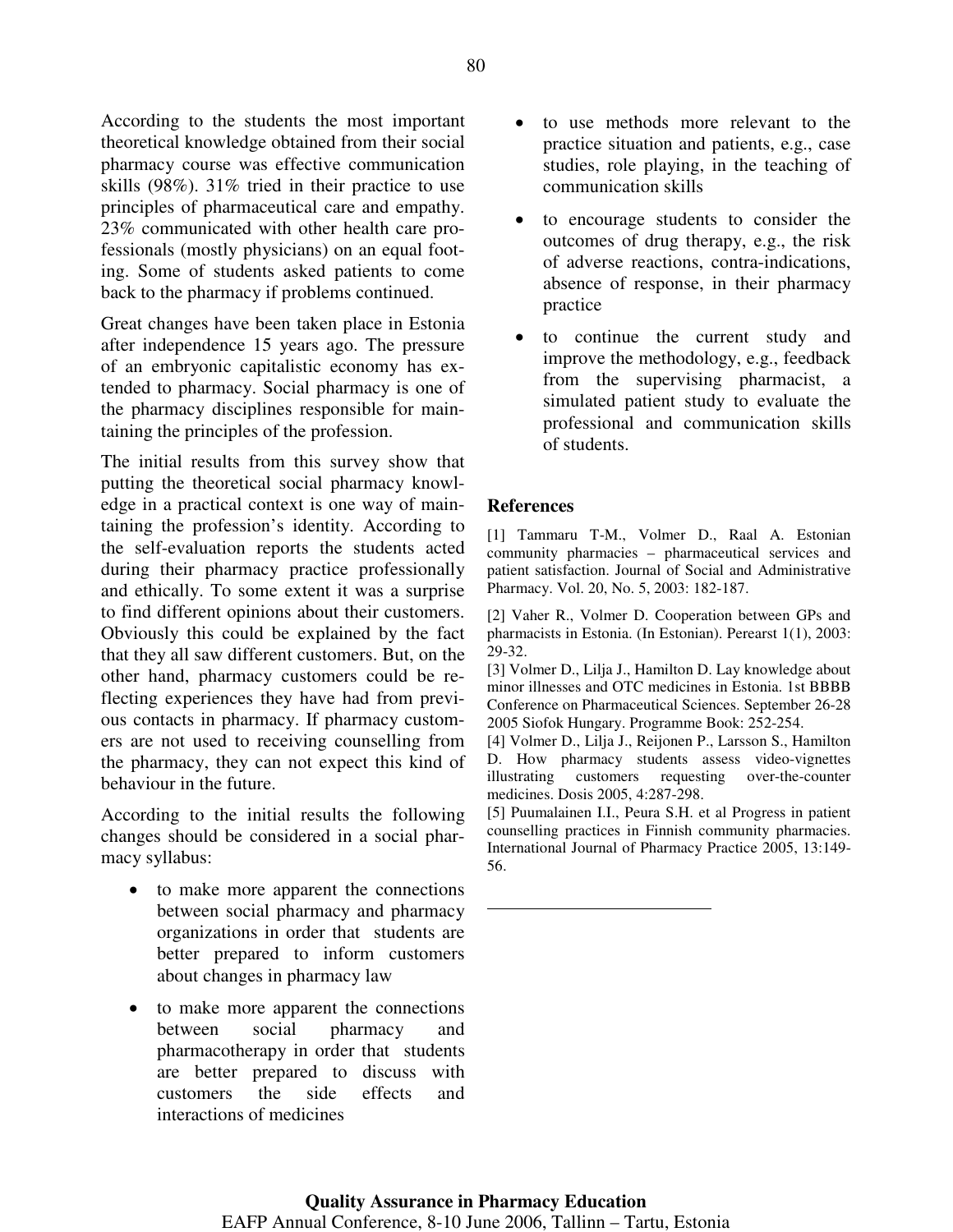According to the students the most important theoretical knowledge obtained from their social pharmacy course was effective communication skills (98%). 31% tried in their practice to use principles of pharmaceutical care and empathy. 23% communicated with other health care professionals (mostly physicians) on an equal footing. Some of students asked patients to come back to the pharmacy if problems continued.

Great changes have been taken place in Estonia after independence 15 years ago. The pressure of an embryonic capitalistic economy has extended to pharmacy. Social pharmacy is one of the pharmacy disciplines responsible for maintaining the principles of the profession.

The initial results from this survey show that putting the theoretical social pharmacy knowledge in a practical context is one way of maintaining the profession's identity. According to the self-evaluation reports the students acted during their pharmacy practice professionally and ethically. To some extent it was a surprise to find different opinions about their customers. Obviously this could be explained by the fact that they all saw different customers. But, on the other hand, pharmacy customers could be reflecting experiences they have had from previous contacts in pharmacy. If pharmacy customers are not used to receiving counselling from the pharmacy, they can not expect this kind of behaviour in the future.

According to the initial results the following changes should be considered in a social pharmacy syllabus:

- to make more apparent the connections between social pharmacy and pharmacy organizations in order that students are better prepared to inform customers about changes in pharmacy law
- to make more apparent the connections between social pharmacy and pharmacotherapy in order that students are better prepared to discuss with customers the side effects and interactions of medicines
- to use methods more relevant to the practice situation and patients, e.g., case studies, role playing, in the teaching of communication skills
- to encourage students to consider the outcomes of drug therapy, e.g., the risk of adverse reactions, contra-indications, absence of response, in their pharmacy practice
- to continue the current study and improve the methodology, e.g., feedback from the supervising pharmacist, a simulated patient study to evaluate the professional and communication skills of students.

## References

[1] Tammaru T-M., Volmer D., Raal A. Estonian community pharmacies – pharmaceutical services and patient satisfaction. Journal of Social and Administrative Pharmacy. Vol. 20, No. 5, 2003: 182-187.

[2] Vaher R., Volmer D. Cooperation between GPs and pharmacists in Estonia. (In Estonian). Perearst 1(1), 2003: 29-32.

[3] Volmer D., Lilja J., Hamilton D. Lay knowledge about minor illnesses and OTC medicines in Estonia. 1st BBBB Conference on Pharmaceutical Sciences. September 26-28 2005 Siofok Hungary. Programme Book: 252-254.

[4] Volmer D., Lilja J., Reijonen P., Larsson S., Hamilton D. How pharmacy students assess video-vignettes illustrating customers requesting over-the-counter medicines. Dosis 2005, 4:287-298.

[5] Puumalainen I.I., Peura S.H. et al Progress in patient counselling practices in Finnish community pharmacies. International Journal of Pharmacy Practice 2005, 13:149-56.